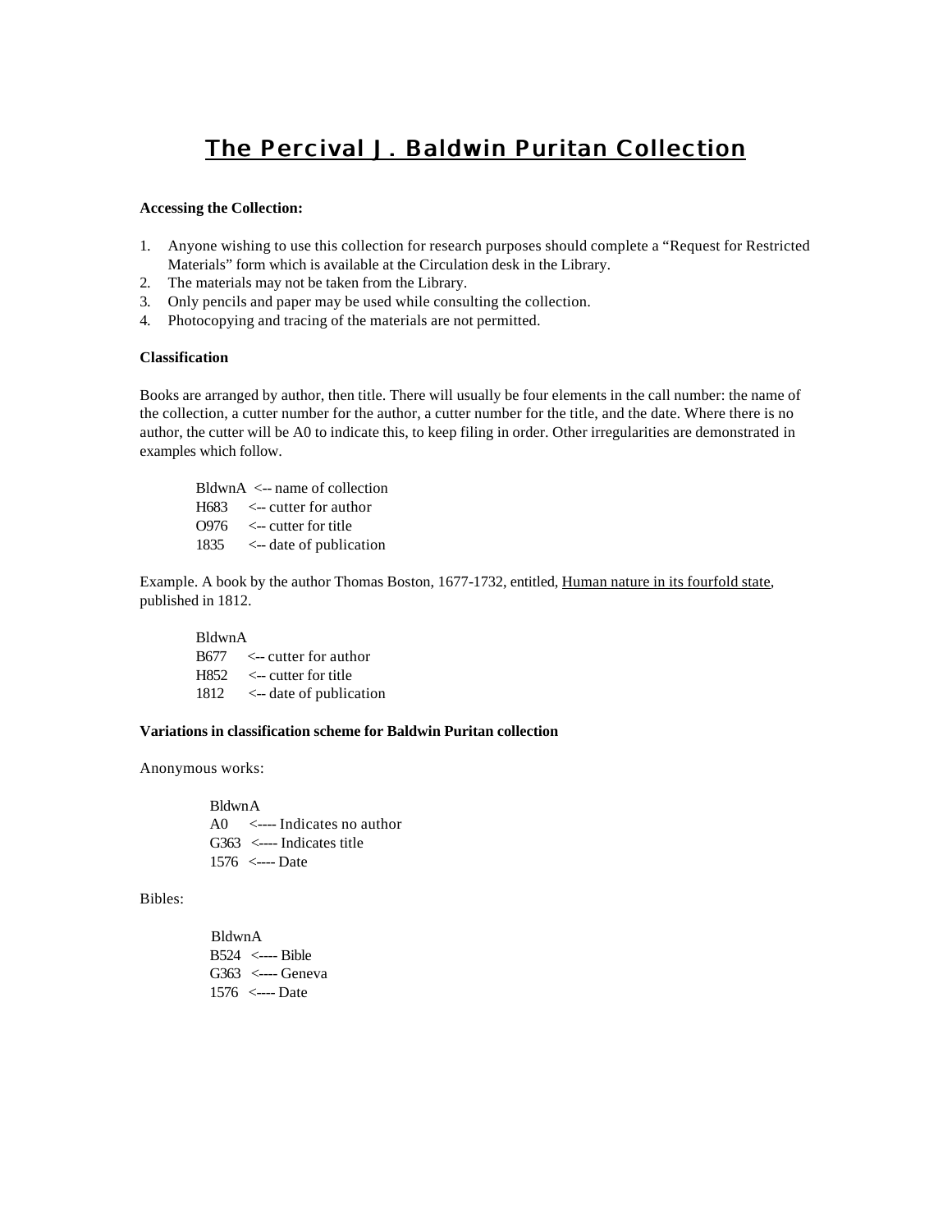# The Percival J. Baldwin Puritan Collection

**Accessing the Collection:**

1. Anyone wishing to use this collection for research purposes should complete a "Request for Restricted Materials" form which is available at the Circulation desk in the Library.
2. The materials may not be taken from the Library.
3. Only pencils and paper may be used while consulting the collection.
4. Photocopying and tracing of the materials are not permitted.

**Classification**

Books are arranged by author, then title. There will usually be four elements in the call number: the name of the collection, a cutter number for the author, a cutter number for the title, and the date. Where there is no author, the cutter will be A0 to indicate this, to keep filing in order. Other irregularities are demonstrated in examples which follow.

```
BldwnA  <-- name of collection
H683    <-- cutter for author
O976    <-- cutter for title
1835    <-- date of publication
```

Example. A book by the author Thomas Boston, 1677-1732, entitled, Human nature in its fourfold state, published in 1812.

```
BldwnA
B677    <-- cutter for author
H852    <-- cutter for title
1812    <-- date of publication
```

**Variations in classification scheme for Baldwin Puritan collection**

Anonymous works:

```
BldwnA
A0      <---- Indicates no author
G363    <---- Indicates title
1576    <---- Date
```

Bibles:

```
BldwnA
B524    <---- Bible
G363    <---- Geneva
1576    <---- Date
```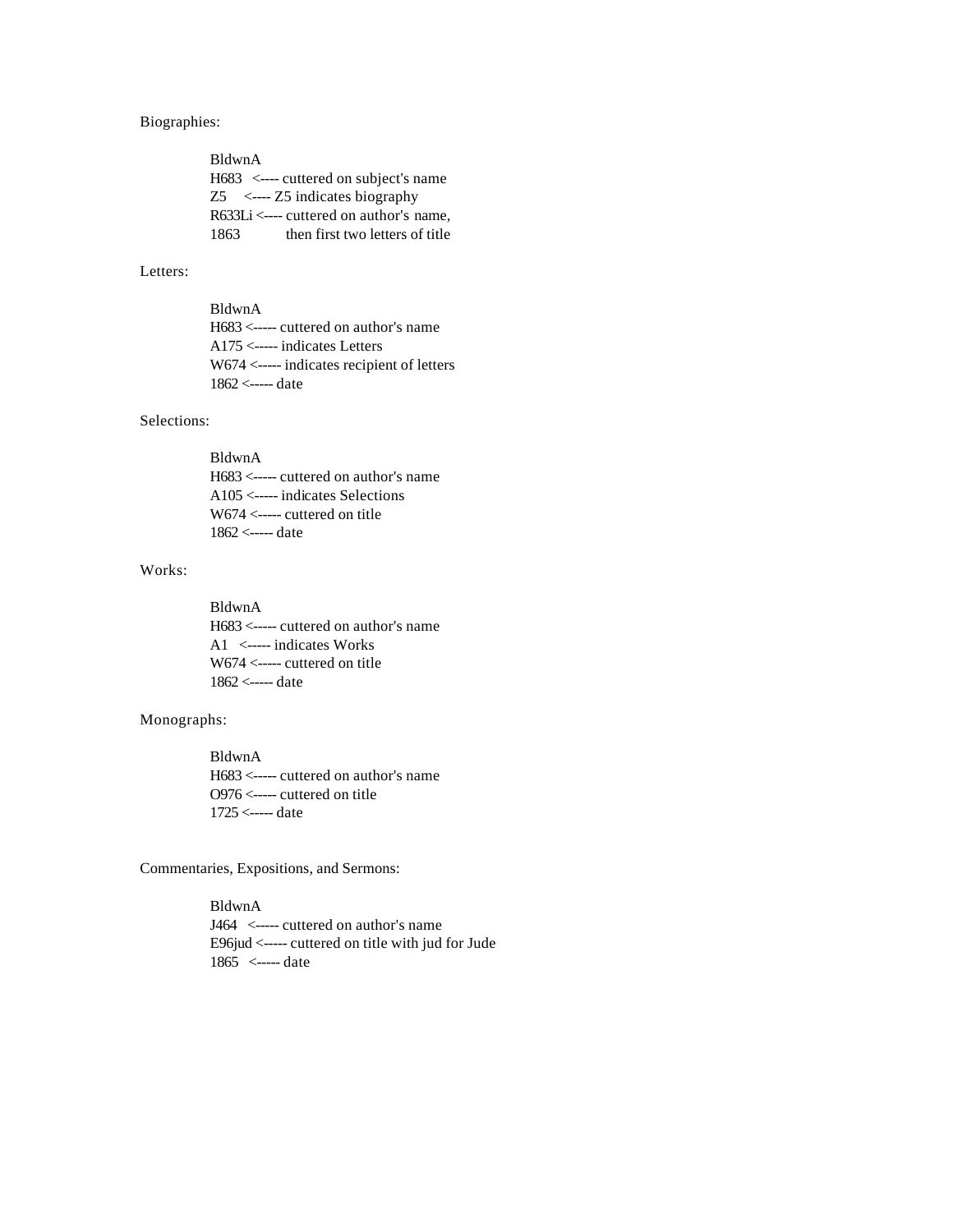Biographies:

```
BldwnA
H683   <---- cuttered on subject's name
Z5     <---- Z5 indicates biography
R633Li <---- cuttered on author's name,
1863         then first two letters of title
```

Letters:

```
BldwnA
H683 <----- cuttered on author's name
A175 <----- indicates Letters
W674 <----- indicates recipient of letters
1862 <----- date
```

Selections:

```
BldwnA
H683 <----- cuttered on author's name
A105 <----- indicates Selections
W674 <----- cuttered on title
1862 <----- date
```

Works:

```
BldwnA
H683 <----- cuttered on author's name
A1   <----- indicates Works
W674 <----- cuttered on title
1862 <----- date
```

Monographs:

```
BldwnA
H683 <----- cuttered on author's name
O976 <----- cuttered on title
1725 <----- date
```

Commentaries, Expositions, and Sermons:

```
BldwnA
J464   <----- cuttered on author's name
E96jud <----- cuttered on title with jud for Jude
1865   <----- date
```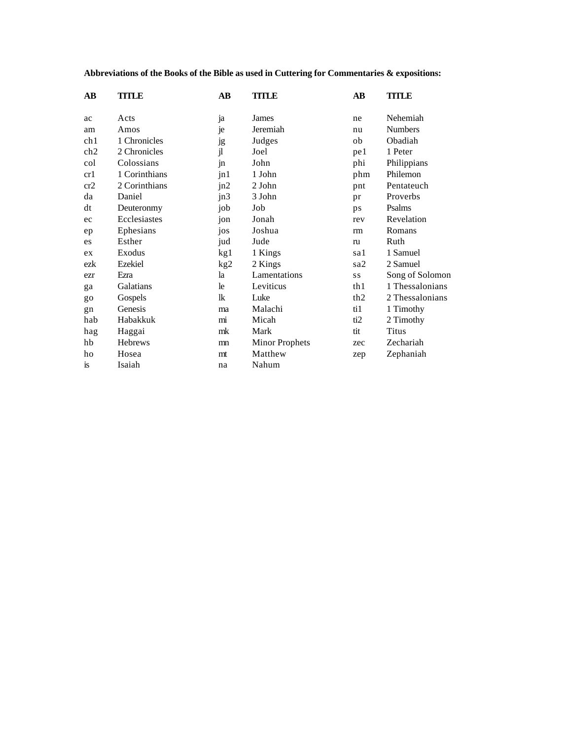**Abbreviations of the Books of the Bible as used in Cuttering for Commentaries & expositions:**

| AB | TITLE | AB | TITLE | AB | TITLE |
|---|---|---|---|---|---|
| ac | Acts | ja | James | ne | Nehemiah |
| am | Amos | je | Jeremiah | nu | Numbers |
| ch1 | 1 Chronicles | jg | Judges | ob | Obadiah |
| ch2 | 2 Chronicles | jl | Joel | pe1 | 1 Peter |
| col | Colossians | jn | John | phi | Philippians |
| cr1 | 1 Corinthians | jn1 | 1 John | phm | Philemon |
| cr2 | 2 Corinthians | jn2 | 2 John | pnt | Pentateuch |
| da | Daniel | jn3 | 3 John | pr | Proverbs |
| dt | Deuteronmy | job | Job | ps | Psalms |
| ec | Ecclesiastes | jon | Jonah | rev | Revelation |
| ep | Ephesians | jos | Joshua | rm | Romans |
| es | Esther | jud | Jude | ru | Ruth |
| ex | Exodus | kg1 | 1 Kings | sa1 | 1 Samuel |
| ezk | Ezekiel | kg2 | 2 Kings | sa2 | 2 Samuel |
| ezr | Ezra | la | Lamentations | ss | Song of Solomon |
| ga | Galatians | le | Leviticus | th1 | 1 Thessalonians |
| go | Gospels | lk | Luke | th2 | 2 Thessalonians |
| gn | Genesis | ma | Malachi | ti1 | 1 Timothy |
| hab | Habakkuk | mi | Micah | ti2 | 2 Timothy |
| hag | Haggai | mk | Mark | tit | Titus |
| hb | Hebrews | mn | Minor Prophets | zec | Zechariah |
| ho | Hosea | mt | Matthew | zep | Zephaniah |
| is | Isaiah | na | Nahum | | |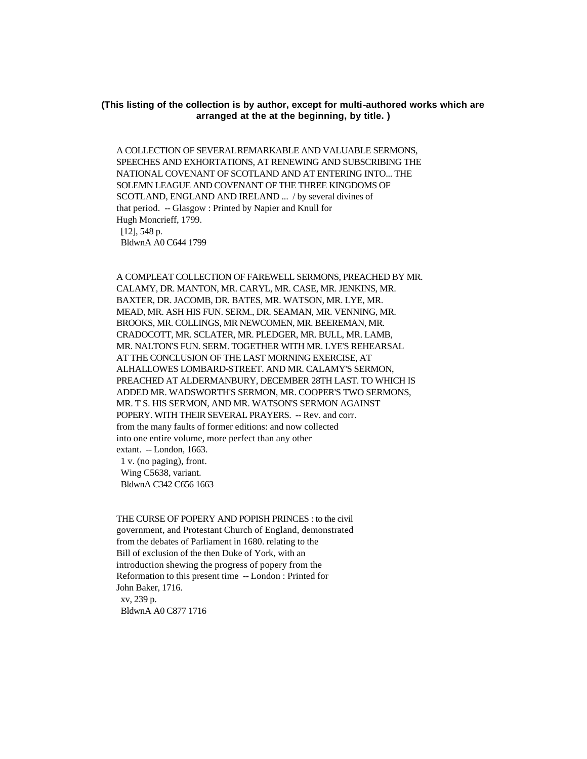**(This listing of the collection is by author, except for multi-authored works which are arranged at the at the beginning, by title. )**

A COLLECTION OF SEVERAL REMARKABLE AND VALUABLE SERMONS, SPEECHES AND EXHORTATIONS, AT RENEWING AND SUBSCRIBING THE NATIONAL COVENANT OF SCOTLAND AND AT ENTERING INTO... THE SOLEMN LEAGUE AND COVENANT OF THE THREE KINGDOMS OF SCOTLAND, ENGLAND AND IRELAND ... / by several divines of that period. -- Glasgow : Printed by Napier and Knull for Hugh Moncrieff, 1799.
[12], 548 p.
BldwnA A0 C644 1799

A COMPLEAT COLLECTION OF FAREWELL SERMONS, PREACHED BY MR. CALAMY, DR. MANTON, MR. CARYL, MR. CASE, MR. JENKINS, MR. BAXTER, DR. JACOMB, DR. BATES, MR. WATSON, MR. LYE, MR. MEAD, MR. ASH HIS FUN. SERM., DR. SEAMAN, MR. VENNING, MR. BROOKS, MR. COLLINGS, MR NEWCOMEN, MR. BEEREMAN, MR. CRADOCOTT, MR. SCLATER, MR. PLEDGER, MR. BULL, MR. LAMB, MR. NALTON'S FUN. SERM. TOGETHER WITH MR. LYE'S REHEARSAL AT THE CONCLUSION OF THE LAST MORNING EXERCISE, AT ALHALLOWES LOMBARD-STREET. AND MR. CALAMY'S SERMON, PREACHED AT ALDERMANBURY, DECEMBER 28TH LAST. TO WHICH IS ADDED MR. WADSWORTH'S SERMON, MR. COOPER'S TWO SERMONS, MR. T S. HIS SERMON, AND MR. WATSON'S SERMON AGAINST POPERY. WITH THEIR SEVERAL PRAYERS. -- Rev. and corr. from the many faults of former editions: and now collected into one entire volume, more perfect than any other extant. -- London, 1663.
1 v. (no paging), front.
Wing C5638, variant.
BldwnA C342 C656 1663

THE CURSE OF POPERY AND POPISH PRINCES : to the civil government, and Protestant Church of England, demonstrated from the debates of Parliament in 1680. relating to the Bill of exclusion of the then Duke of York, with an introduction shewing the progress of popery from the Reformation to this present time -- London : Printed for John Baker, 1716.
xv, 239 p.
BldwnA A0 C877 1716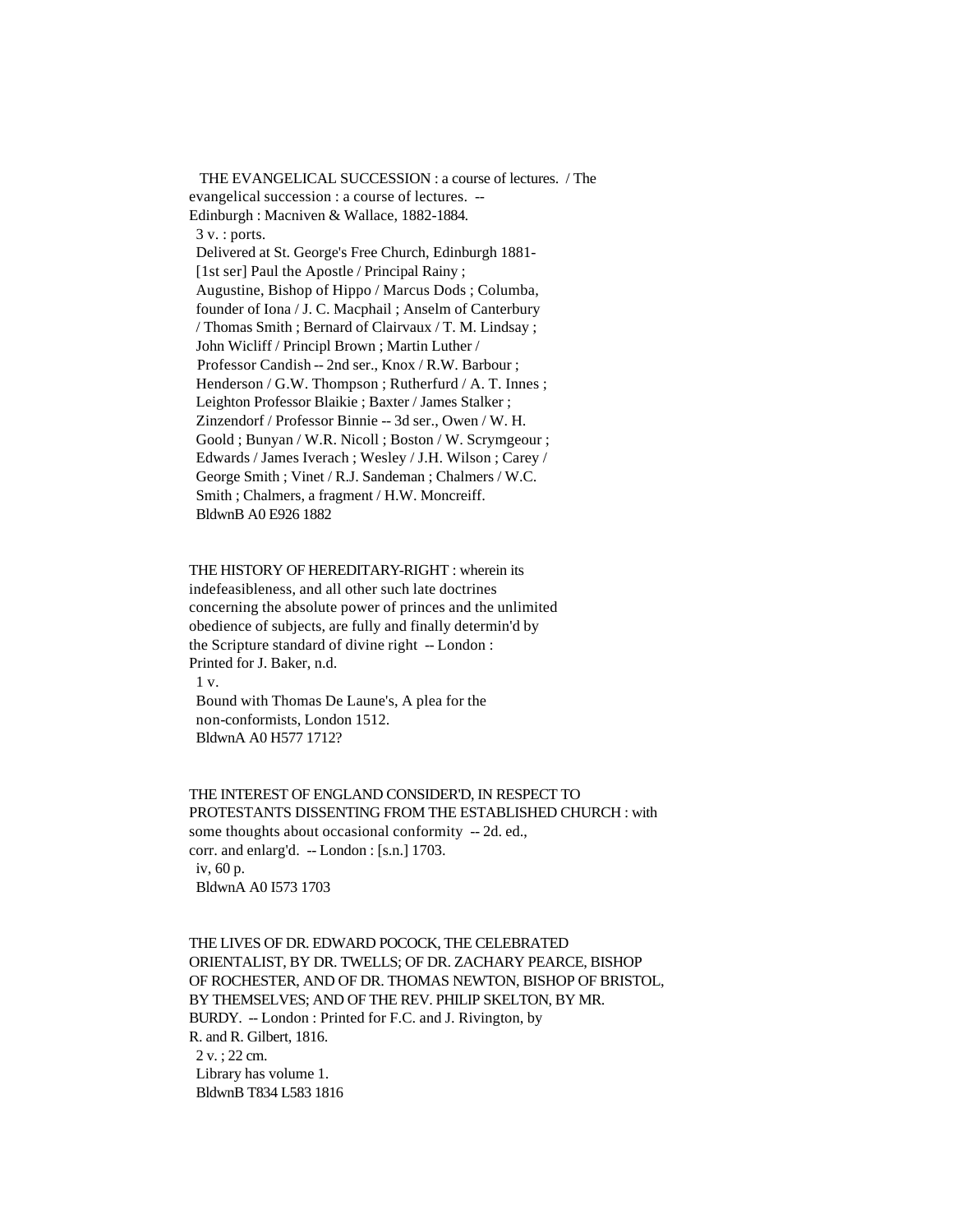THE EVANGELICAL SUCCESSION : a course of lectures. / The evangelical succession : a course of lectures. -- Edinburgh : Macniven & Wallace, 1882-1884.
3 v. : ports.
Delivered at St. George's Free Church, Edinburgh 1881-
[1st ser] Paul the Apostle / Principal Rainy ; Augustine, Bishop of Hippo / Marcus Dods ; Columba, founder of Iona / J. C. Macphail ; Anselm of Canterbury / Thomas Smith ; Bernard of Clairvaux / T. M. Lindsay ; John Wicliff / Principl Brown ; Martin Luther / Professor Candish -- 2nd ser., Knox / R.W. Barbour ; Henderson / G.W. Thompson ; Rutherfurd / A. T. Innes ; Leighton Professor Blaikie ; Baxter / James Stalker ; Zinzendorf / Professor Binnie -- 3d ser., Owen / W. H. Goold ; Bunyan / W.R. Nicoll ; Boston / W. Scrymgeour ; Edwards / James Iverach ; Wesley / J.H. Wilson ; Carey / George Smith ; Vinet / R.J. Sandeman ; Chalmers / W.C. Smith ; Chalmers, a fragment / H.W. Moncreiff.
BldwnB A0 E926 1882

THE HISTORY OF HEREDITARY-RIGHT : wherein its indefeasibleness, and all other such late doctrines concerning the absolute power of princes and the unlimited obedience of subjects, are fully and finally determin'd by the Scripture standard of divine right -- London : Printed for J. Baker, n.d.
1 v.
Bound with Thomas De Laune's, A plea for the non-conformists, London 1512.
BldwnA A0 H577 1712?

THE INTEREST OF ENGLAND CONSIDER'D, IN RESPECT TO PROTESTANTS DISSENTING FROM THE ESTABLISHED CHURCH : with some thoughts about occasional conformity -- 2d. ed., corr. and enlarg'd. -- London : [s.n.] 1703.
iv, 60 p.
BldwnA A0 I573 1703

THE LIVES OF DR. EDWARD POCOCK, THE CELEBRATED ORIENTALIST, BY DR. TWELLS; OF DR. ZACHARY PEARCE, BISHOP OF ROCHESTER, AND OF DR. THOMAS NEWTON, BISHOP OF BRISTOL, BY THEMSELVES; AND OF THE REV. PHILIP SKELTON, BY MR. BURDY. -- London : Printed for F.C. and J. Rivington, by R. and R. Gilbert, 1816.
2 v. ; 22 cm.
Library has volume 1.
BldwnB T834 L583 1816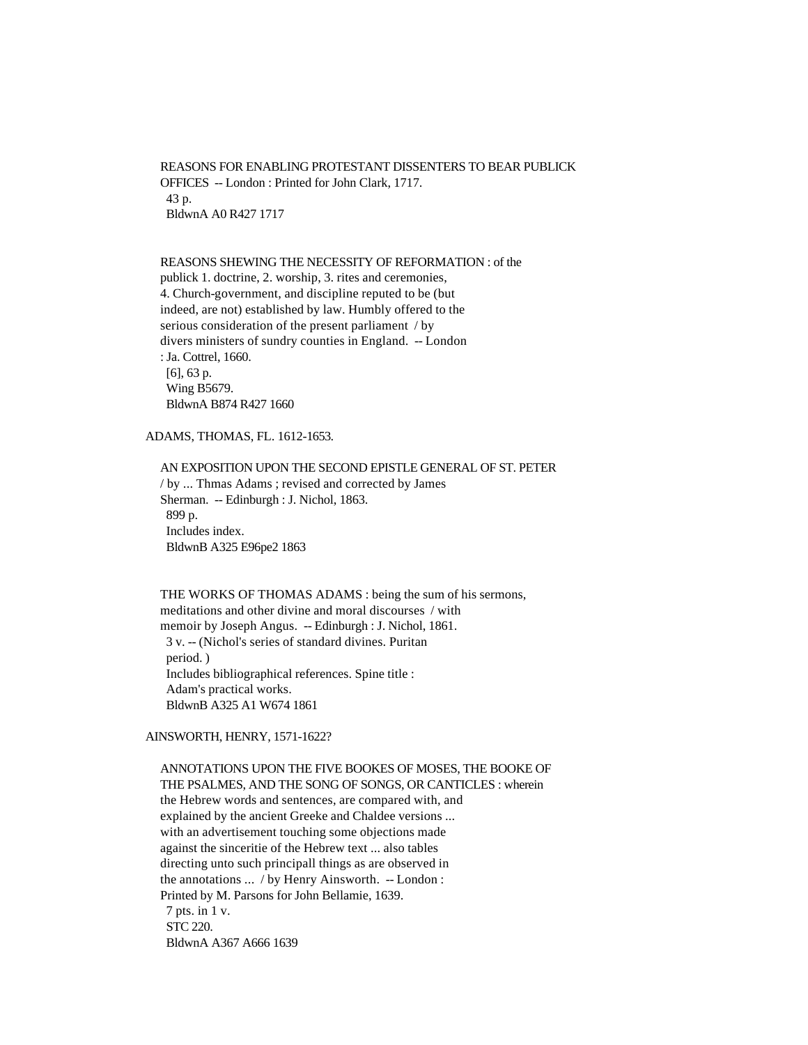REASONS FOR ENABLING PROTESTANT DISSENTERS TO BEAR PUBLICK OFFICES -- London : Printed for John Clark, 1717.
43 p.
BldwnA A0 R427 1717

REASONS SHEWING THE NECESSITY OF REFORMATION : of the publick 1. doctrine, 2. worship, 3. rites and ceremonies, 4. Church-government, and discipline reputed to be (but indeed, are not) established by law. Humbly offered to the serious consideration of the present parliament / by divers ministers of sundry counties in England. -- London : Ja. Cottrel, 1660.
[6], 63 p.
Wing B5679.
BldwnA B874 R427 1660

ADAMS, THOMAS, FL. 1612-1653.

AN EXPOSITION UPON THE SECOND EPISTLE GENERAL OF ST. PETER / by ... Thmas Adams ; revised and corrected by James Sherman. -- Edinburgh : J. Nichol, 1863.
899 p.
Includes index.
BldwnB A325 E96pe2 1863

THE WORKS OF THOMAS ADAMS : being the sum of his sermons, meditations and other divine and moral discourses / with memoir by Joseph Angus. -- Edinburgh : J. Nichol, 1861.
3 v. -- (Nichol's series of standard divines. Puritan period. )
Includes bibliographical references. Spine title : Adam's practical works.
BldwnB A325 A1 W674 1861

AINSWORTH, HENRY, 1571-1622?

ANNOTATIONS UPON THE FIVE BOOKES OF MOSES, THE BOOKE OF THE PSALMES, AND THE SONG OF SONGS, OR CANTICLES : wherein the Hebrew words and sentences, are compared with, and explained by the ancient Greeke and Chaldee versions ... with an advertisement touching some objections made against the sinceritie of the Hebrew text ... also tables directing unto such principall things as are observed in the annotations ... / by Henry Ainsworth. -- London : Printed by M. Parsons for John Bellamie, 1639.
7 pts. in 1 v.
STC 220.
BldwnA A367 A666 1639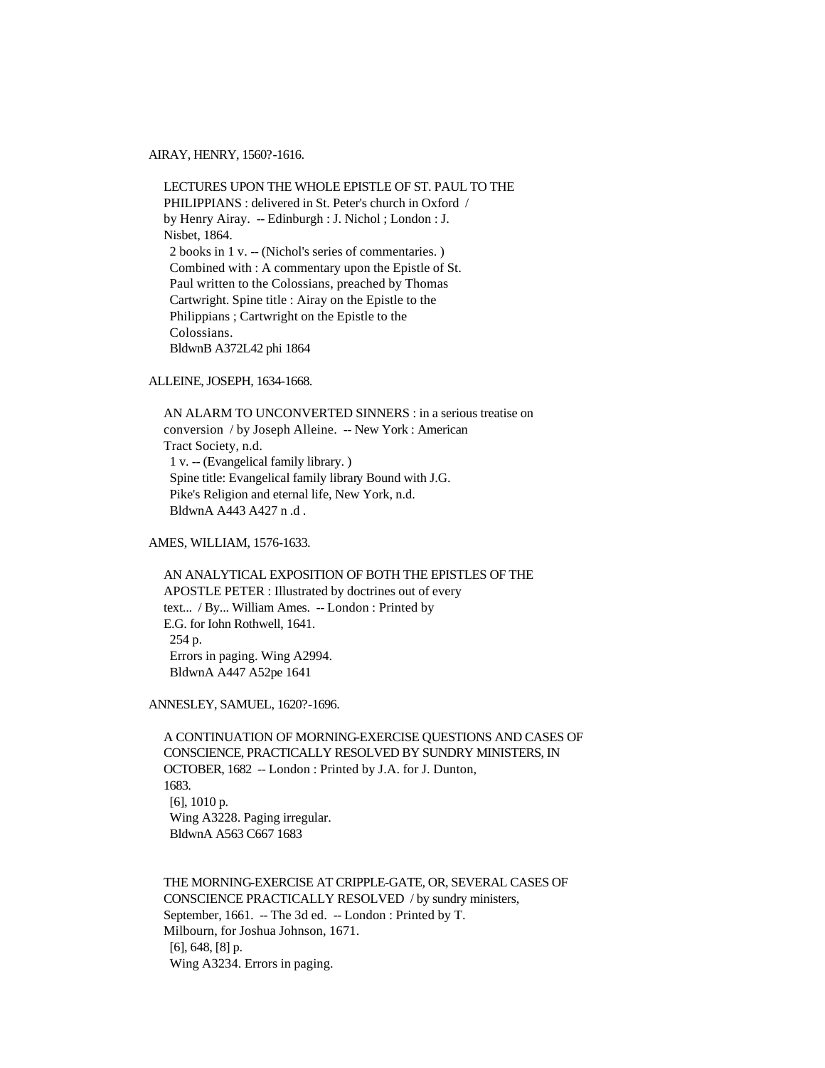AIRAY, HENRY, 1560?-1616.

LECTURES UPON THE WHOLE EPISTLE OF ST. PAUL TO THE PHILIPPIANS : delivered in St. Peter's church in Oxford / by Henry Airay. -- Edinburgh : J. Nichol ; London : J. Nisbet, 1864.
2 books in 1 v. -- (Nichol's series of commentaries. )
Combined with : A commentary upon the Epistle of St. Paul written to the Colossians, preached by Thomas Cartwright. Spine title : Airay on the Epistle to the Philippians ; Cartwright on the Epistle to the Colossians.
BldwnB A372L42 phi 1864

ALLEINE, JOSEPH, 1634-1668.

AN ALARM TO UNCONVERTED SINNERS : in a serious treatise on conversion / by Joseph Alleine. -- New York : American Tract Society, n.d.
1 v. -- (Evangelical family library. )
Spine title: Evangelical family library Bound with J.G. Pike's Religion and eternal life, New York, n.d.
BldwnA A443 A427 n .d .

AMES, WILLIAM, 1576-1633.

AN ANALYTICAL EXPOSITION OF BOTH THE EPISTLES OF THE APOSTLE PETER : Illustrated by doctrines out of every text... / By... William Ames. -- London : Printed by E.G. for Iohn Rothwell, 1641.
254 p.
Errors in paging. Wing A2994.
BldwnA A447 A52pe 1641

ANNESLEY, SAMUEL, 1620?-1696.

A CONTINUATION OF MORNING-EXERCISE QUESTIONS AND CASES OF CONSCIENCE, PRACTICALLY RESOLVED BY SUNDRY MINISTERS, IN OCTOBER, 1682 -- London : Printed by J.A. for J. Dunton, 1683.
[6], 1010 p.
Wing A3228. Paging irregular.
BldwnA A563 C667 1683

THE MORNING-EXERCISE AT CRIPPLE-GATE, OR, SEVERAL CASES OF CONSCIENCE PRACTICALLY RESOLVED / by sundry ministers, September, 1661. -- The 3d ed. -- London : Printed by T. Milbourn, for Joshua Johnson, 1671.
[6], 648, [8] p.
Wing A3234. Errors in paging.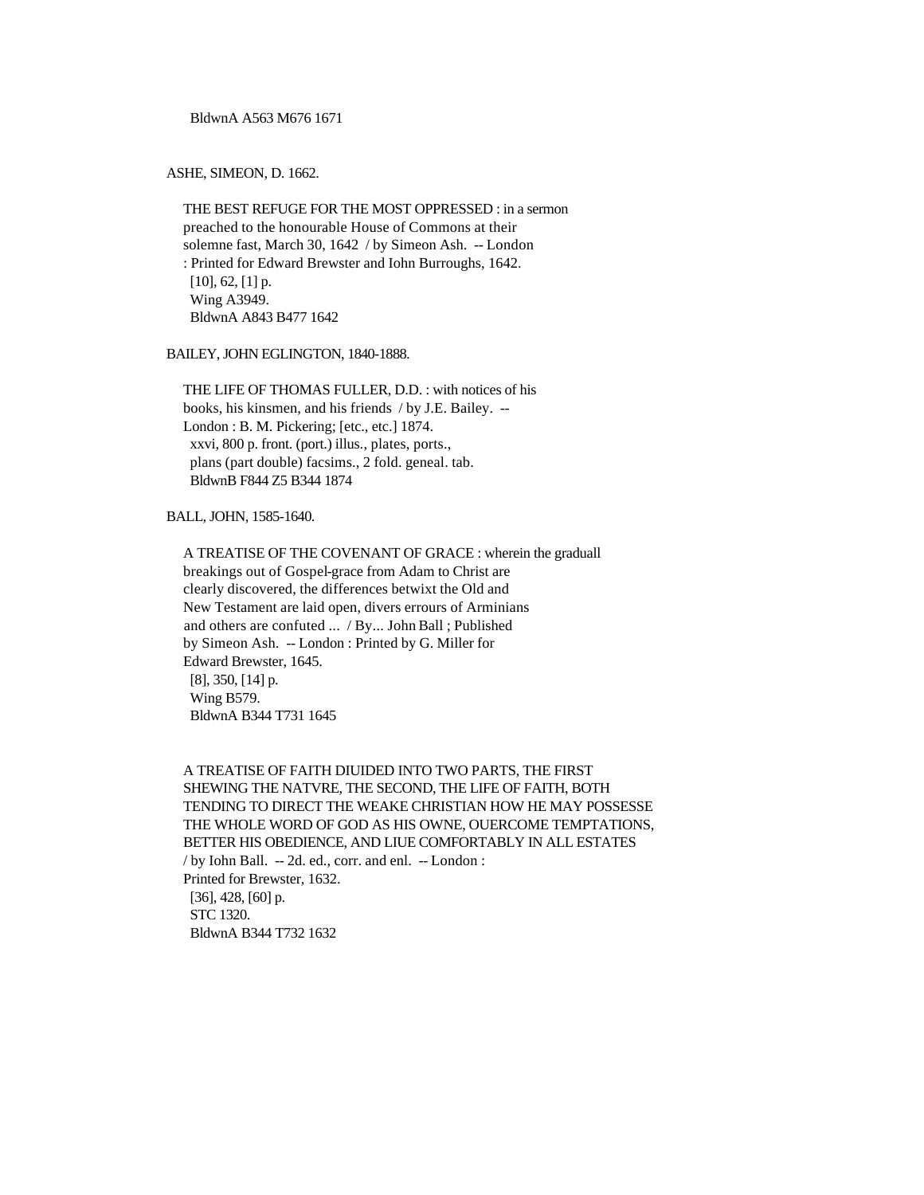BldwnA A563 M676 1671

ASHE, SIMEON, D. 1662.

THE BEST REFUGE FOR THE MOST OPPRESSED : in a sermon preached to the honourable House of Commons at their solemne fast, March 30, 1642 / by Simeon Ash. -- London : Printed for Edward Brewster and Iohn Burroughs, 1642.
[10], 62, [1] p.
Wing A3949.
BldwnA A843 B477 1642

BAILEY, JOHN EGLINGTON, 1840-1888.

THE LIFE OF THOMAS FULLER, D.D. : with notices of his books, his kinsmen, and his friends / by J.E. Bailey. -- London : B. M. Pickering; [etc., etc.] 1874.
xxvi, 800 p. front. (port.) illus., plates, ports., plans (part double) facsims., 2 fold. geneal. tab.
BldwnB F844 Z5 B344 1874

BALL, JOHN, 1585-1640.

A TREATISE OF THE COVENANT OF GRACE : wherein the graduall breakings out of Gospel-grace from Adam to Christ are clearly discovered, the differences betwixt the Old and New Testament are laid open, divers errours of Arminians and others are confuted ... / By... John Ball ; Published by Simeon Ash. -- London : Printed by G. Miller for Edward Brewster, 1645.
[8], 350, [14] p.
Wing B579.
BldwnA B344 T731 1645

A TREATISE OF FAITH DIUIDED INTO TWO PARTS, THE FIRST SHEWING THE NATVRE, THE SECOND, THE LIFE OF FAITH, BOTH TENDING TO DIRECT THE WEAKE CHRISTIAN HOW HE MAY POSSESSE THE WHOLE WORD OF GOD AS HIS OWNE, OUERCOME TEMPTATIONS, BETTER HIS OBEDIENCE, AND LIUE COMFORTABLY IN ALL ESTATES / by Iohn Ball. -- 2d. ed., corr. and enl. -- London : Printed for Brewster, 1632.
[36], 428, [60] p.
STC 1320.
BldwnA B344 T732 1632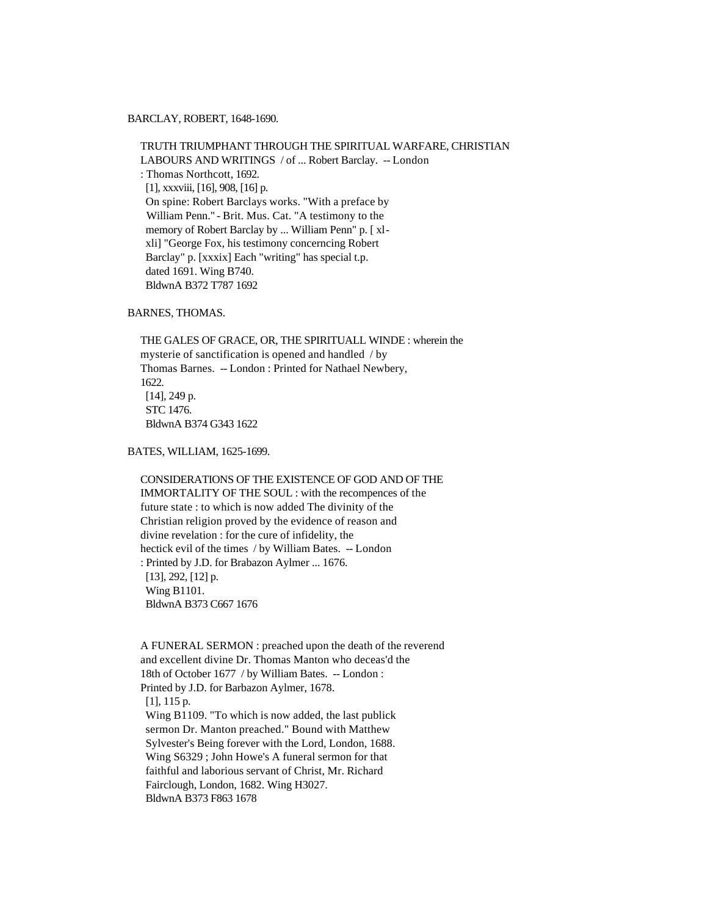BARCLAY, ROBERT, 1648-1690.

TRUTH TRIUMPHANT THROUGH THE SPIRITUAL WARFARE, CHRISTIAN LABOURS AND WRITINGS / of ... Robert Barclay. -- London : Thomas Northcott, 1692.
[1], xxxviii, [16], 908, [16] p.
On spine: Robert Barclays works. "With a preface by William Penn." - Brit. Mus. Cat. "A testimony to the memory of Robert Barclay by ... William Penn" p. [ xl-xli] "George Fox, his testimony concerncing Robert Barclay" p. [xxxix] Each "writing" has special t.p. dated 1691. Wing B740.
BldwnA B372 T787 1692

BARNES, THOMAS.

THE GALES OF GRACE, OR, THE SPIRITUALL WINDE : wherein the mysterie of sanctification is opened and handled / by Thomas Barnes. -- London : Printed for Nathael Newbery, 1622.
[14], 249 p.
STC 1476.
BldwnA B374 G343 1622

BATES, WILLIAM, 1625-1699.

CONSIDERATIONS OF THE EXISTENCE OF GOD AND OF THE IMMORTALITY OF THE SOUL : with the recompences of the future state : to which is now added The divinity of the Christian religion proved by the evidence of reason and divine revelation : for the cure of infidelity, the hectick evil of the times / by William Bates. -- London : Printed by J.D. for Brabazon Aylmer ... 1676.
[13], 292, [12] p.
Wing B1101.
BldwnA B373 C667 1676

A FUNERAL SERMON : preached upon the death of the reverend and excellent divine Dr. Thomas Manton who deceas'd the 18th of October 1677 / by William Bates. -- London : Printed by J.D. for Barbazon Aylmer, 1678.
[1], 115 p.
Wing B1109. "To which is now added, the last publick sermon Dr. Manton preached." Bound with Matthew Sylvester's Being forever with the Lord, London, 1688. Wing S6329 ; John Howe's A funeral sermon for that faithful and laborious servant of Christ, Mr. Richard Fairclough, London, 1682. Wing H3027.
BldwnA B373 F863 1678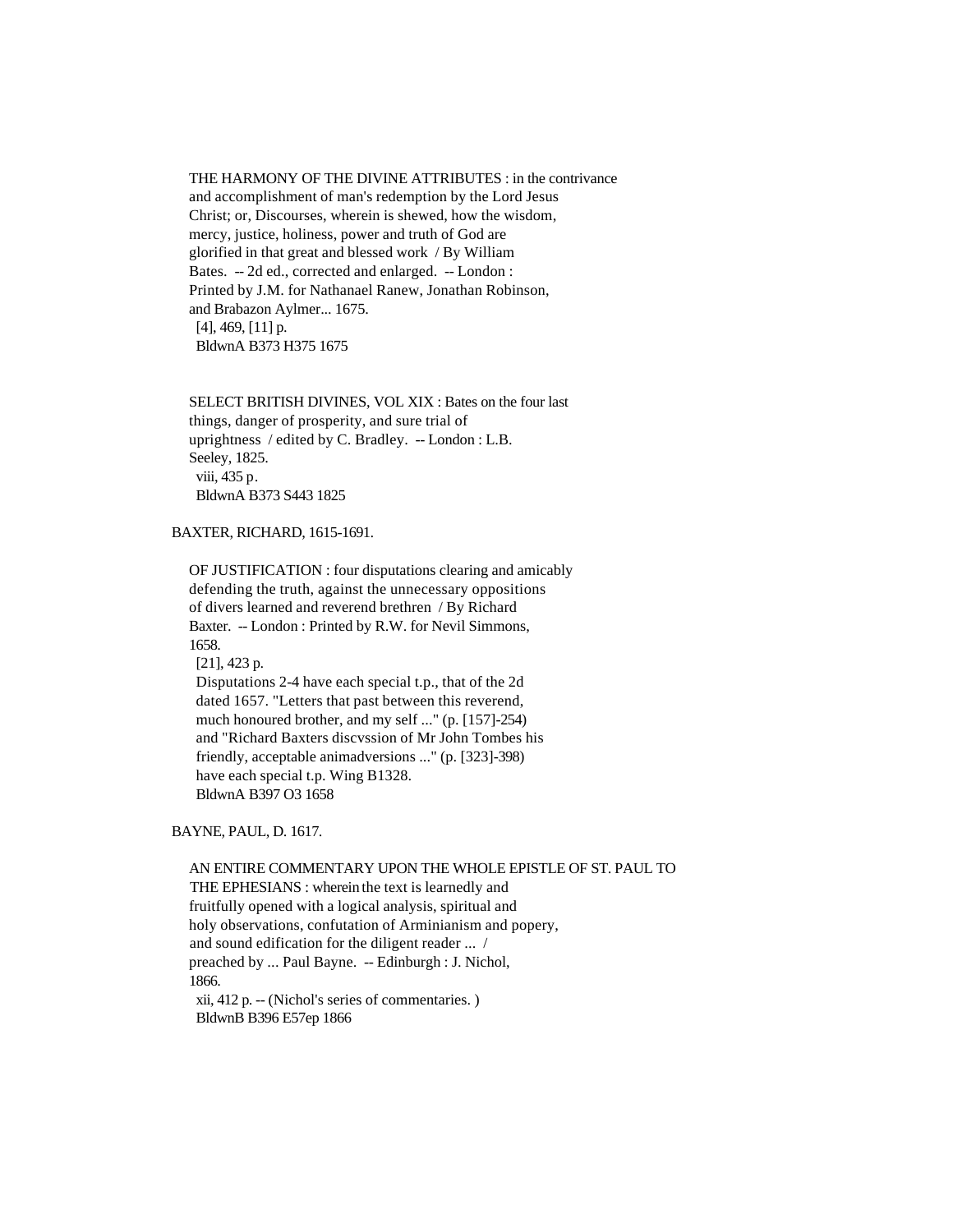THE HARMONY OF THE DIVINE ATTRIBUTES : in the contrivance and accomplishment of man's redemption by the Lord Jesus Christ; or, Discourses, wherein is shewed, how the wisdom, mercy, justice, holiness, power and truth of God are glorified in that great and blessed work / By William Bates. -- 2d ed., corrected and enlarged. -- London : Printed by J.M. for Nathanael Ranew, Jonathan Robinson, and Brabazon Aylmer... 1675.
[4], 469, [11] p.
BldwnA B373 H375 1675

SELECT BRITISH DIVINES, VOL XIX : Bates on the four last things, danger of prosperity, and sure trial of uprightness / edited by C. Bradley. -- London : L.B. Seeley, 1825.
viii, 435 p.
BldwnA B373 S443 1825

BAXTER, RICHARD, 1615-1691.

OF JUSTIFICATION : four disputations clearing and amicably defending the truth, against the unnecessary oppositions of divers learned and reverend brethren / By Richard Baxter. -- London : Printed by R.W. for Nevil Simmons, 1658.
[21], 423 p.
Disputations 2-4 have each special t.p., that of the 2d dated 1657. "Letters that past between this reverend, much honoured brother, and my self ..." (p. [157]-254) and "Richard Baxters discvssion of Mr John Tombes his friendly, acceptable animadversions ..." (p. [323]-398) have each special t.p. Wing B1328.
BldwnA B397 O3 1658

BAYNE, PAUL, D. 1617.

AN ENTIRE COMMENTARY UPON THE WHOLE EPISTLE OF ST. PAUL TO THE EPHESIANS : wherein the text is learnedly and fruitfully opened with a logical analysis, spiritual and holy observations, confutation of Arminianism and popery, and sound edification for the diligent reader ... / preached by ... Paul Bayne. -- Edinburgh : J. Nichol, 1866.
xii, 412 p. -- (Nichol's series of commentaries. )
BldwnB B396 E57ep 1866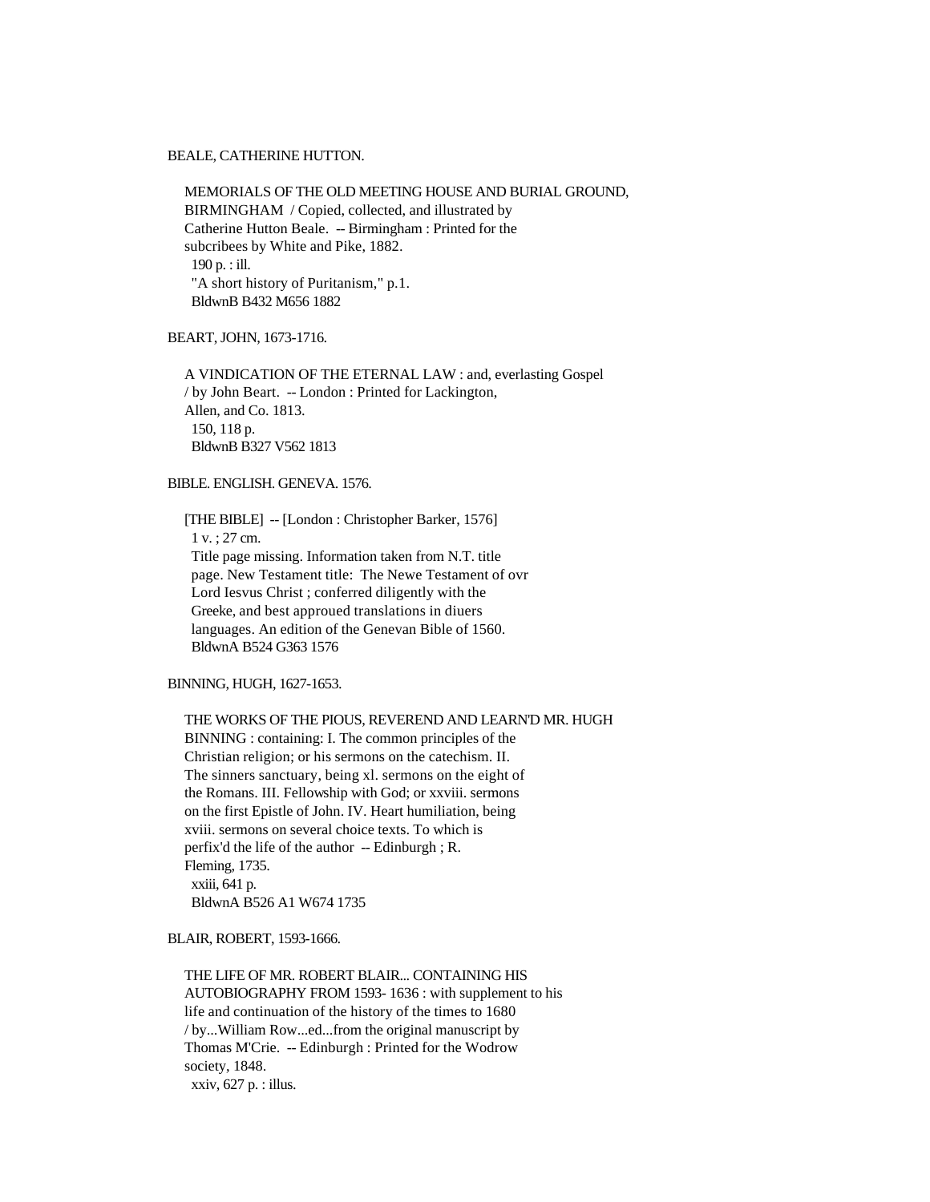BEALE, CATHERINE HUTTON.

MEMORIALS OF THE OLD MEETING HOUSE AND BURIAL GROUND, BIRMINGHAM / Copied, collected, and illustrated by Catherine Hutton Beale. -- Birmingham : Printed for the subcribees by White and Pike, 1882.
190 p. : ill.
"A short history of Puritanism," p.1.
BldwnB B432 M656 1882

BEART, JOHN, 1673-1716.

A VINDICATION OF THE ETERNAL LAW : and, everlasting Gospel / by John Beart. -- London : Printed for Lackington, Allen, and Co. 1813.
150, 118 p.
BldwnB B327 V562 1813

BIBLE. ENGLISH. GENEVA. 1576.

[THE BIBLE] -- [London : Christopher Barker, 1576]
1 v. ; 27 cm.
Title page missing. Information taken from N.T. title page. New Testament title: The Newe Testament of ovr Lord Iesvus Christ ; conferred diligently with the Greeke, and best approued translations in diuers languages. An edition of the Genevan Bible of 1560.
BldwnA B524 G363 1576

BINNING, HUGH, 1627-1653.

THE WORKS OF THE PIOUS, REVEREND AND LEARN'D MR. HUGH BINNING : containing: I. The common principles of the Christian religion; or his sermons on the catechism. II. The sinners sanctuary, being xl. sermons on the eight of the Romans. III. Fellowship with God; or xxviii. sermons on the first Epistle of John. IV. Heart humiliation, being xviii. sermons on several choice texts. To which is perfix'd the life of the author -- Edinburgh ; R. Fleming, 1735.
xxiii, 641 p.
BldwnA B526 A1 W674 1735

BLAIR, ROBERT, 1593-1666.

THE LIFE OF MR. ROBERT BLAIR... CONTAINING HIS AUTOBIOGRAPHY FROM 1593- 1636 : with supplement to his life and continuation of the history of the times to 1680 / by...William Row...ed...from the original manuscript by Thomas M'Crie. -- Edinburgh : Printed for the Wodrow society, 1848.
xxiv, 627 p. : illus.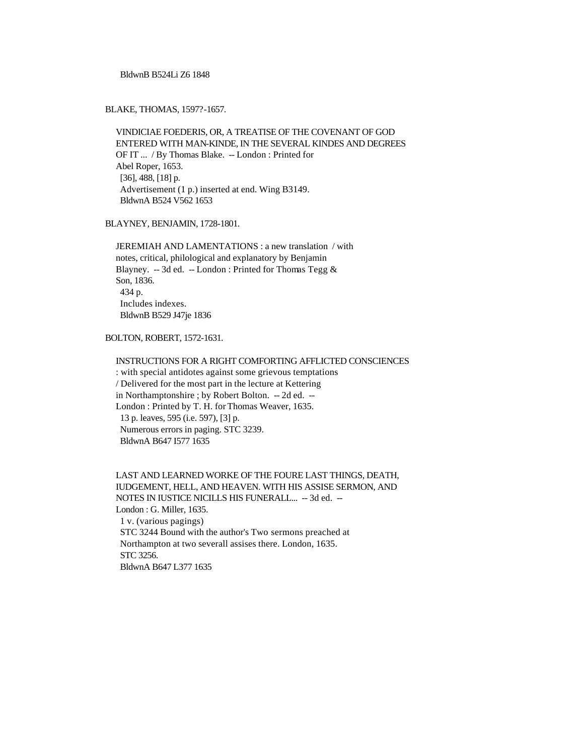BldwnB B524Li Z6 1848

BLAKE, THOMAS, 1597?-1657.

VINDICIAE FOEDERIS, OR, A TREATISE OF THE COVENANT OF GOD ENTERED WITH MAN-KINDE, IN THE SEVERAL KINDES AND DEGREES OF IT ... / By Thomas Blake. -- London : Printed for Abel Roper, 1653.
[36], 488, [18] p.
Advertisement (1 p.) inserted at end. Wing B3149.
BldwnA B524 V562 1653

BLAYNEY, BENJAMIN, 1728-1801.

JEREMIAH AND LAMENTATIONS : a new translation / with notes, critical, philological and explanatory by Benjamin Blayney. -- 3d ed. -- London : Printed for Thomas Tegg & Son, 1836.
434 p.
Includes indexes.
BldwnB B529 J47je 1836

BOLTON, ROBERT, 1572-1631.

INSTRUCTIONS FOR A RIGHT COMFORTING AFFLICTED CONSCIENCES : with special antidotes against some grievous temptations / Delivered for the most part in the lecture at Kettering in Northamptonshire ; by Robert Bolton. -- 2d ed. -- London : Printed by T. H. for Thomas Weaver, 1635.
13 p. leaves, 595 (i.e. 597), [3] p.
Numerous errors in paging. STC 3239.
BldwnA B647 I577 1635

LAST AND LEARNED WORKE OF THE FOURE LAST THINGS, DEATH, IUDGEMENT, HELL, AND HEAVEN. WITH HIS ASSISE SERMON, AND NOTES IN IUSTICE NICILLS HIS FUNERALL... -- 3d ed. -- London : G. Miller, 1635.
1 v. (various pagings)
STC 3244 Bound with the author's Two sermons preached at Northampton at two severall assises there. London, 1635.
STC 3256.
BldwnA B647 L377 1635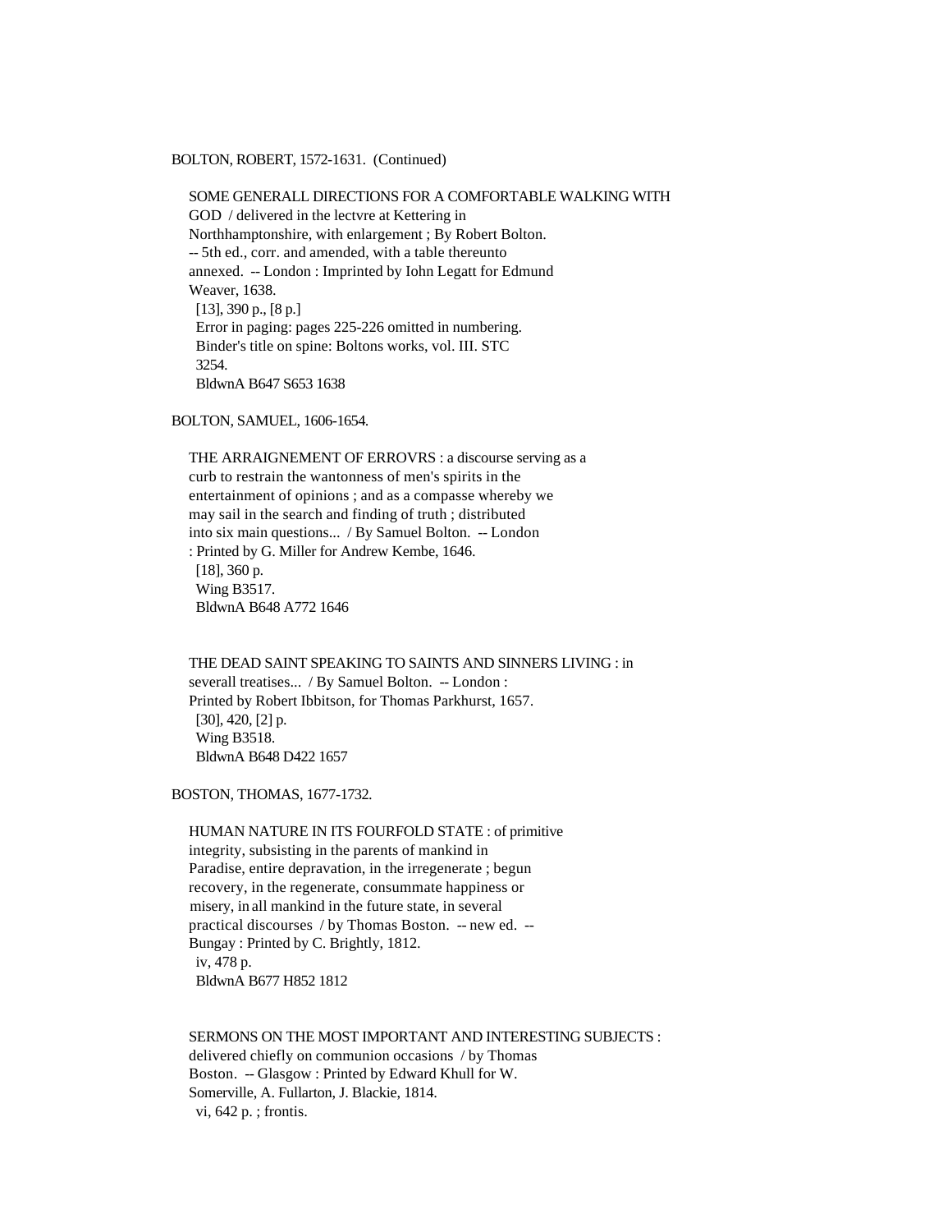BOLTON, ROBERT, 1572-1631. (Continued)

SOME GENERALL DIRECTIONS FOR A COMFORTABLE WALKING WITH GOD / delivered in the lectvre at Kettering in Northhamptonshire, with enlargement ; By Robert Bolton. -- 5th ed., corr. and amended, with a table thereunto annexed. -- London : Imprinted by Iohn Legatt for Edmund Weaver, 1638.
[13], 390 p., [8 p.]
Error in paging: pages 225-226 omitted in numbering.
Binder's title on spine: Boltons works, vol. III. STC 3254.
BldwnA B647 S653 1638

BOLTON, SAMUEL, 1606-1654.

THE ARRAIGNEMENT OF ERROVRS : a discourse serving as a curb to restrain the wantonness of men's spirits in the entertainment of opinions ; and as a compasse whereby we may sail in the search and finding of truth ; distributed into six main questions... / By Samuel Bolton. -- London : Printed by G. Miller for Andrew Kembe, 1646.
[18], 360 p.
Wing B3517.
BldwnA B648 A772 1646

THE DEAD SAINT SPEAKING TO SAINTS AND SINNERS LIVING : in severall treatises... / By Samuel Bolton. -- London : Printed by Robert Ibbitson, for Thomas Parkhurst, 1657.
[30], 420, [2] p.
Wing B3518.
BldwnA B648 D422 1657

BOSTON, THOMAS, 1677-1732.

HUMAN NATURE IN ITS FOURFOLD STATE : of primitive integrity, subsisting in the parents of mankind in Paradise, entire depravation, in the irregenerate ; begun recovery, in the regenerate, consummate happiness or misery, in all mankind in the future state, in several practical discourses / by Thomas Boston. -- new ed. -- Bungay : Printed by C. Brightly, 1812.
iv, 478 p.
BldwnA B677 H852 1812

SERMONS ON THE MOST IMPORTANT AND INTERESTING SUBJECTS : delivered chiefly on communion occasions / by Thomas Boston. -- Glasgow : Printed by Edward Khull for W. Somerville, A. Fullarton, J. Blackie, 1814.
vi, 642 p. ; frontis.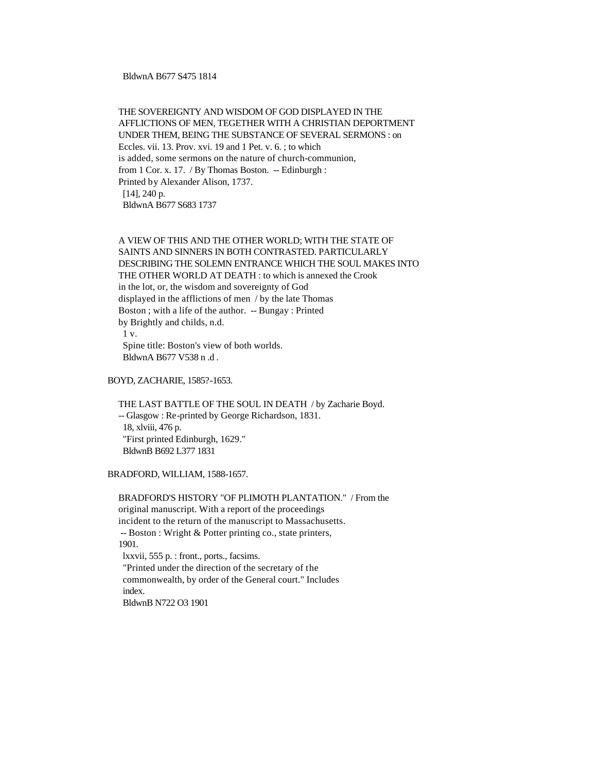BldwnA B677 S475 1814

THE SOVEREIGNTY AND WISDOM OF GOD DISPLAYED IN THE AFFLICTIONS OF MEN, TEGETHER WITH A CHRISTIAN DEPORTMENT UNDER THEM, BEING THE SUBSTANCE OF SEVERAL SERMONS : on Eccles. vii. 13. Prov. xvi. 19 and 1 Pet. v. 6. ; to which is added, some sermons on the nature of church-communion, from 1 Cor. x. 17. / By Thomas Boston. -- Edinburgh : Printed by Alexander Alison, 1737.
[14], 240 p.
BldwnA B677 S683 1737

A VIEW OF THIS AND THE OTHER WORLD; WITH THE STATE OF SAINTS AND SINNERS IN BOTH CONTRASTED. PARTICULARLY DESCRIBING THE SOLEMN ENTRANCE WHICH THE SOUL MAKES INTO THE OTHER WORLD AT DEATH : to which is annexed the Crook in the lot, or, the wisdom and sovereignty of God displayed in the afflictions of men / by the late Thomas Boston ; with a life of the author. -- Bungay : Printed by Brightly and childs, n.d.
1 v.
Spine title: Boston's view of both worlds.
BldwnA B677 V538 n .d .

BOYD, ZACHARIE, 1585?-1653.

THE LAST BATTLE OF THE SOUL IN DEATH / by Zacharie Boyd. -- Glasgow : Re-printed by George Richardson, 1831.
18, xlviii, 476 p.
"First printed Edinburgh, 1629."
BldwnB B692 L377 1831

BRADFORD, WILLIAM, 1588-1657.

BRADFORD'S HISTORY "OF PLIMOTH PLANTATION." / From the original manuscript. With a report of the proceedings incident to the return of the manuscript to Massachusetts. -- Boston : Wright & Potter printing co., state printers, 1901.
lxxvii, 555 p. : front., ports., facsims.
"Printed under the direction of the secretary of the commonwealth, by order of the General court." Includes index.
BldwnB N722 O3 1901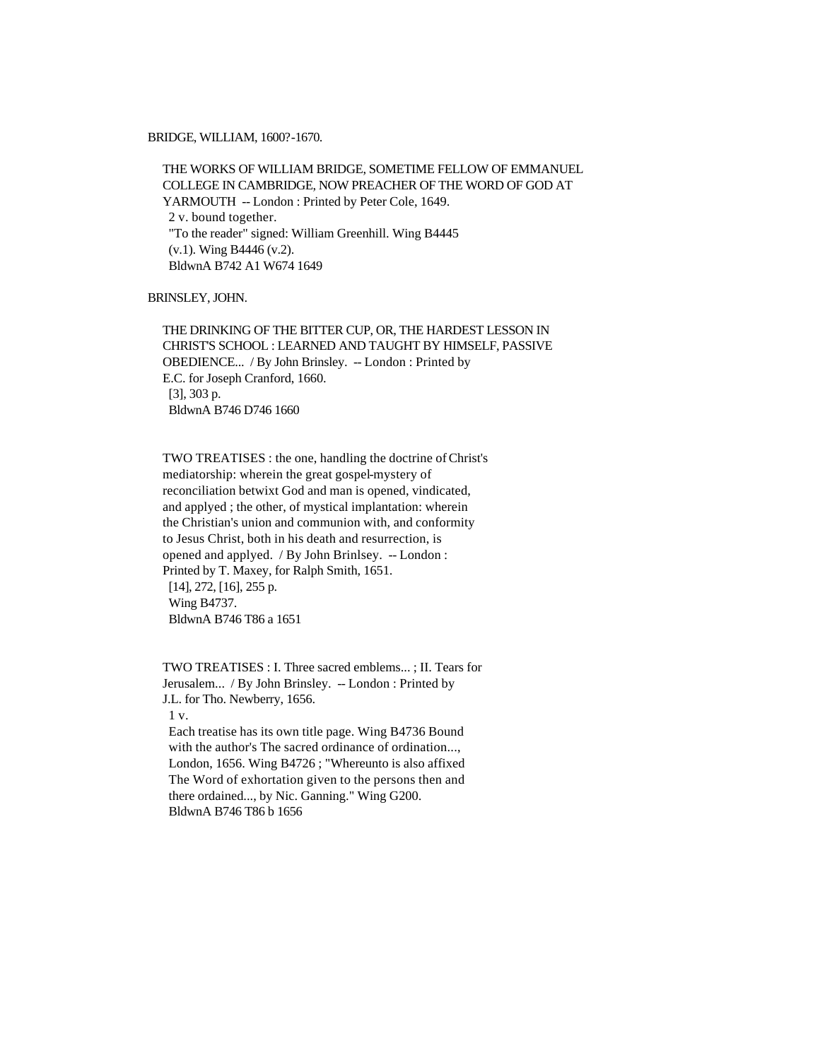BRIDGE, WILLIAM, 1600?-1670.

THE WORKS OF WILLIAM BRIDGE, SOMETIME FELLOW OF EMMANUEL COLLEGE IN CAMBRIDGE, NOW PREACHER OF THE WORD OF GOD AT YARMOUTH -- London : Printed by Peter Cole, 1649.
2 v. bound together.
"To the reader" signed: William Greenhill. Wing B4445 (v.1). Wing B4446 (v.2).
BldwnA B742 A1 W674 1649

BRINSLEY, JOHN.

THE DRINKING OF THE BITTER CUP, OR, THE HARDEST LESSON IN CHRIST'S SCHOOL : LEARNED AND TAUGHT BY HIMSELF, PASSIVE OBEDIENCE... / By John Brinsley. -- London : Printed by E.C. for Joseph Cranford, 1660.
[3], 303 p.
BldwnA B746 D746 1660

TWO TREATISES : the one, handling the doctrine of Christ's mediatorship: wherein the great gospel-mystery of reconciliation betwixt God and man is opened, vindicated, and applyed ; the other, of mystical implantation: wherein the Christian's union and communion with, and conformity to Jesus Christ, both in his death and resurrection, is opened and applyed. / By John Brinlsey. -- London : Printed by T. Maxey, for Ralph Smith, 1651.
[14], 272, [16], 255 p.
Wing B4737.
BldwnA B746 T86 a 1651

TWO TREATISES : I. Three sacred emblems... ; II. Tears for Jerusalem... / By John Brinsley. -- London : Printed by J.L. for Tho. Newberry, 1656.
1 v.
Each treatise has its own title page. Wing B4736 Bound with the author's The sacred ordinance of ordination..., London, 1656. Wing B4726 ; "Whereunto is also affixed The Word of exhortation given to the persons then and there ordained..., by Nic. Ganning." Wing G200.
BldwnA B746 T86 b 1656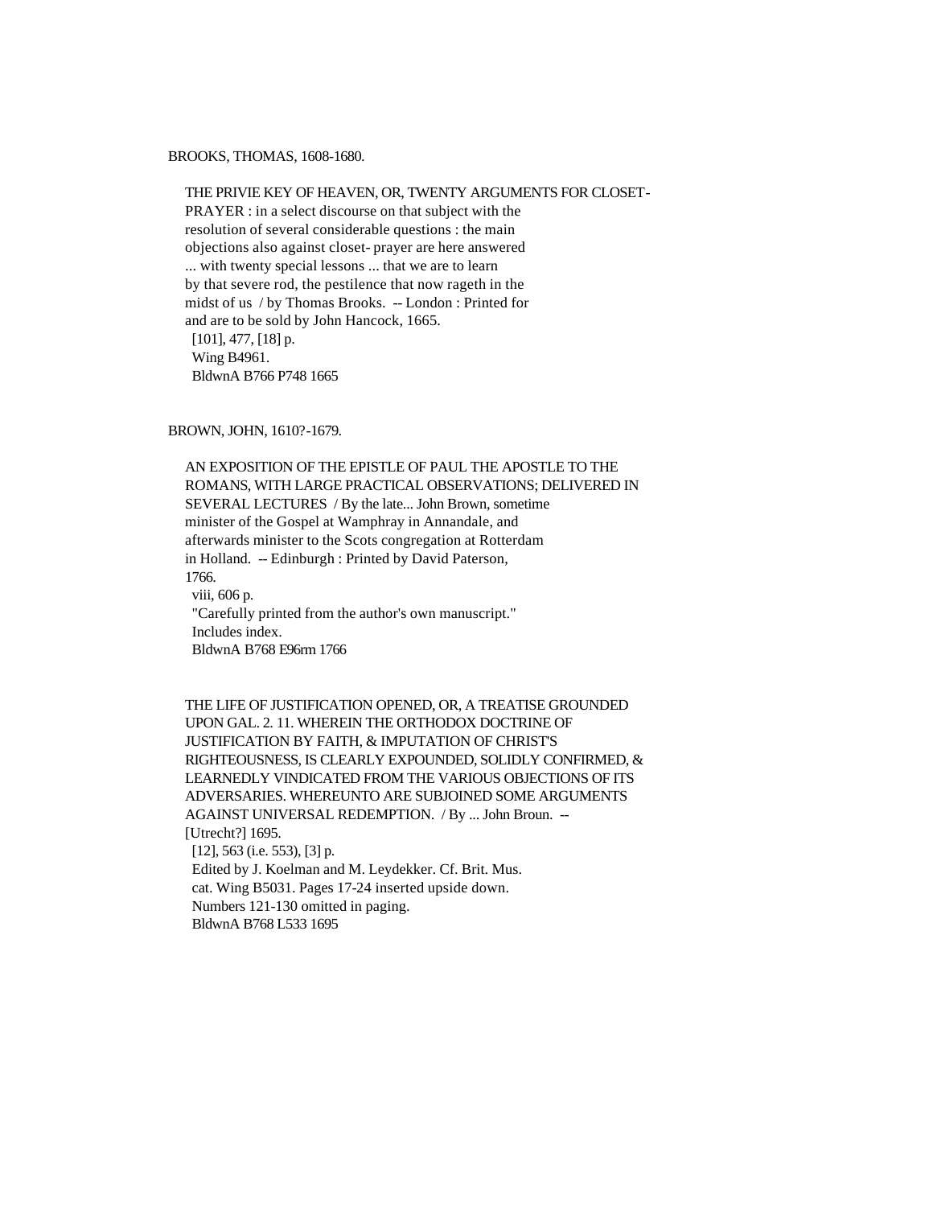BROOKS, THOMAS, 1608-1680.

THE PRIVIE KEY OF HEAVEN, OR, TWENTY ARGUMENTS FOR CLOSET-PRAYER : in a select discourse on that subject with the resolution of several considerable questions : the main objections also against closet- prayer are here answered ... with twenty special lessons ... that we are to learn by that severe rod, the pestilence that now rageth in the midst of us / by Thomas Brooks. -- London : Printed for and are to be sold by John Hancock, 1665.
[101], 477, [18] p.
Wing B4961.
BldwnA B766 P748 1665

BROWN, JOHN, 1610?-1679.

AN EXPOSITION OF THE EPISTLE OF PAUL THE APOSTLE TO THE ROMANS, WITH LARGE PRACTICAL OBSERVATIONS; DELIVERED IN SEVERAL LECTURES / By the late... John Brown, sometime minister of the Gospel at Wamphray in Annandale, and afterwards minister to the Scots congregation at Rotterdam in Holland. -- Edinburgh : Printed by David Paterson, 1766.
viii, 606 p.
"Carefully printed from the author's own manuscript."
Includes index.
BldwnA B768 E96rm 1766

THE LIFE OF JUSTIFICATION OPENED, OR, A TREATISE GROUNDED UPON GAL. 2. 11. WHEREIN THE ORTHODOX DOCTRINE OF JUSTIFICATION BY FAITH, & IMPUTATION OF CHRIST'S RIGHTEOUSNESS, IS CLEARLY EXPOUNDED, SOLIDLY CONFIRMED, & LEARNEDLY VINDICATED FROM THE VARIOUS OBJECTIONS OF ITS ADVERSARIES. WHEREUNTO ARE SUBJOINED SOME ARGUMENTS AGAINST UNIVERSAL REDEMPTION. / By ... John Broun. -- [Utrecht?] 1695.
[12], 563 (i.e. 553), [3] p.
Edited by J. Koelman and M. Leydekker. Cf. Brit. Mus. cat. Wing B5031. Pages 17-24 inserted upside down. Numbers 121-130 omitted in paging.
BldwnA B768 L533 1695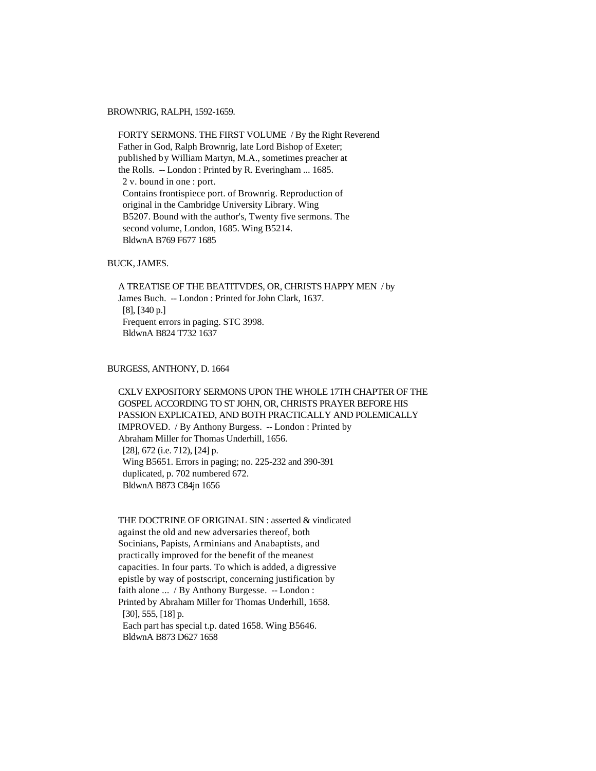BROWNRIG, RALPH, 1592-1659.

FORTY SERMONS. THE FIRST VOLUME / By the Right Reverend Father in God, Ralph Brownrig, late Lord Bishop of Exeter; published by William Martyn, M.A., sometimes preacher at the Rolls. -- London : Printed by R. Everingham ... 1685.
2 v. bound in one : port.
Contains frontispiece port. of Brownrig. Reproduction of original in the Cambridge University Library. Wing B5207. Bound with the author's, Twenty five sermons. The second volume, London, 1685. Wing B5214.
BldwnA B769 F677 1685

BUCK, JAMES.

A TREATISE OF THE BEATITVDES, OR, CHRISTS HAPPY MEN / by James Buch. -- London : Printed for John Clark, 1637.
[8], [340 p.]
Frequent errors in paging. STC 3998.
BldwnA B824 T732 1637

BURGESS, ANTHONY, D. 1664

CXLV EXPOSITORY SERMONS UPON THE WHOLE 17TH CHAPTER OF THE GOSPEL ACCORDING TO ST JOHN, OR, CHRISTS PRAYER BEFORE HIS PASSION EXPLICATED, AND BOTH PRACTICALLY AND POLEMICALLY IMPROVED. / By Anthony Burgess. -- London : Printed by Abraham Miller for Thomas Underhill, 1656.
[28], 672 (i.e. 712), [24] p.
Wing B5651. Errors in paging; no. 225-232 and 390-391 duplicated, p. 702 numbered 672.
BldwnA B873 C84jn 1656

THE DOCTRINE OF ORIGINAL SIN : asserted & vindicated against the old and new adversaries thereof, both Socinians, Papists, Arminians and Anabaptists, and practically improved for the benefit of the meanest capacities. In four parts. To which is added, a digressive epistle by way of postscript, concerning justification by faith alone ... / By Anthony Burgesse. -- London : Printed by Abraham Miller for Thomas Underhill, 1658.
[30], 555, [18] p.
Each part has special t.p. dated 1658. Wing B5646.
BldwnA B873 D627 1658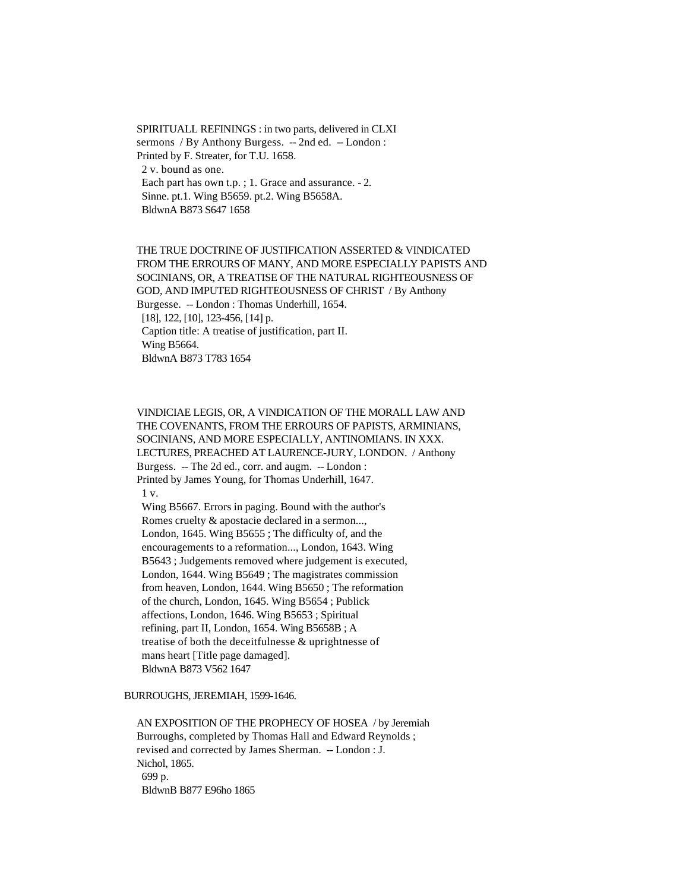SPIRITUALL REFININGS : in two parts, delivered in CLXI sermons / By Anthony Burgess. -- 2nd ed. -- London : Printed by F. Streater, for T.U. 1658.
 2 v. bound as one.
 Each part has own t.p. ; 1. Grace and assurance. - 2. Sinne. pt.1. Wing B5659. pt.2. Wing B5658A.
 BldwnA B873 S647 1658

THE TRUE DOCTRINE OF JUSTIFICATION ASSERTED & VINDICATED FROM THE ERROURS OF MANY, AND MORE ESPECIALLY PAPISTS AND SOCINIANS, OR, A TREATISE OF THE NATURAL RIGHTEOUSNESS OF GOD, AND IMPUTED RIGHTEOUSNESS OF CHRIST / By Anthony Burgesse. -- London : Thomas Underhill, 1654.
 [18], 122, [10], 123-456, [14] p.
 Caption title: A treatise of justification, part II.
 Wing B5664.
 BldwnA B873 T783 1654

VINDICIAE LEGIS, OR, A VINDICATION OF THE MORALL LAW AND THE COVENANTS, FROM THE ERROURS OF PAPISTS, ARMINIANS, SOCINIANS, AND MORE ESPECIALLY, ANTINOMIANS. IN XXX. LECTURES, PREACHED AT LAURENCE-JURY, LONDON. / Anthony Burgess. -- The 2d ed., corr. and augm. -- London : Printed by James Young, for Thomas Underhill, 1647.
 1 v.
 Wing B5667. Errors in paging. Bound with the author's Romes cruelty & apostacie declared in a sermon..., London, 1645. Wing B5655 ; The difficulty of, and the encouragements to a reformation..., London, 1643. Wing B5643 ; Judgements removed where judgement is executed, London, 1644. Wing B5649 ; The magistrates commission from heaven, London, 1644. Wing B5650 ; The reformation of the church, London, 1645. Wing B5654 ; Publick affections, London, 1646. Wing B5653 ; Spiritual refining, part II, London, 1654. Wing B5658B ; A treatise of both the deceitfulnesse & uprightnesse of mans heart [Title page damaged].
 BldwnA B873 V562 1647

BURROUGHS, JEREMIAH, 1599-1646.

AN EXPOSITION OF THE PROPHECY OF HOSEA / by Jeremiah Burroughs, completed by Thomas Hall and Edward Reynolds ; revised and corrected by James Sherman. -- London : J. Nichol, 1865.
 699 p.
 BldwnB B877 E96ho 1865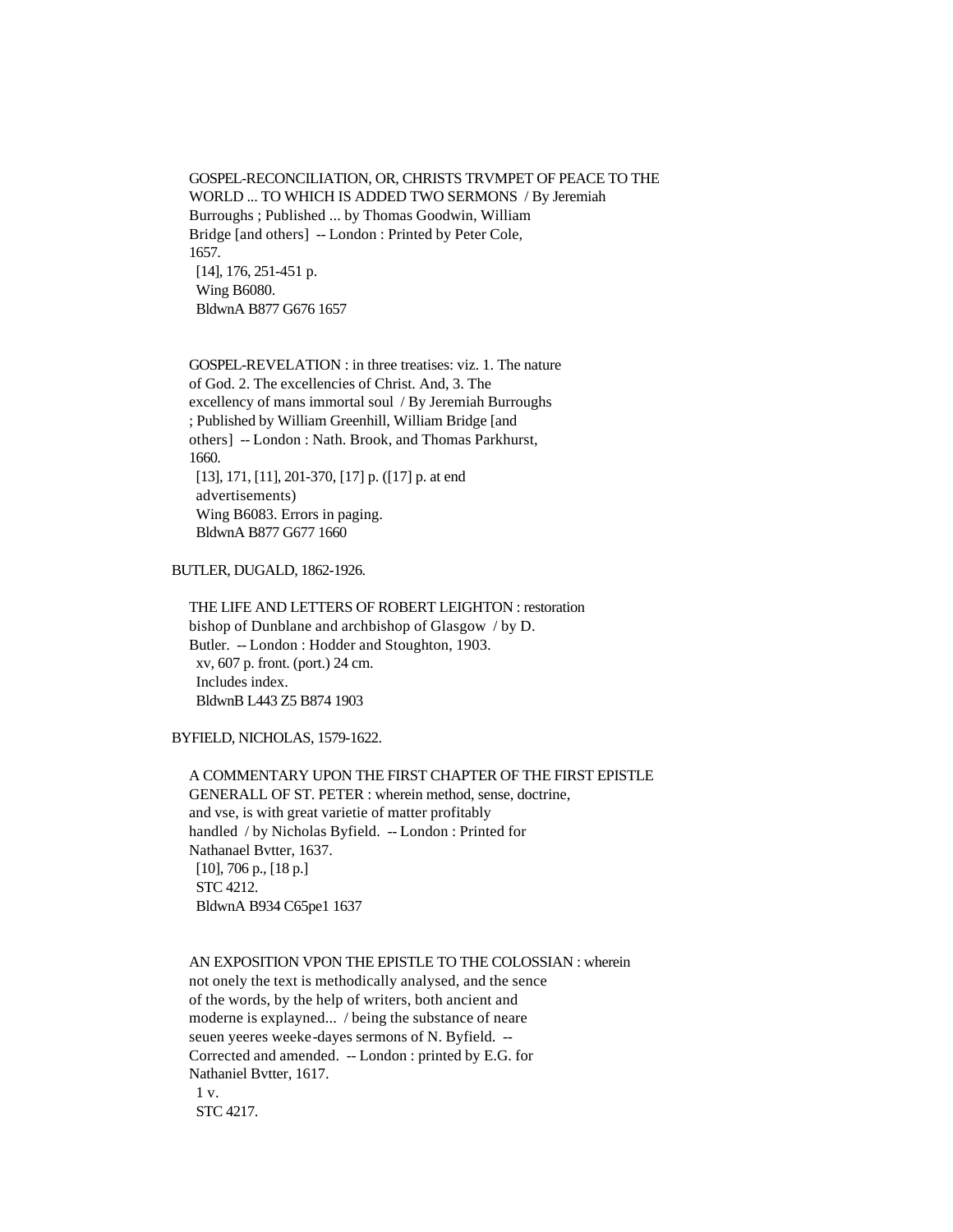GOSPEL-RECONCILIATION, OR, CHRISTS TRVMPET OF PEACE TO THE WORLD ... TO WHICH IS ADDED TWO SERMONS / By Jeremiah Burroughs ; Published ... by Thomas Goodwin, William Bridge [and others] -- London : Printed by Peter Cole, 1657.
[14], 176, 251-451 p.
Wing B6080.
BldwnA B877 G676 1657

GOSPEL-REVELATION : in three treatises: viz. 1. The nature of God. 2. The excellencies of Christ. And, 3. The excellency of mans immortal soul / By Jeremiah Burroughs ; Published by William Greenhill, William Bridge [and others] -- London : Nath. Brook, and Thomas Parkhurst, 1660.
[13], 171, [11], 201-370, [17] p. ([17] p. at end advertisements)
Wing B6083. Errors in paging.
BldwnA B877 G677 1660

BUTLER, DUGALD, 1862-1926.

THE LIFE AND LETTERS OF ROBERT LEIGHTON : restoration bishop of Dunblane and archbishop of Glasgow / by D. Butler. -- London : Hodder and Stoughton, 1903.
xv, 607 p. front. (port.) 24 cm.
Includes index.
BldwnB L443 Z5 B874 1903

BYFIELD, NICHOLAS, 1579-1622.

A COMMENTARY UPON THE FIRST CHAPTER OF THE FIRST EPISTLE GENERALL OF ST. PETER : wherein method, sense, doctrine, and vse, is with great varietie of matter profitably handled / by Nicholas Byfield. -- London : Printed for Nathanael Bvtter, 1637.
[10], 706 p., [18 p.]
STC 4212.
BldwnA B934 C65pe1 1637

AN EXPOSITION VPON THE EPISTLE TO THE COLOSSIAN : wherein not onely the text is methodically analysed, and the sence of the words, by the help of writers, both ancient and moderne is explayned... / being the substance of neare seuen yeeres weeke-dayes sermons of N. Byfield. -- Corrected and amended. -- London : printed by E.G. for Nathaniel Bvtter, 1617.
1 v.
STC 4217.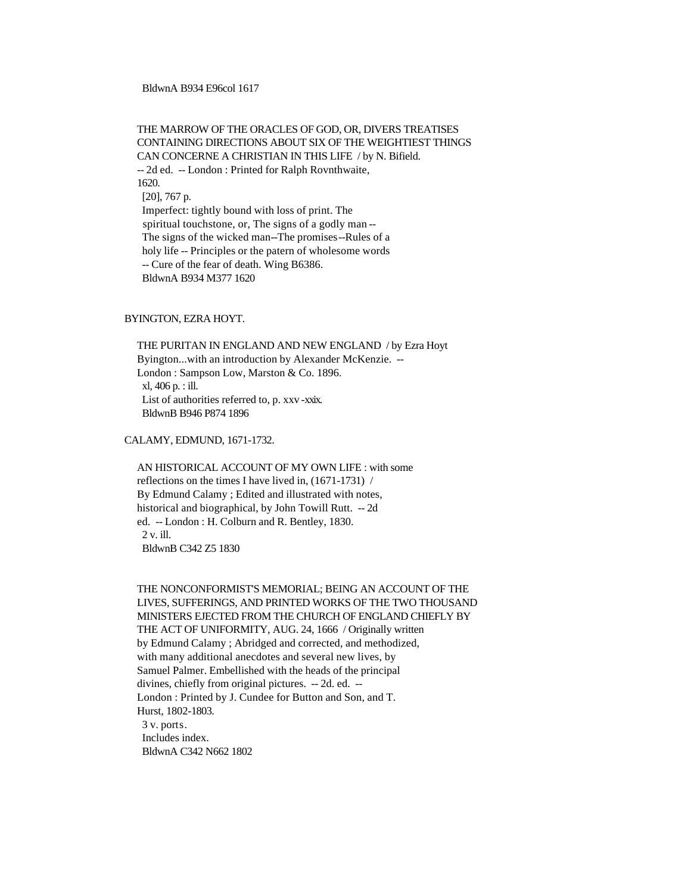BldwnA B934 E96col 1617

THE MARROW OF THE ORACLES OF GOD, OR, DIVERS TREATISES CONTAINING DIRECTIONS ABOUT SIX OF THE WEIGHTIEST THINGS CAN CONCERNE A CHRISTIAN IN THIS LIFE / by N. Bifield. -- 2d ed. -- London : Printed for Ralph Rovnthwaite, 1620.
[20], 767 p.
Imperfect: tightly bound with loss of print. The spiritual touchstone, or, The signs of a godly man -- The signs of the wicked man--The promises--Rules of a holy life -- Principles or the patern of wholesome words -- Cure of the fear of death. Wing B6386.
BldwnA B934 M377 1620

BYINGTON, EZRA HOYT.

THE PURITAN IN ENGLAND AND NEW ENGLAND / by Ezra Hoyt Byington...with an introduction by Alexander McKenzie. -- London : Sampson Low, Marston & Co. 1896.
xl, 406 p. : ill.
List of authorities referred to, p. xxv-xxix.
BldwnB B946 P874 1896

CALAMY, EDMUND, 1671-1732.

AN HISTORICAL ACCOUNT OF MY OWN LIFE : with some reflections on the times I have lived in, (1671-1731) / By Edmund Calamy ; Edited and illustrated with notes, historical and biographical, by John Towill Rutt. -- 2d ed. -- London : H. Colburn and R. Bentley, 1830.
2 v. ill.
BldwnB C342 Z5 1830

THE NONCONFORMIST'S MEMORIAL; BEING AN ACCOUNT OF THE LIVES, SUFFERINGS, AND PRINTED WORKS OF THE TWO THOUSAND MINISTERS EJECTED FROM THE CHURCH OF ENGLAND CHIEFLY BY THE ACT OF UNIFORMITY, AUG. 24, 1666 / Originally written by Edmund Calamy ; Abridged and corrected, and methodized, with many additional anecdotes and several new lives, by Samuel Palmer. Embellished with the heads of the principal divines, chiefly from original pictures. -- 2d. ed. -- London : Printed by J. Cundee for Button and Son, and T. Hurst, 1802-1803.
3 v. ports.
Includes index.
BldwnA C342 N662 1802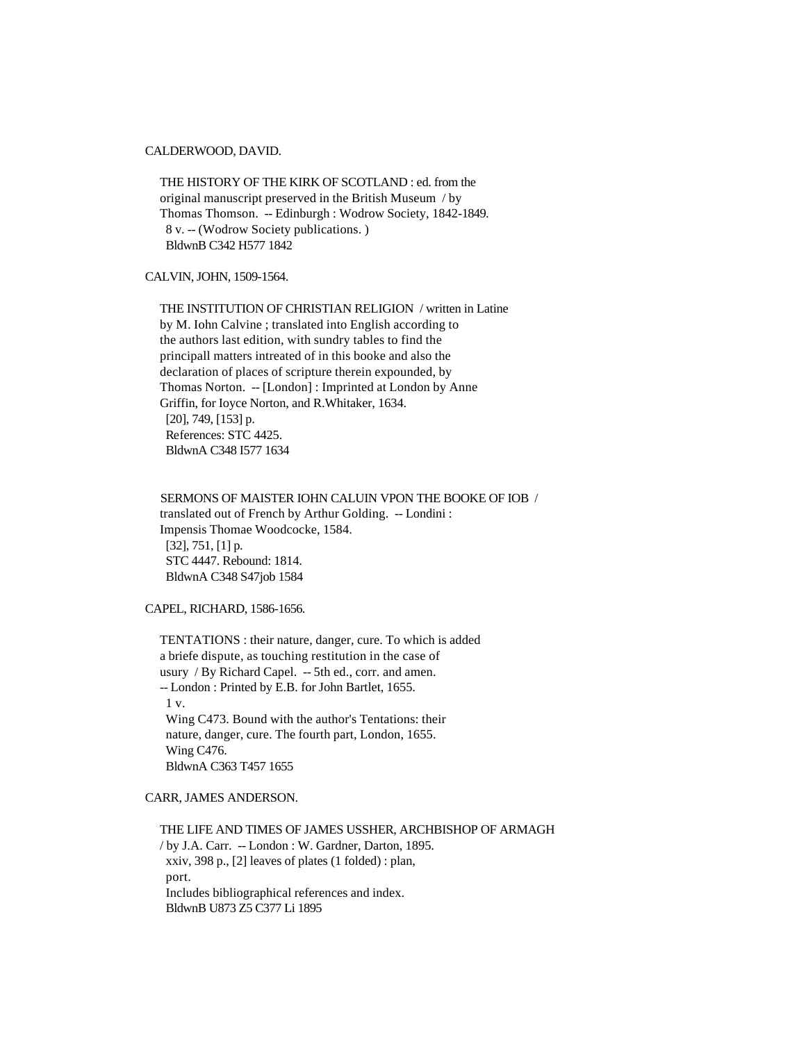CALDERWOOD, DAVID.

THE HISTORY OF THE KIRK OF SCOTLAND : ed. from the original manuscript preserved in the British Museum / by Thomas Thomson. -- Edinburgh : Wodrow Society, 1842-1849.
8 v. -- (Wodrow Society publications. )
BldwnB C342 H577 1842

CALVIN, JOHN, 1509-1564.

THE INSTITUTION OF CHRISTIAN RELIGION / written in Latine by M. Iohn Calvine ; translated into English according to the authors last edition, with sundry tables to find the principall matters intreated of in this booke and also the declaration of places of scripture therein expounded, by Thomas Norton. -- [London] : Imprinted at London by Anne Griffin, for Ioyce Norton, and R.Whitaker, 1634.
[20], 749, [153] p.
References: STC 4425.
BldwnA C348 I577 1634

SERMONS OF MAISTER IOHN CALUIN VPON THE BOOKE OF IOB / translated out of French by Arthur Golding. -- Londini : Impensis Thomae Woodcocke, 1584.
[32], 751, [1] p.
STC 4447. Rebound: 1814.
BldwnA C348 S47job 1584

CAPEL, RICHARD, 1586-1656.

TENTATIONS : their nature, danger, cure. To which is added a briefe dispute, as touching restitution in the case of usury / By Richard Capel. -- 5th ed., corr. and amen. -- London : Printed by E.B. for John Bartlet, 1655.
1 v.
Wing C473. Bound with the author's Tentations: their nature, danger, cure. The fourth part, London, 1655.
Wing C476.
BldwnA C363 T457 1655

CARR, JAMES ANDERSON.

THE LIFE AND TIMES OF JAMES USSHER, ARCHBISHOP OF ARMAGH / by J.A. Carr. -- London : W. Gardner, Darton, 1895.
xxiv, 398 p., [2] leaves of plates (1 folded) : plan, port.
Includes bibliographical references and index.
BldwnB U873 Z5 C377 Li 1895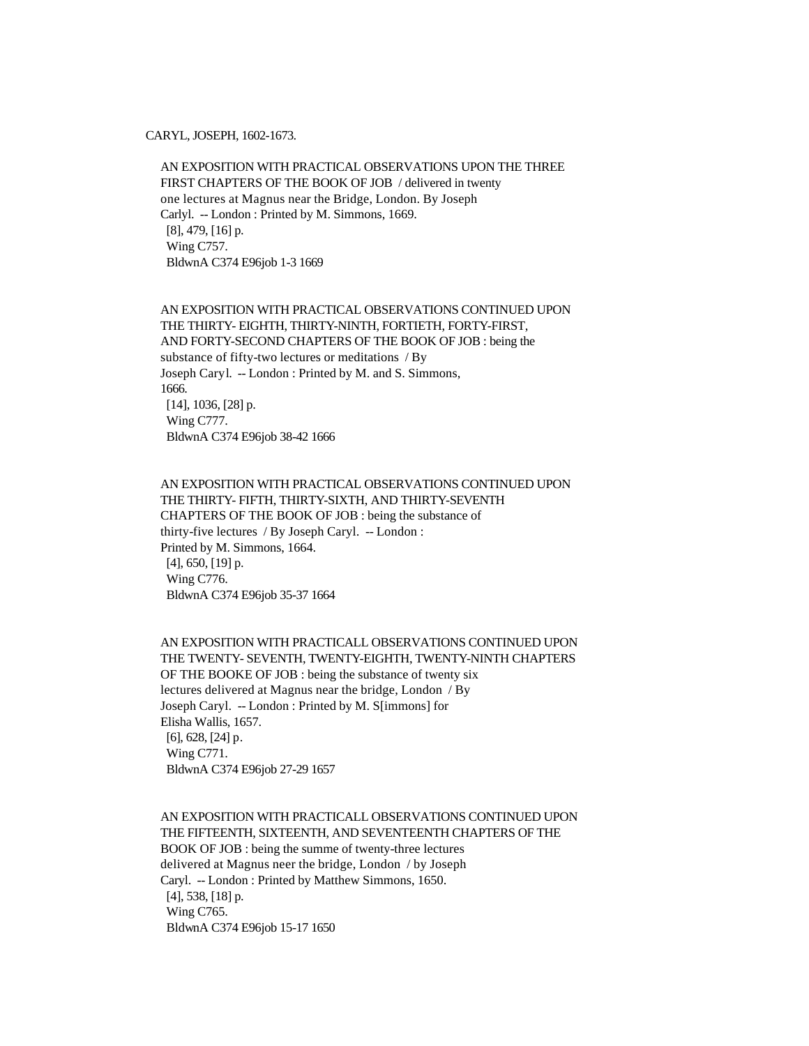CARYL, JOSEPH, 1602-1673.

AN EXPOSITION WITH PRACTICAL OBSERVATIONS UPON THE THREE FIRST CHAPTERS OF THE BOOK OF JOB / delivered in twenty one lectures at Magnus near the Bridge, London. By Joseph Carlyl. -- London : Printed by M. Simmons, 1669.
[8], 479, [16] p.
Wing C757.
BldwnA C374 E96job 1-3 1669

AN EXPOSITION WITH PRACTICAL OBSERVATIONS CONTINUED UPON THE THIRTY- EIGHTH, THIRTY-NINTH, FORTIETH, FORTY-FIRST, AND FORTY-SECOND CHAPTERS OF THE BOOK OF JOB : being the substance of fifty-two lectures or meditations / By Joseph Caryl. -- London : Printed by M. and S. Simmons, 1666.
[14], 1036, [28] p.
Wing C777.
BldwnA C374 E96job 38-42 1666

AN EXPOSITION WITH PRACTICAL OBSERVATIONS CONTINUED UPON THE THIRTY- FIFTH, THIRTY-SIXTH, AND THIRTY-SEVENTH CHAPTERS OF THE BOOK OF JOB : being the substance of thirty-five lectures / By Joseph Caryl. -- London : Printed by M. Simmons, 1664.
[4], 650, [19] p.
Wing C776.
BldwnA C374 E96job 35-37 1664

AN EXPOSITION WITH PRACTICALL OBSERVATIONS CONTINUED UPON THE TWENTY- SEVENTH, TWENTY-EIGHTH, TWENTY-NINTH CHAPTERS OF THE BOOKE OF JOB : being the substance of twenty six lectures delivered at Magnus near the bridge, London / By Joseph Caryl. -- London : Printed by M. S[immons] for Elisha Wallis, 1657.
[6], 628, [24] p.
Wing C771.
BldwnA C374 E96job 27-29 1657

AN EXPOSITION WITH PRACTICALL OBSERVATIONS CONTINUED UPON THE FIFTEENTH, SIXTEENTH, AND SEVENTEENTH CHAPTERS OF THE BOOK OF JOB : being the summe of twenty-three lectures delivered at Magnus neer the bridge, London / by Joseph Caryl. -- London : Printed by Matthew Simmons, 1650.
[4], 538, [18] p.
Wing C765.
BldwnA C374 E96job 15-17 1650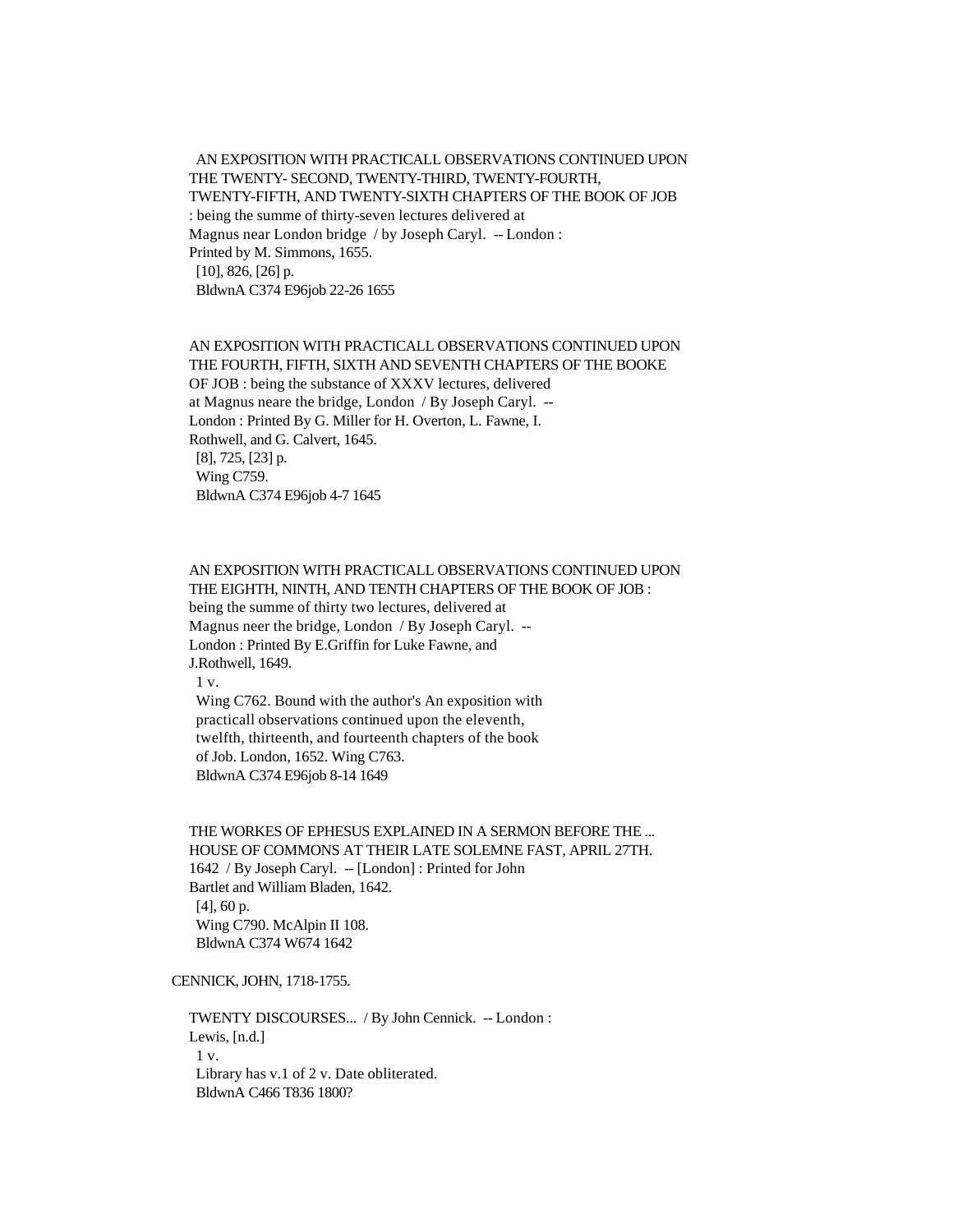AN EXPOSITION WITH PRACTICALL OBSERVATIONS CONTINUED UPON THE TWENTY- SECOND, TWENTY-THIRD, TWENTY-FOURTH, TWENTY-FIFTH, AND TWENTY-SIXTH CHAPTERS OF THE BOOK OF JOB : being the summe of thirty-seven lectures delivered at Magnus near London bridge / by Joseph Caryl. -- London : Printed by M. Simmons, 1655.
[10], 826, [26] p.
BldwnA C374 E96job 22-26 1655

AN EXPOSITION WITH PRACTICALL OBSERVATIONS CONTINUED UPON THE FOURTH, FIFTH, SIXTH AND SEVENTH CHAPTERS OF THE BOOKE OF JOB : being the substance of XXXV lectures, delivered at Magnus neare the bridge, London / By Joseph Caryl. -- London : Printed By G. Miller for H. Overton, L. Fawne, I. Rothwell, and G. Calvert, 1645.
[8], 725, [23] p.
Wing C759.
BldwnA C374 E96job 4-7 1645

AN EXPOSITION WITH PRACTICALL OBSERVATIONS CONTINUED UPON THE EIGHTH, NINTH, AND TENTH CHAPTERS OF THE BOOK OF JOB : being the summe of thirty two lectures, delivered at Magnus neer the bridge, London / By Joseph Caryl. -- London : Printed By E.Griffin for Luke Fawne, and J.Rothwell, 1649.
1 v.
Wing C762. Bound with the author's An exposition with practicall observations continued upon the eleventh, twelfth, thirteenth, and fourteenth chapters of the book of Job. London, 1652. Wing C763.
BldwnA C374 E96job 8-14 1649

THE WORKES OF EPHESUS EXPLAINED IN A SERMON BEFORE THE ... HOUSE OF COMMONS AT THEIR LATE SOLEMNE FAST, APRIL 27TH. 1642 / By Joseph Caryl. -- [London] : Printed for John Bartlet and William Bladen, 1642.
[4], 60 p.
Wing C790. McAlpin II 108.
BldwnA C374 W674 1642

CENNICK, JOHN, 1718-1755.

TWENTY DISCOURSES... / By John Cennick. -- London : Lewis, [n.d.]
1 v.
Library has v.1 of 2 v. Date obliterated.
BldwnA C466 T836 1800?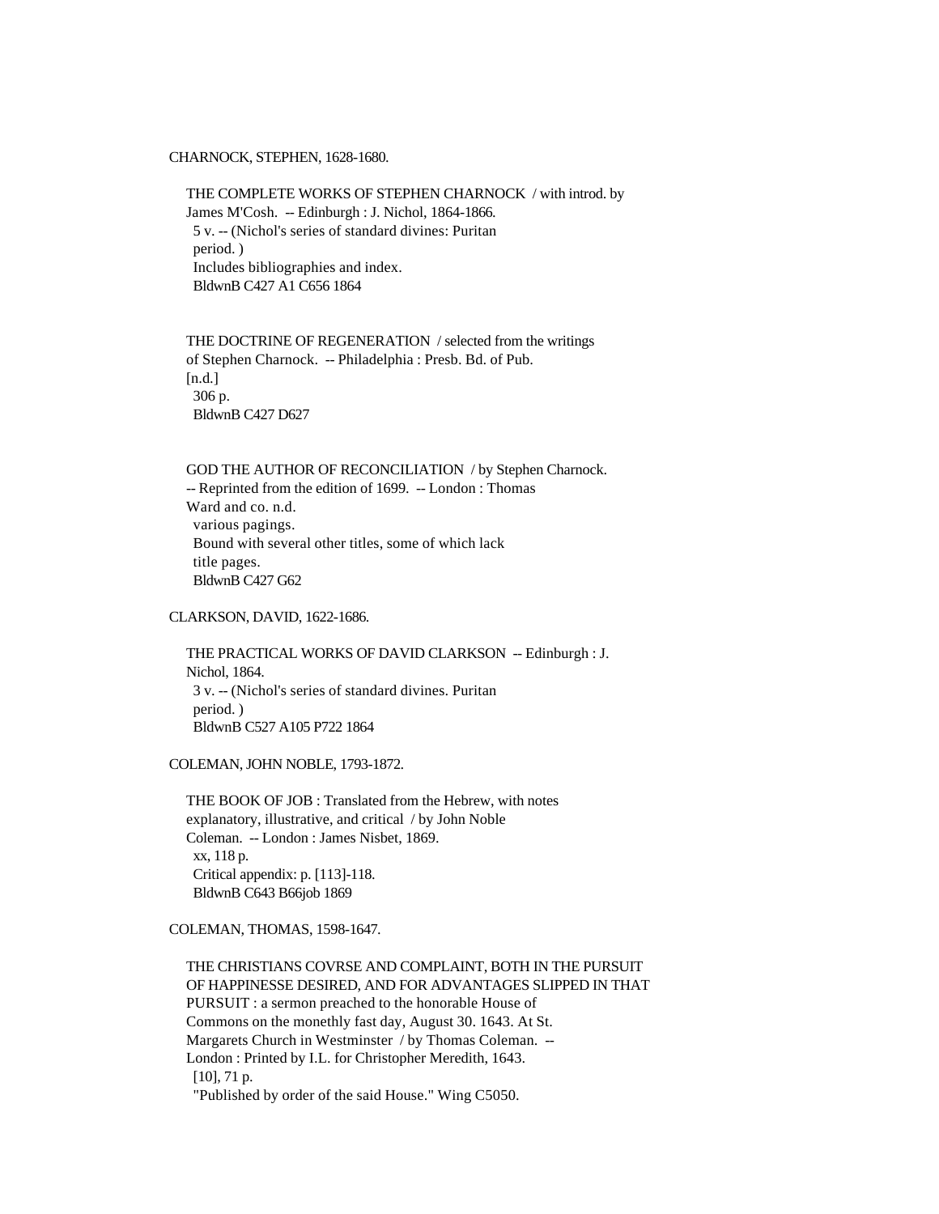CHARNOCK, STEPHEN, 1628-1680.

THE COMPLETE WORKS OF STEPHEN CHARNOCK / with introd. by James M'Cosh. -- Edinburgh : J. Nichol, 1864-1866.
5 v. -- (Nichol's series of standard divines: Puritan period. )
Includes bibliographies and index.
BldwnB C427 A1 C656 1864

THE DOCTRINE OF REGENERATION / selected from the writings of Stephen Charnock. -- Philadelphia : Presb. Bd. of Pub. [n.d.]
306 p.
BldwnB C427 D627

GOD THE AUTHOR OF RECONCILIATION / by Stephen Charnock. -- Reprinted from the edition of 1699. -- London : Thomas Ward and co. n.d.
various pagings.
Bound with several other titles, some of which lack title pages.
BldwnB C427 G62

CLARKSON, DAVID, 1622-1686.

THE PRACTICAL WORKS OF DAVID CLARKSON -- Edinburgh : J. Nichol, 1864.
3 v. -- (Nichol's series of standard divines. Puritan period. )
BldwnB C527 A105 P722 1864

COLEMAN, JOHN NOBLE, 1793-1872.

THE BOOK OF JOB : Translated from the Hebrew, with notes explanatory, illustrative, and critical / by John Noble Coleman. -- London : James Nisbet, 1869.
xx, 118 p.
Critical appendix: p. [113]-118.
BldwnB C643 B66job 1869

COLEMAN, THOMAS, 1598-1647.

THE CHRISTIANS COVRSE AND COMPLAINT, BOTH IN THE PURSUIT OF HAPPINESSE DESIRED, AND FOR ADVANTAGES SLIPPED IN THAT PURSUIT : a sermon preached to the honorable House of Commons on the monethly fast day, August 30. 1643. At St. Margarets Church in Westminster / by Thomas Coleman. -- London : Printed by I.L. for Christopher Meredith, 1643.
[10], 71 p.
"Published by order of the said House." Wing C5050.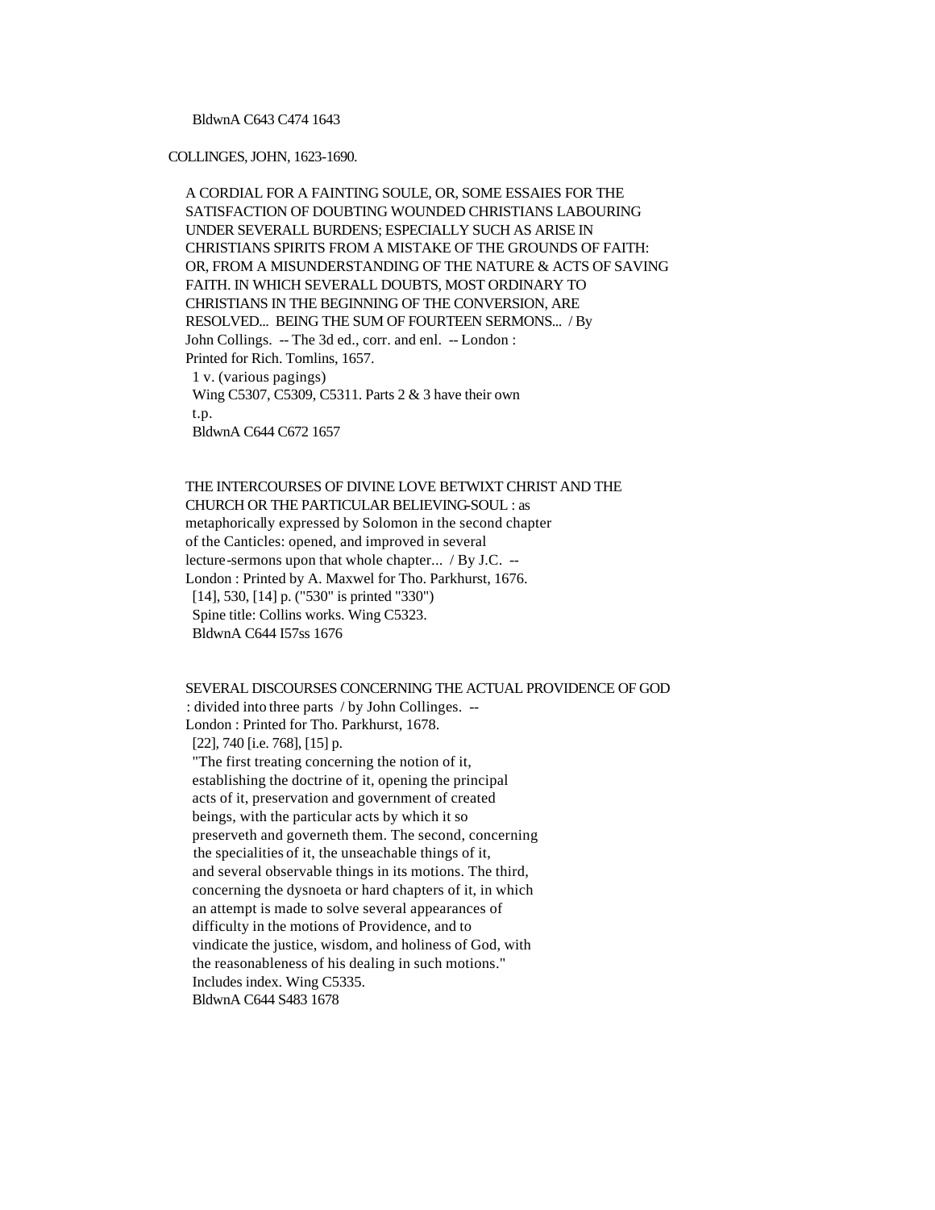BldwnA C643 C474 1643

COLLINGES, JOHN, 1623-1690.

A CORDIAL FOR A FAINTING SOULE, OR, SOME ESSAIES FOR THE SATISFACTION OF DOUBTING WOUNDED CHRISTIANS LABOURING UNDER SEVERALL BURDENS; ESPECIALLY SUCH AS ARISE IN CHRISTIANS SPIRITS FROM A MISTAKE OF THE GROUNDS OF FAITH: OR, FROM A MISUNDERSTANDING OF THE NATURE & ACTS OF SAVING FAITH. IN WHICH SEVERALL DOUBTS, MOST ORDINARY TO CHRISTIANS IN THE BEGINNING OF THE CONVERSION, ARE RESOLVED... BEING THE SUM OF FOURTEEN SERMONS... / By John Collings. -- The 3d ed., corr. and enl. -- London : Printed for Rich. Tomlins, 1657.
1 v. (various pagings)
Wing C5307, C5309, C5311. Parts 2 & 3 have their own t.p.
BldwnA C644 C672 1657

THE INTERCOURSES OF DIVINE LOVE BETWIXT CHRIST AND THE CHURCH OR THE PARTICULAR BELIEVING-SOUL : as metaphorically expressed by Solomon in the second chapter of the Canticles: opened, and improved in several lecture-sermons upon that whole chapter... / By J.C. -- London : Printed by A. Maxwel for Tho. Parkhurst, 1676.
[14], 530, [14] p. ("530" is printed "330")
Spine title: Collins works. Wing C5323.
BldwnA C644 I57ss 1676

SEVERAL DISCOURSES CONCERNING THE ACTUAL PROVIDENCE OF GOD : divided into three parts / by John Collinges. -- London : Printed for Tho. Parkhurst, 1678.
[22], 740 [i.e. 768], [15] p.
"The first treating concerning the notion of it, establishing the doctrine of it, opening the principal acts of it, preservation and government of created beings, with the particular acts by which it so preserveth and governeth them. The second, concerning the specialities of it, the unseachable things of it, and several observable things in its motions. The third, concerning the dysnoeta or hard chapters of it, in which an attempt is made to solve several appearances of difficulty in the motions of Providence, and to vindicate the justice, wisdom, and holiness of God, with the reasonableness of his dealing in such motions."
Includes index. Wing C5335.
BldwnA C644 S483 1678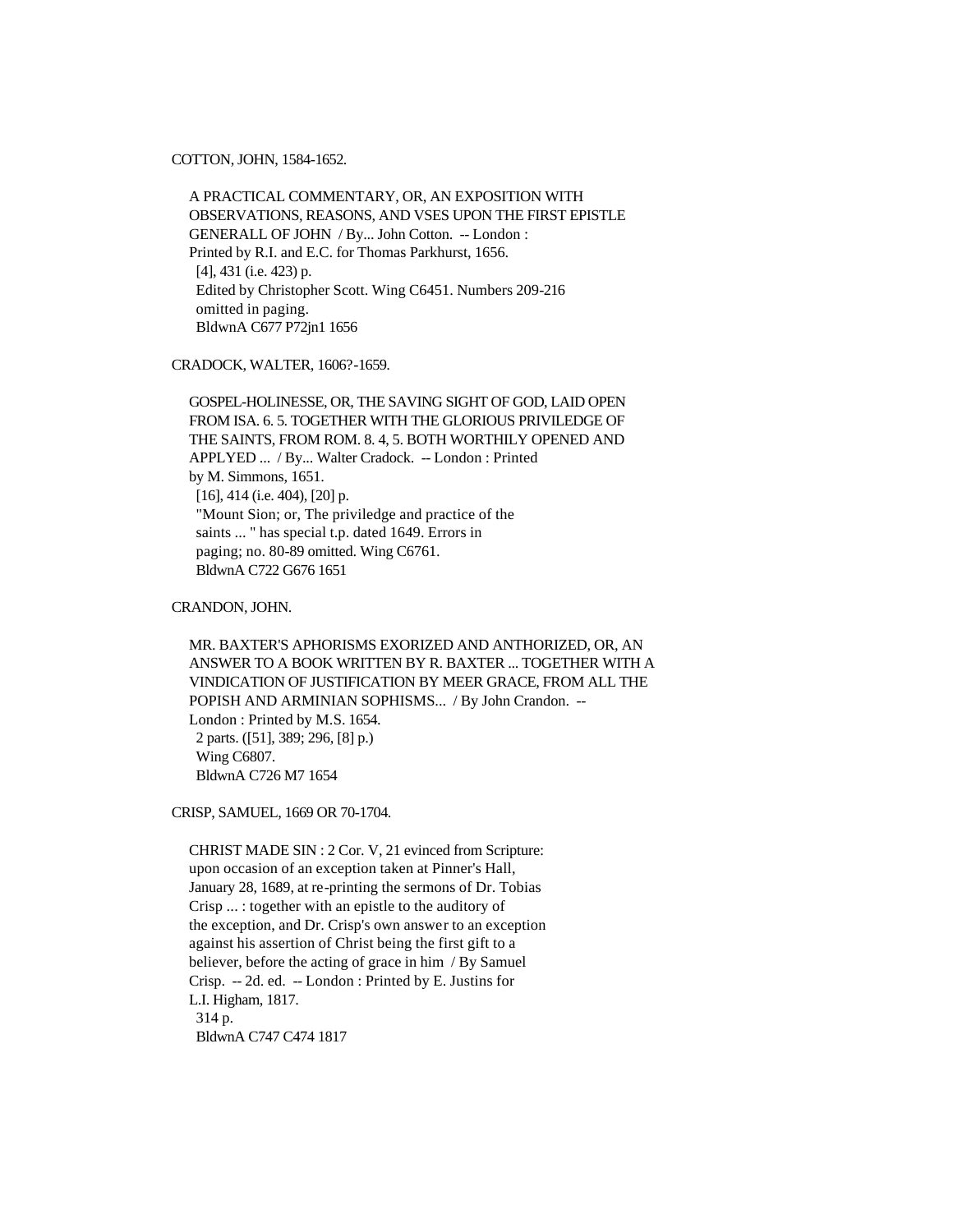COTTON, JOHN, 1584-1652.

A PRACTICAL COMMENTARY, OR, AN EXPOSITION WITH OBSERVATIONS, REASONS, AND VSES UPON THE FIRST EPISTLE GENERALL OF JOHN / By... John Cotton. -- London : Printed by R.I. and E.C. for Thomas Parkhurst, 1656.
[4], 431 (i.e. 423) p.
Edited by Christopher Scott. Wing C6451. Numbers 209-216 omitted in paging.
BldwnA C677 P72jn1 1656

CRADOCK, WALTER, 1606?-1659.

GOSPEL-HOLINESSE, OR, THE SAVING SIGHT OF GOD, LAID OPEN FROM ISA. 6. 5. TOGETHER WITH THE GLORIOUS PRIVILEDGE OF THE SAINTS, FROM ROM. 8. 4, 5. BOTH WORTHILY OPENED AND APPLYED ... / By... Walter Cradock. -- London : Printed by M. Simmons, 1651.
[16], 414 (i.e. 404), [20] p.
"Mount Sion; or, The priviledge and practice of the saints ... " has special t.p. dated 1649. Errors in paging; no. 80-89 omitted. Wing C6761.
BldwnA C722 G676 1651

CRANDON, JOHN.

MR. BAXTER'S APHORISMS EXORIZED AND ANTHORIZED, OR, AN ANSWER TO A BOOK WRITTEN BY R. BAXTER ... TOGETHER WITH A VINDICATION OF JUSTIFICATION BY MEER GRACE, FROM ALL THE POPISH AND ARMINIAN SOPHISMS... / By John Crandon. -- London : Printed by M.S. 1654.
2 parts. ([51], 389; 296, [8] p.)
Wing C6807.
BldwnA C726 M7 1654

CRISP, SAMUEL, 1669 OR 70-1704.

CHRIST MADE SIN : 2 Cor. V, 21 evinced from Scripture: upon occasion of an exception taken at Pinner's Hall, January 28, 1689, at re-printing the sermons of Dr. Tobias Crisp ... : together with an epistle to the auditory of the exception, and Dr. Crisp's own answer to an exception against his assertion of Christ being the first gift to a believer, before the acting of grace in him / By Samuel Crisp. -- 2d. ed. -- London : Printed by E. Justins for L.I. Higham, 1817.
314 p.
BldwnA C747 C474 1817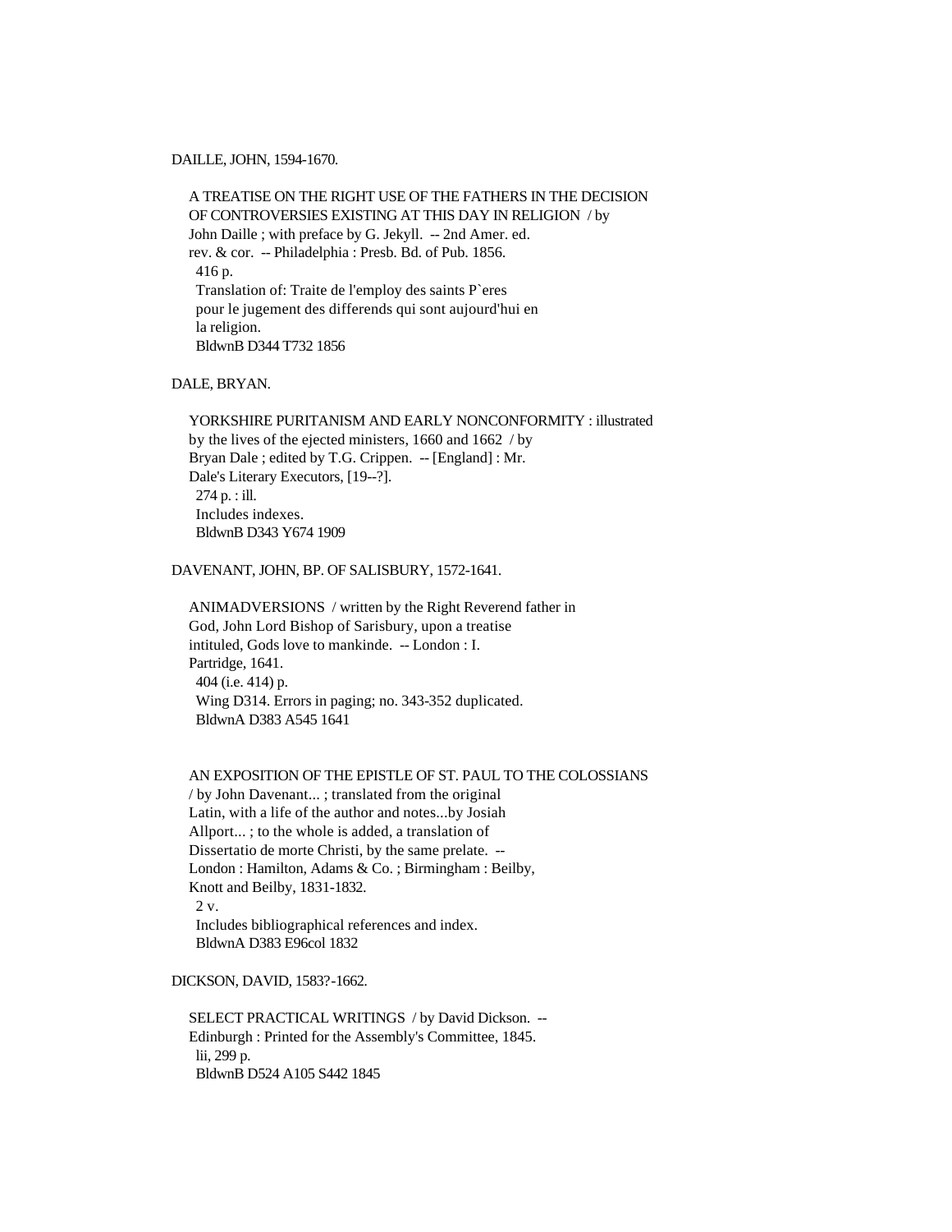DAILLE, JOHN, 1594-1670.

A TREATISE ON THE RIGHT USE OF THE FATHERS IN THE DECISION OF CONTROVERSIES EXISTING AT THIS DAY IN RELIGION / by John Daille ; with preface by G. Jekyll. -- 2nd Amer. ed. rev. & cor. -- Philadelphia : Presb. Bd. of Pub. 1856.
416 p.
Translation of: Traite de l'employ des saints P`eres pour le jugement des differends qui sont aujourd'hui en la religion.
BldwnB D344 T732 1856

DALE, BRYAN.

YORKSHIRE PURITANISM AND EARLY NONCONFORMITY : illustrated by the lives of the ejected ministers, 1660 and 1662 / by Bryan Dale ; edited by T.G. Crippen. -- [England] : Mr. Dale's Literary Executors, [19--?].
274 p. : ill.
Includes indexes.
BldwnB D343 Y674 1909

DAVENANT, JOHN, BP. OF SALISBURY, 1572-1641.

ANIMADVERSIONS / written by the Right Reverend father in God, John Lord Bishop of Sarisbury, upon a treatise intituled, Gods love to mankinde. -- London : I. Partridge, 1641.
404 (i.e. 414) p.
Wing D314. Errors in paging; no. 343-352 duplicated.
BldwnA D383 A545 1641

AN EXPOSITION OF THE EPISTLE OF ST. PAUL TO THE COLOSSIANS / by John Davenant... ; translated from the original Latin, with a life of the author and notes...by Josiah Allport... ; to the whole is added, a translation of Dissertatio de morte Christi, by the same prelate. -- London : Hamilton, Adams & Co. ; Birmingham : Beilby, Knott and Beilby, 1831-1832.
2 v.
Includes bibliographical references and index.
BldwnA D383 E96col 1832

DICKSON, DAVID, 1583?-1662.

SELECT PRACTICAL WRITINGS / by David Dickson. -- Edinburgh : Printed for the Assembly's Committee, 1845.
lii, 299 p.
BldwnB D524 A105 S442 1845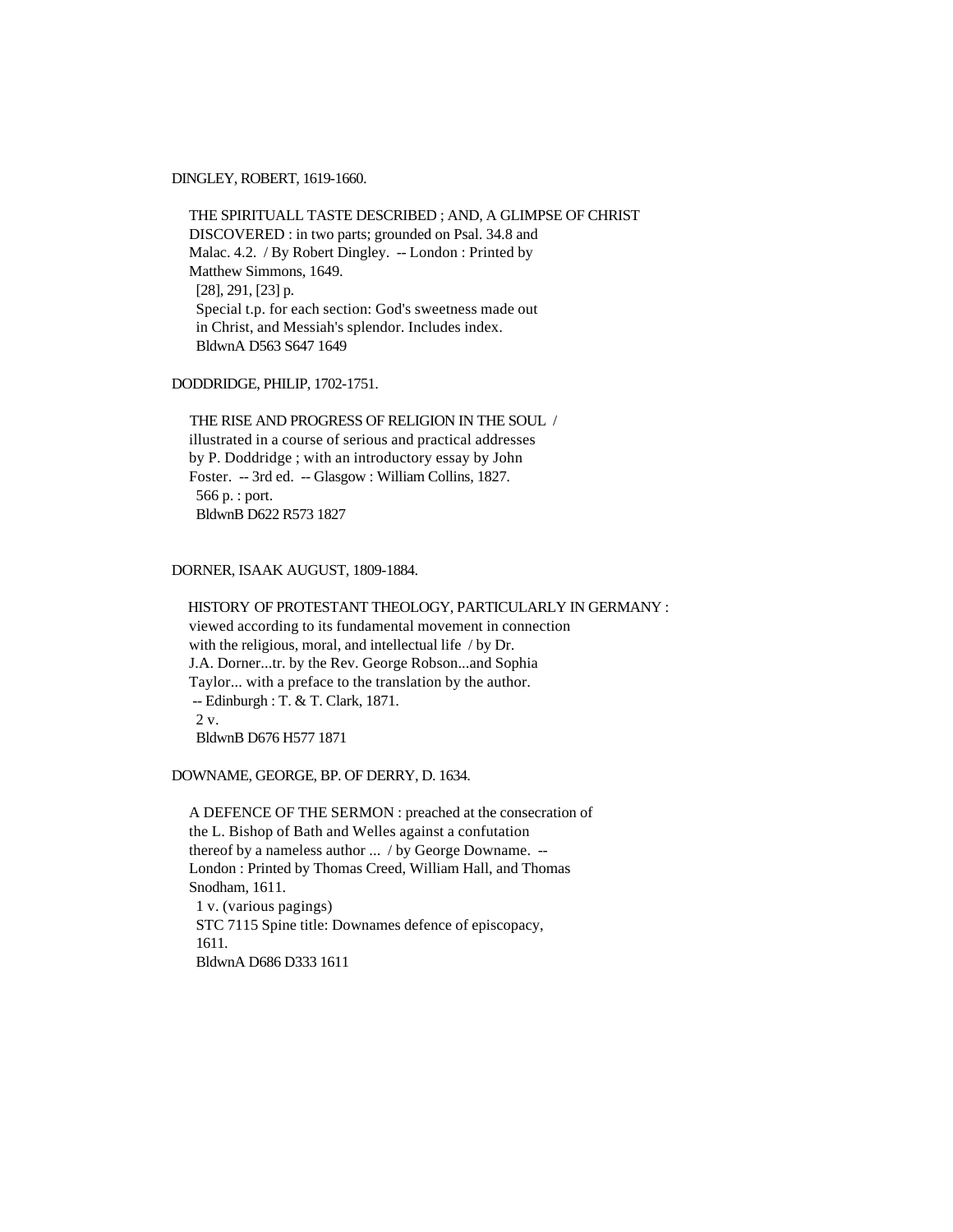DINGLEY, ROBERT, 1619-1660.

THE SPIRITUALL TASTE DESCRIBED ; AND, A GLIMPSE OF CHRIST DISCOVERED : in two parts; grounded on Psal. 34.8 and Malac. 4.2. / By Robert Dingley. -- London : Printed by Matthew Simmons, 1649.
[28], 291, [23] p.
Special t.p. for each section: God's sweetness made out in Christ, and Messiah's splendor. Includes index.
BldwnA D563 S647 1649

DODDRIDGE, PHILIP, 1702-1751.

THE RISE AND PROGRESS OF RELIGION IN THE SOUL / illustrated in a course of serious and practical addresses by P. Doddridge ; with an introductory essay by John Foster. -- 3rd ed. -- Glasgow : William Collins, 1827.
566 p. : port.
BldwnB D622 R573 1827

DORNER, ISAAK AUGUST, 1809-1884.

HISTORY OF PROTESTANT THEOLOGY, PARTICULARLY IN GERMANY : viewed according to its fundamental movement in connection with the religious, moral, and intellectual life / by Dr. J.A. Dorner...tr. by the Rev. George Robson...and Sophia Taylor... with a preface to the translation by the author. -- Edinburgh : T. & T. Clark, 1871.
2 v.
BldwnB D676 H577 1871

DOWNAME, GEORGE, BP. OF DERRY, D. 1634.

A DEFENCE OF THE SERMON : preached at the consecration of the L. Bishop of Bath and Welles against a confutation thereof by a nameless author ... / by George Downame. -- London : Printed by Thomas Creed, William Hall, and Thomas Snodham, 1611.
1 v. (various pagings)
STC 7115 Spine title: Downames defence of episcopacy, 1611.
BldwnA D686 D333 1611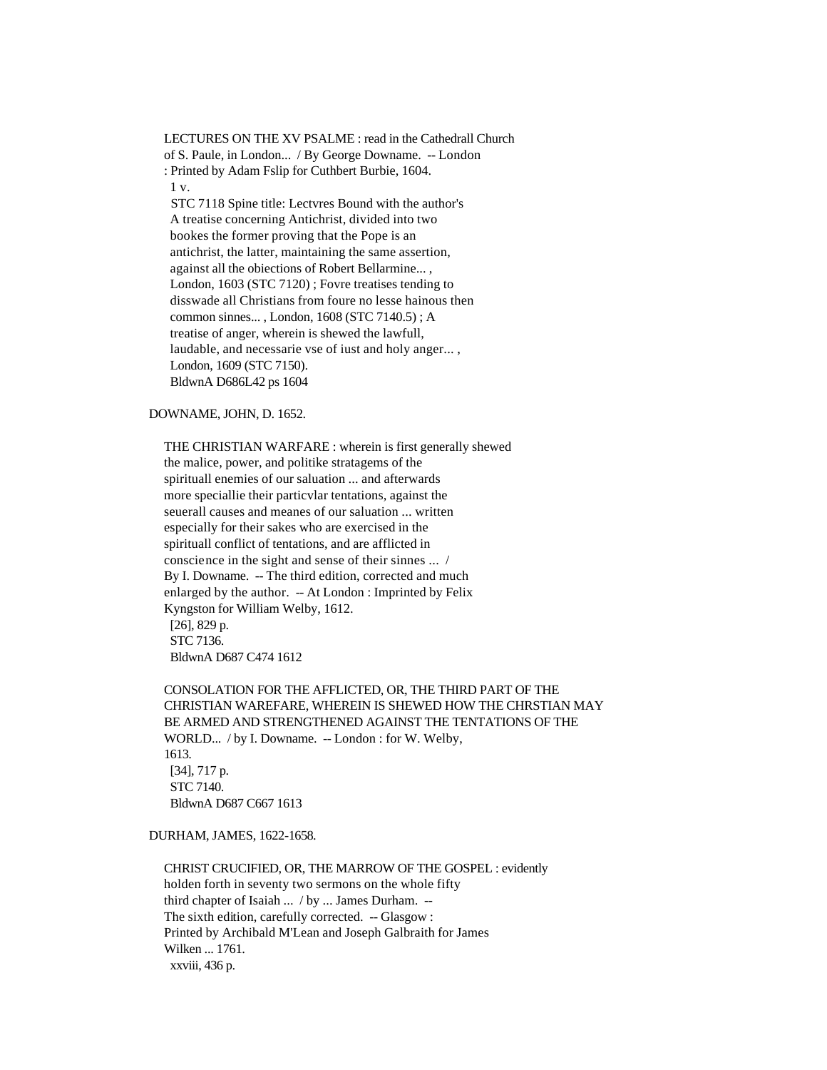LECTURES ON THE XV PSALME : read in the Cathedrall Church of S. Paule, in London... / By George Downame. -- London : Printed by Adam Fslip for Cuthbert Burbie, 1604.

1 v.

STC 7118 Spine title: Lectvres Bound with the author's A treatise concerning Antichrist, divided into two bookes the former proving that the Pope is an antichrist, the latter, maintaining the same assertion, against all the obiections of Robert Bellarmine... , London, 1603 (STC 7120) ; Fovre treatises tending to disswade all Christians from foure no lesse hainous then common sinnes... , London, 1608 (STC 7140.5) ; A treatise of anger, wherein is shewed the lawfull, laudable, and necessarie vse of iust and holy anger... , London, 1609 (STC 7150).

BldwnA D686L42 ps 1604

DOWNAME, JOHN, D. 1652.

THE CHRISTIAN WARFARE : wherein is first generally shewed the malice, power, and politike stratagems of the spirituall enemies of our saluation ... and afterwards more speciallie their particvlar tentations, against the seuerall causes and meanes of our saluation ... written especially for their sakes who are exercised in the spirituall conflict of tentations, and are afflicted in conscience in the sight and sense of their sinnes ... / By I. Downame. -- The third edition, corrected and much enlarged by the author. -- At London : Imprinted by Felix Kyngston for William Welby, 1612.

[26], 829 p.

STC 7136.

BldwnA D687 C474 1612

CONSOLATION FOR THE AFFLICTED, OR, THE THIRD PART OF THE CHRISTIAN WAREFARE, WHEREIN IS SHEWED HOW THE CHRSTIAN MAY BE ARMED AND STRENGTHENED AGAINST THE TENTATIONS OF THE WORLD... / by I. Downame. -- London : for W. Welby, 1613.

[34], 717 p.

STC 7140.

BldwnA D687 C667 1613

DURHAM, JAMES, 1622-1658.

CHRIST CRUCIFIED, OR, THE MARROW OF THE GOSPEL : evidently holden forth in seventy two sermons on the whole fifty third chapter of Isaiah ... / by ... James Durham. -- The sixth edition, carefully corrected. -- Glasgow : Printed by Archibald M'Lean and Joseph Galbraith for James Wilken ... 1761.

xxviii, 436 p.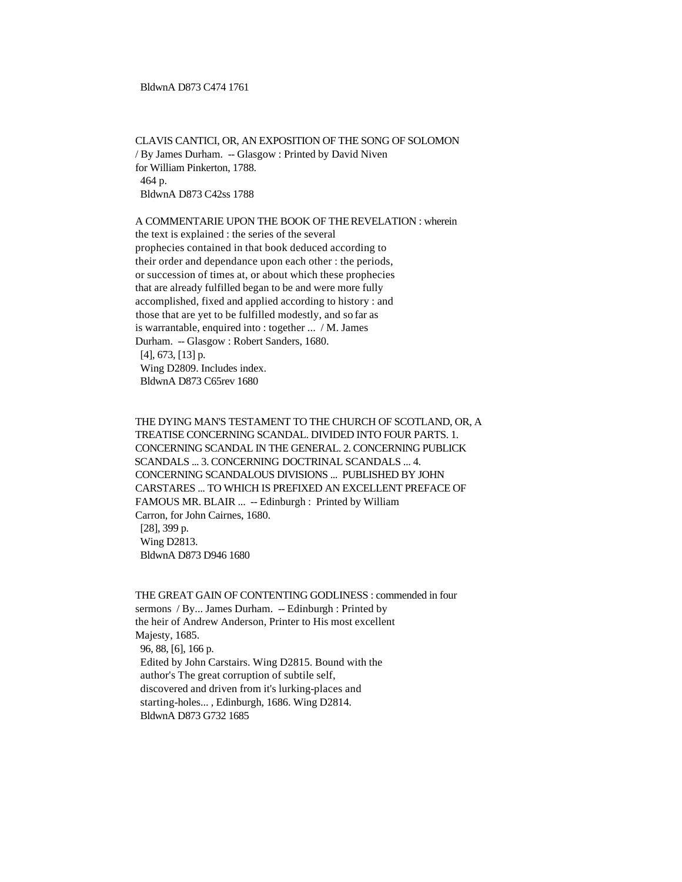BldwnA D873 C474 1761

CLAVIS CANTICI, OR, AN EXPOSITION OF THE SONG OF SOLOMON / By James Durham. -- Glasgow : Printed by David Niven for William Pinkerton, 1788.
 464 p.
 BldwnA D873 C42ss 1788

A COMMENTARIE UPON THE BOOK OF THE REVELATION : wherein the text is explained : the series of the several prophecies contained in that book deduced according to their order and dependance upon each other : the periods, or succession of times at, or about which these prophecies that are already fulfilled began to be and were more fully accomplished, fixed and applied according to history : and those that are yet to be fulfilled modestly, and so far as is warrantable, enquired into : together ... / M. James Durham. -- Glasgow : Robert Sanders, 1680.
 [4], 673, [13] p.
 Wing D2809. Includes index.
 BldwnA D873 C65rev 1680

THE DYING MAN'S TESTAMENT TO THE CHURCH OF SCOTLAND, OR, A TREATISE CONCERNING SCANDAL. DIVIDED INTO FOUR PARTS. 1. CONCERNING SCANDAL IN THE GENERAL. 2. CONCERNING PUBLICK SCANDALS ... 3. CONCERNING DOCTRINAL SCANDALS ... 4. CONCERNING SCANDALOUS DIVISIONS ... PUBLISHED BY JOHN CARSTARES ... TO WHICH IS PREFIXED AN EXCELLENT PREFACE OF FAMOUS MR. BLAIR ... -- Edinburgh : Printed by William Carron, for John Cairnes, 1680.
 [28], 399 p.
 Wing D2813.
 BldwnA D873 D946 1680

THE GREAT GAIN OF CONTENTING GODLINESS : commended in four sermons / By... James Durham. -- Edinburgh : Printed by the heir of Andrew Anderson, Printer to His most excellent Majesty, 1685.
 96, 88, [6], 166 p.
 Edited by John Carstairs. Wing D2815. Bound with the author's The great corruption of subtile self, discovered and driven from it's lurking-places and starting-holes... , Edinburgh, 1686. Wing D2814.
 BldwnA D873 G732 1685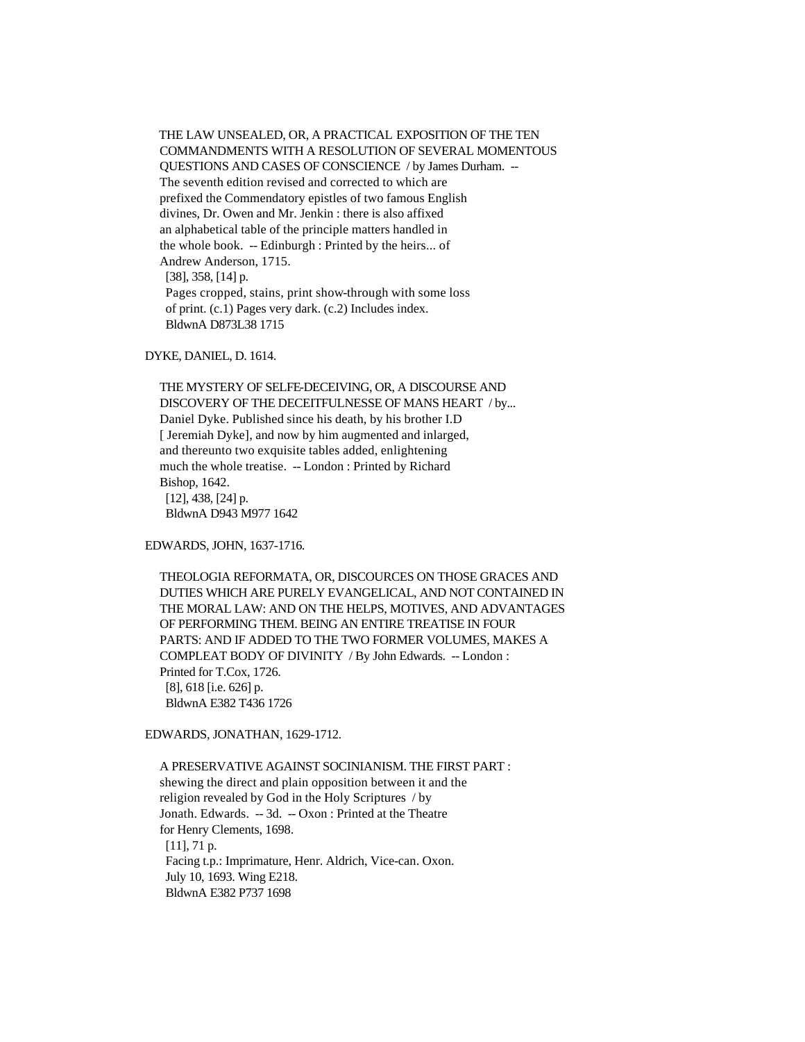THE LAW UNSEALED, OR, A PRACTICAL EXPOSITION OF THE TEN COMMANDMENTS WITH A RESOLUTION OF SEVERAL MOMENTOUS QUESTIONS AND CASES OF CONSCIENCE / by James Durham. -- The seventh edition revised and corrected to which are prefixed the Commendatory epistles of two famous English divines, Dr. Owen and Mr. Jenkin : there is also affixed an alphabetical table of the principle matters handled in the whole book. -- Edinburgh : Printed by the heirs... of Andrew Anderson, 1715.
[38], 358, [14] p.
Pages cropped, stains, print show-through with some loss of print. (c.1) Pages very dark. (c.2) Includes index.
BldwnA D873L38 1715

DYKE, DANIEL, D. 1614.

THE MYSTERY OF SELFE-DECEIVING, OR, A DISCOURSE AND DISCOVERY OF THE DECEITFULNESSE OF MANS HEART / by... Daniel Dyke. Published since his death, by his brother I.D [ Jeremiah Dyke], and now by him augmented and inlarged, and thereunto two exquisite tables added, enlightening much the whole treatise. -- London : Printed by Richard Bishop, 1642.
[12], 438, [24] p.
BldwnA D943 M977 1642

EDWARDS, JOHN, 1637-1716.

THEOLOGIA REFORMATA, OR, DISCOURCES ON THOSE GRACES AND DUTIES WHICH ARE PURELY EVANGELICAL, AND NOT CONTAINED IN THE MORAL LAW: AND ON THE HELPS, MOTIVES, AND ADVANTAGES OF PERFORMING THEM. BEING AN ENTIRE TREATISE IN FOUR PARTS: AND IF ADDED TO THE TWO FORMER VOLUMES, MAKES A COMPLEAT BODY OF DIVINITY / By John Edwards. -- London : Printed for T.Cox, 1726.
[8], 618 [i.e. 626] p.
BldwnA E382 T436 1726

EDWARDS, JONATHAN, 1629-1712.

A PRESERVATIVE AGAINST SOCINIANISM. THE FIRST PART : shewing the direct and plain opposition between it and the religion revealed by God in the Holy Scriptures / by Jonath. Edwards. -- 3d. -- Oxon : Printed at the Theatre for Henry Clements, 1698.
[11], 71 p.
Facing t.p.: Imprimature, Henr. Aldrich, Vice-can. Oxon. July 10, 1693. Wing E218.
BldwnA E382 P737 1698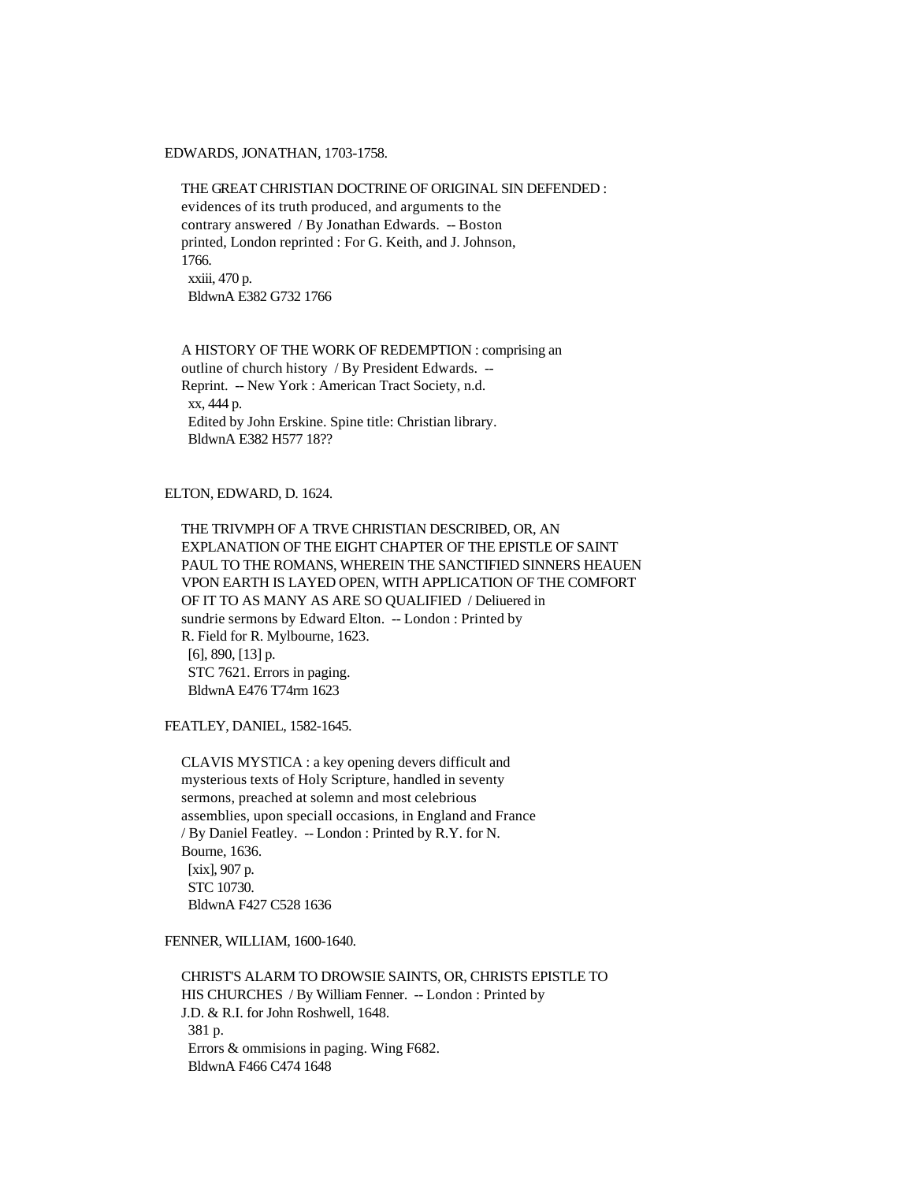EDWARDS, JONATHAN, 1703-1758.

THE GREAT CHRISTIAN DOCTRINE OF ORIGINAL SIN DEFENDED : evidences of its truth produced, and arguments to the contrary answered / By Jonathan Edwards. -- Boston printed, London reprinted : For G. Keith, and J. Johnson, 1766.
xxiii, 470 p.
BldwnA E382 G732 1766

A HISTORY OF THE WORK OF REDEMPTION : comprising an outline of church history / By President Edwards. -- Reprint. -- New York : American Tract Society, n.d.
xx, 444 p.
Edited by John Erskine. Spine title: Christian library.
BldwnA E382 H577 18??

ELTON, EDWARD, D. 1624.

THE TRIVMPH OF A TRVE CHRISTIAN DESCRIBED, OR, AN EXPLANATION OF THE EIGHT CHAPTER OF THE EPISTLE OF SAINT PAUL TO THE ROMANS, WHEREIN THE SANCTIFIED SINNERS HEAUEN VPON EARTH IS LAYED OPEN, WITH APPLICATION OF THE COMFORT OF IT TO AS MANY AS ARE SO QUALIFIED / Deliuered in sundrie sermons by Edward Elton. -- London : Printed by R. Field for R. Mylbourne, 1623.
[6], 890, [13] p.
STC 7621. Errors in paging.
BldwnA E476 T74rn 1623

FEATLEY, DANIEL, 1582-1645.

CLAVIS MYSTICA : a key opening devers difficult and mysterious texts of Holy Scripture, handled in seventy sermons, preached at solemn and most celebrious assemblies, upon speciall occasions, in England and France / By Daniel Featley. -- London : Printed by R.Y. for N. Bourne, 1636.
[xix], 907 p.
STC 10730.
BldwnA F427 C528 1636

FENNER, WILLIAM, 1600-1640.

CHRIST'S ALARM TO DROWSIE SAINTS, OR, CHRISTS EPISTLE TO HIS CHURCHES / By William Fenner. -- London : Printed by J.D. & R.I. for John Roshwell, 1648.
381 p.
Errors & ommisions in paging. Wing F682.
BldwnA F466 C474 1648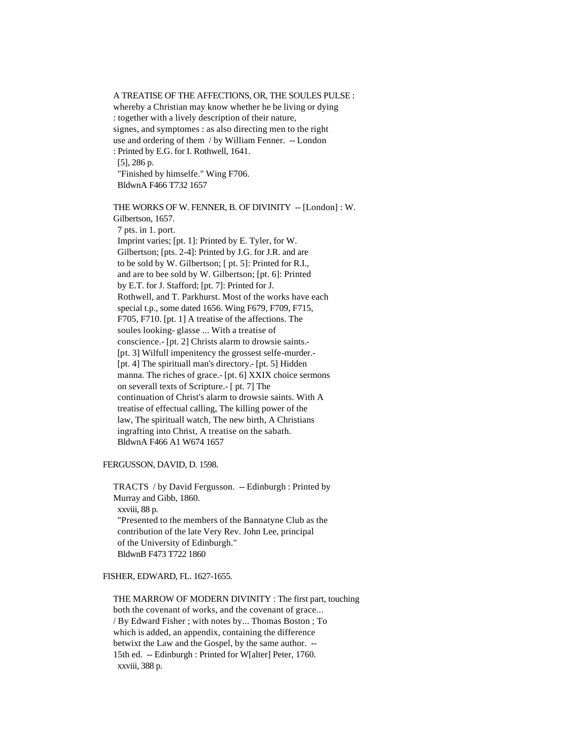A TREATISE OF THE AFFECTIONS, OR, THE SOULES PULSE : whereby a Christian may know whether he be living or dying : together with a lively description of their nature, signes, and symptomes : as also directing men to the right use and ordering of them / by William Fenner. -- London : Printed by E.G. for I. Rothwell, 1641.
[5], 286 p.
"Finished by himselfe." Wing F706.
BldwnA F466 T732 1657

THE WORKS OF W. FENNER, B. OF DIVINITY -- [London] : W. Gilbertson, 1657.
7 pts. in 1. port.
Imprint varies; [pt. 1]: Printed by E. Tyler, for W. Gilbertson; [pts. 2-4]: Printed by J.G. for J.R. and are to be sold by W. Gilbertson; [ pt. 5]: Printed for R.I., and are to bee sold by W. Gilbertson; [pt. 6]: Printed by E.T. for J. Stafford; [pt. 7]: Printed for J. Rothwell, and T. Parkhurst. Most of the works have each special t.p., some dated 1656. Wing F679, F709, F715, F705, F710. [pt. 1] A treatise of the affections. The soules looking- glasse ... With a treatise of conscience.- [pt. 2] Christs alarm to drowsie saints.- [pt. 3] Wilfull impenitency the grossest selfe-murder.- [pt. 4] The spirituall man's directory.- [pt. 5] Hidden manna. The riches of grace.- [pt. 6] XXIX choice sermons on severall texts of Scripture.- [ pt. 7] The continuation of Christ's alarm to drowsie saints. With A treatise of effectual calling, The killing power of the law, The spirituall watch, The new birth, A Christians ingrafting into Christ, A treatise on the sabath.
BldwnA F466 A1 W674 1657

FERGUSSON, DAVID, D. 1598.

TRACTS / by David Fergusson. -- Edinburgh : Printed by Murray and Gibb, 1860.
xxviii, 88 p.
"Presented to the members of the Bannatyne Club as the contribution of the late Very Rev. John Lee, principal of the University of Edinburgh."
BldwnB F473 T722 1860

FISHER, EDWARD, FL. 1627-1655.

THE MARROW OF MODERN DIVINITY : The first part, touching both the covenant of works, and the covenant of grace... / By Edward Fisher ; with notes by... Thomas Boston ; To which is added, an appendix, containing the difference betwixt the Law and the Gospel, by the same author. -- 15th ed. -- Edinburgh : Printed for W[alter] Peter, 1760.
xxviii, 388 p.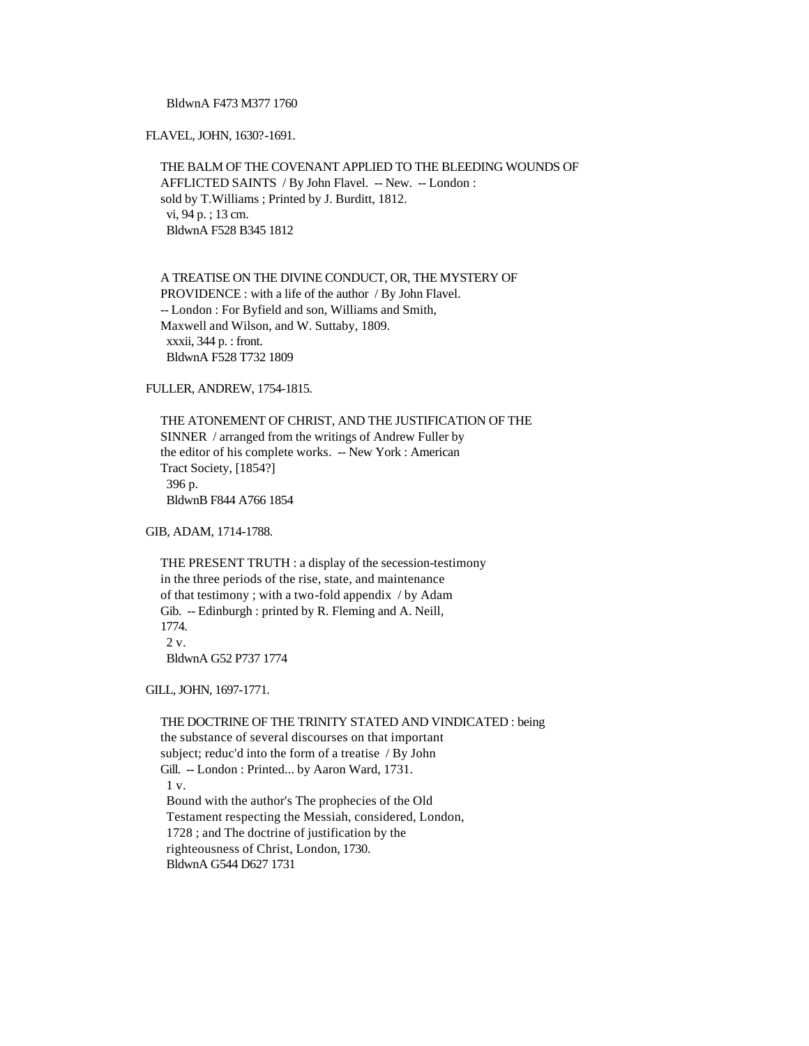BldwnA F473 M377 1760

FLAVEL, JOHN, 1630?-1691.

THE BALM OF THE COVENANT APPLIED TO THE BLEEDING WOUNDS OF AFFLICTED SAINTS / By John Flavel. -- New. -- London : sold by T.Williams ; Printed by J. Burditt, 1812.
vi, 94 p. ; 13 cm.
BldwnA F528 B345 1812

A TREATISE ON THE DIVINE CONDUCT, OR, THE MYSTERY OF PROVIDENCE : with a life of the author / By John Flavel. -- London : For Byfield and son, Williams and Smith, Maxwell and Wilson, and W. Suttaby, 1809.
xxxii, 344 p. : front.
BldwnA F528 T732 1809

FULLER, ANDREW, 1754-1815.

THE ATONEMENT OF CHRIST, AND THE JUSTIFICATION OF THE SINNER / arranged from the writings of Andrew Fuller by the editor of his complete works. -- New York : American Tract Society, [1854?]
396 p.
BldwnB F844 A766 1854

GIB, ADAM, 1714-1788.

THE PRESENT TRUTH : a display of the secession-testimony in the three periods of the rise, state, and maintenance of that testimony ; with a two-fold appendix / by Adam Gib. -- Edinburgh : printed by R. Fleming and A. Neill, 1774.
2 v.
BldwnA G52 P737 1774

GILL, JOHN, 1697-1771.

THE DOCTRINE OF THE TRINITY STATED AND VINDICATED : being the substance of several discourses on that important subject; reduc'd into the form of a treatise / By John Gill. -- London : Printed... by Aaron Ward, 1731.
1 v.
Bound with the author's The prophecies of the Old Testament respecting the Messiah, considered, London, 1728 ; and The doctrine of justification by the righteousness of Christ, London, 1730.
BldwnA G544 D627 1731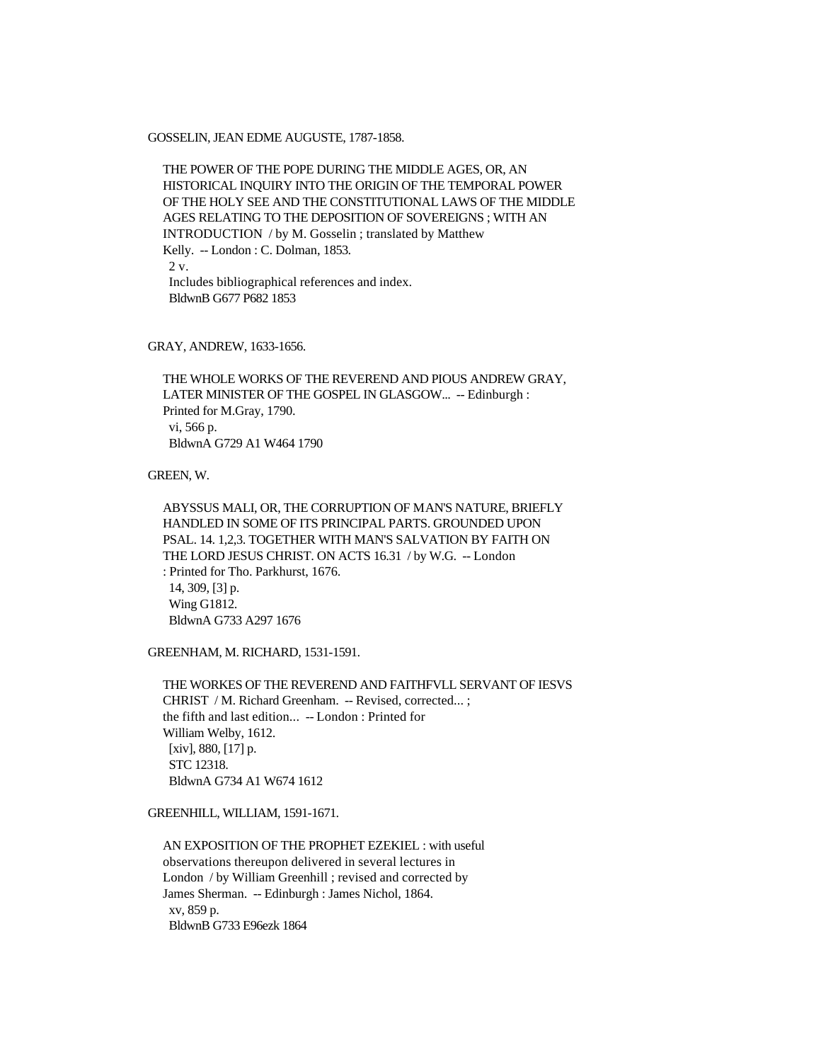GOSSELIN, JEAN EDME AUGUSTE, 1787-1858.

THE POWER OF THE POPE DURING THE MIDDLE AGES, OR, AN HISTORICAL INQUIRY INTO THE ORIGIN OF THE TEMPORAL POWER OF THE HOLY SEE AND THE CONSTITUTIONAL LAWS OF THE MIDDLE AGES RELATING TO THE DEPOSITION OF SOVEREIGNS ; WITH AN INTRODUCTION / by M. Gosselin ; translated by Matthew Kelly. -- London : C. Dolman, 1853.
2 v.
Includes bibliographical references and index.
BldwnB G677 P682 1853

GRAY, ANDREW, 1633-1656.

THE WHOLE WORKS OF THE REVEREND AND PIOUS ANDREW GRAY, LATER MINISTER OF THE GOSPEL IN GLASGOW... -- Edinburgh : Printed for M.Gray, 1790.
vi, 566 p.
BldwnA G729 A1 W464 1790

GREEN, W.

ABYSSUS MALI, OR, THE CORRUPTION OF MAN'S NATURE, BRIEFLY HANDLED IN SOME OF ITS PRINCIPAL PARTS. GROUNDED UPON PSAL. 14. 1,2,3. TOGETHER WITH MAN'S SALVATION BY FAITH ON THE LORD JESUS CHRIST. ON ACTS 16.31 / by W.G. -- London : Printed for Tho. Parkhurst, 1676.
14, 309, [3] p.
Wing G1812.
BldwnA G733 A297 1676

GREENHAM, M. RICHARD, 1531-1591.

THE WORKES OF THE REVEREND AND FAITHFVLL SERVANT OF IESVS CHRIST / M. Richard Greenham. -- Revised, corrected... ; the fifth and last edition... -- London : Printed for William Welby, 1612.
[xiv], 880, [17] p.
STC 12318.
BldwnA G734 A1 W674 1612

GREENHILL, WILLIAM, 1591-1671.

AN EXPOSITION OF THE PROPHET EZEKIEL : with useful observations thereupon delivered in several lectures in London / by William Greenhill ; revised and corrected by James Sherman. -- Edinburgh : James Nichol, 1864.
xv, 859 p.
BldwnB G733 E96ezk 1864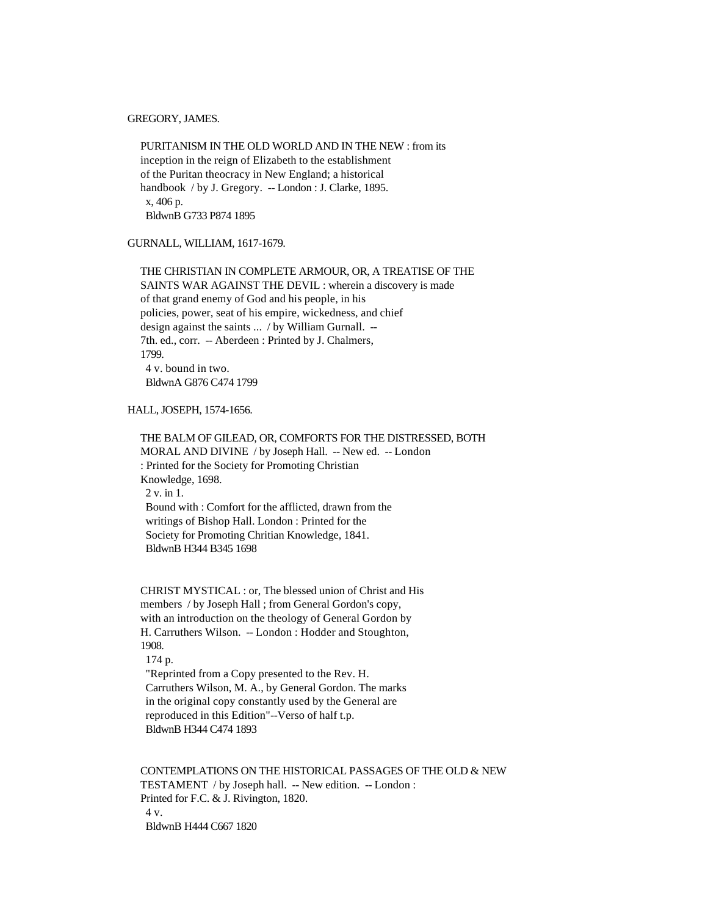GREGORY, JAMES.

PURITANISM IN THE OLD WORLD AND IN THE NEW : from its inception in the reign of Elizabeth to the establishment of the Puritan theocracy in New England; a historical handbook / by J. Gregory. -- London : J. Clarke, 1895.
x, 406 p.
BldwnB G733 P874 1895

GURNALL, WILLIAM, 1617-1679.

THE CHRISTIAN IN COMPLETE ARMOUR, OR, A TREATISE OF THE SAINTS WAR AGAINST THE DEVIL : wherein a discovery is made of that grand enemy of God and his people, in his policies, power, seat of his empire, wickedness, and chief design against the saints ... / by William Gurnall. -- 7th. ed., corr. -- Aberdeen : Printed by J. Chalmers, 1799.
4 v. bound in two.
BldwnA G876 C474 1799

HALL, JOSEPH, 1574-1656.

THE BALM OF GILEAD, OR, COMFORTS FOR THE DISTRESSED, BOTH MORAL AND DIVINE / by Joseph Hall. -- New ed. -- London : Printed for the Society for Promoting Christian Knowledge, 1698.
2 v. in 1.
Bound with : Comfort for the afflicted, drawn from the writings of Bishop Hall. London : Printed for the Society for Promoting Chritian Knowledge, 1841.
BldwnB H344 B345 1698

CHRIST MYSTICAL : or, The blessed union of Christ and His members / by Joseph Hall ; from General Gordon's copy, with an introduction on the theology of General Gordon by H. Carruthers Wilson. -- London : Hodder and Stoughton, 1908.
174 p.
"Reprinted from a Copy presented to the Rev. H. Carruthers Wilson, M. A., by General Gordon. The marks in the original copy constantly used by the General are reproduced in this Edition"--Verso of half t.p.
BldwnB H344 C474 1893

CONTEMPLATIONS ON THE HISTORICAL PASSAGES OF THE OLD & NEW TESTAMENT / by Joseph hall. -- New edition. -- London : Printed for F.C. & J. Rivington, 1820.
4 v.
BldwnB H444 C667 1820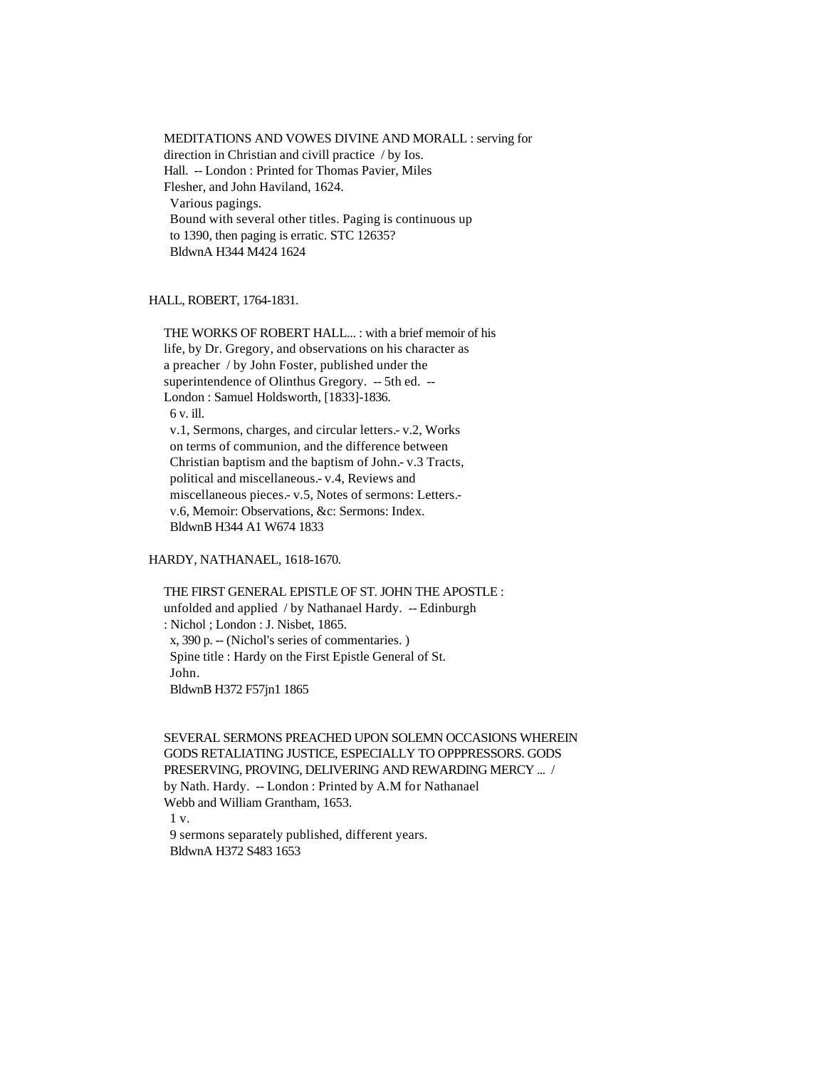MEDITATIONS AND VOWES DIVINE AND MORALL : serving for direction in Christian and civill practice / by Ios. Hall. -- London : Printed for Thomas Pavier, Miles Flesher, and John Haviland, 1624.

Various pagings.

Bound with several other titles. Paging is continuous up to 1390, then paging is erratic. STC 12635?

BldwnA H344 M424 1624

HALL, ROBERT, 1764-1831.

THE WORKS OF ROBERT HALL... : with a brief memoir of his life, by Dr. Gregory, and observations on his character as a preacher / by John Foster, published under the superintendence of Olinthus Gregory. -- 5th ed. -- London : Samuel Holdsworth, [1833]-1836.

6 v. ill.

v.1, Sermons, charges, and circular letters.- v.2, Works on terms of communion, and the difference between Christian baptism and the baptism of John.- v.3 Tracts, political and miscellaneous.- v.4, Reviews and miscellaneous pieces.- v.5, Notes of sermons: Letters.- v.6, Memoir: Observations, &c: Sermons: Index.

BldwnB H344 A1 W674 1833

HARDY, NATHANAEL, 1618-1670.

THE FIRST GENERAL EPISTLE OF ST. JOHN THE APOSTLE : unfolded and applied / by Nathanael Hardy. -- Edinburgh : Nichol ; London : J. Nisbet, 1865.

x, 390 p. -- (Nichol's series of commentaries. )

Spine title : Hardy on the First Epistle General of St. John.

BldwnB H372 F57jn1 1865

SEVERAL SERMONS PREACHED UPON SOLEMN OCCASIONS WHEREIN GODS RETALIATING JUSTICE, ESPECIALLY TO OPPPRESSORS. GODS PRESERVING, PROVING, DELIVERING AND REWARDING MERCY ... / by Nath. Hardy. -- London : Printed by A.M for Nathanael Webb and William Grantham, 1653.

1 v.

9 sermons separately published, different years.

BldwnA H372 S483 1653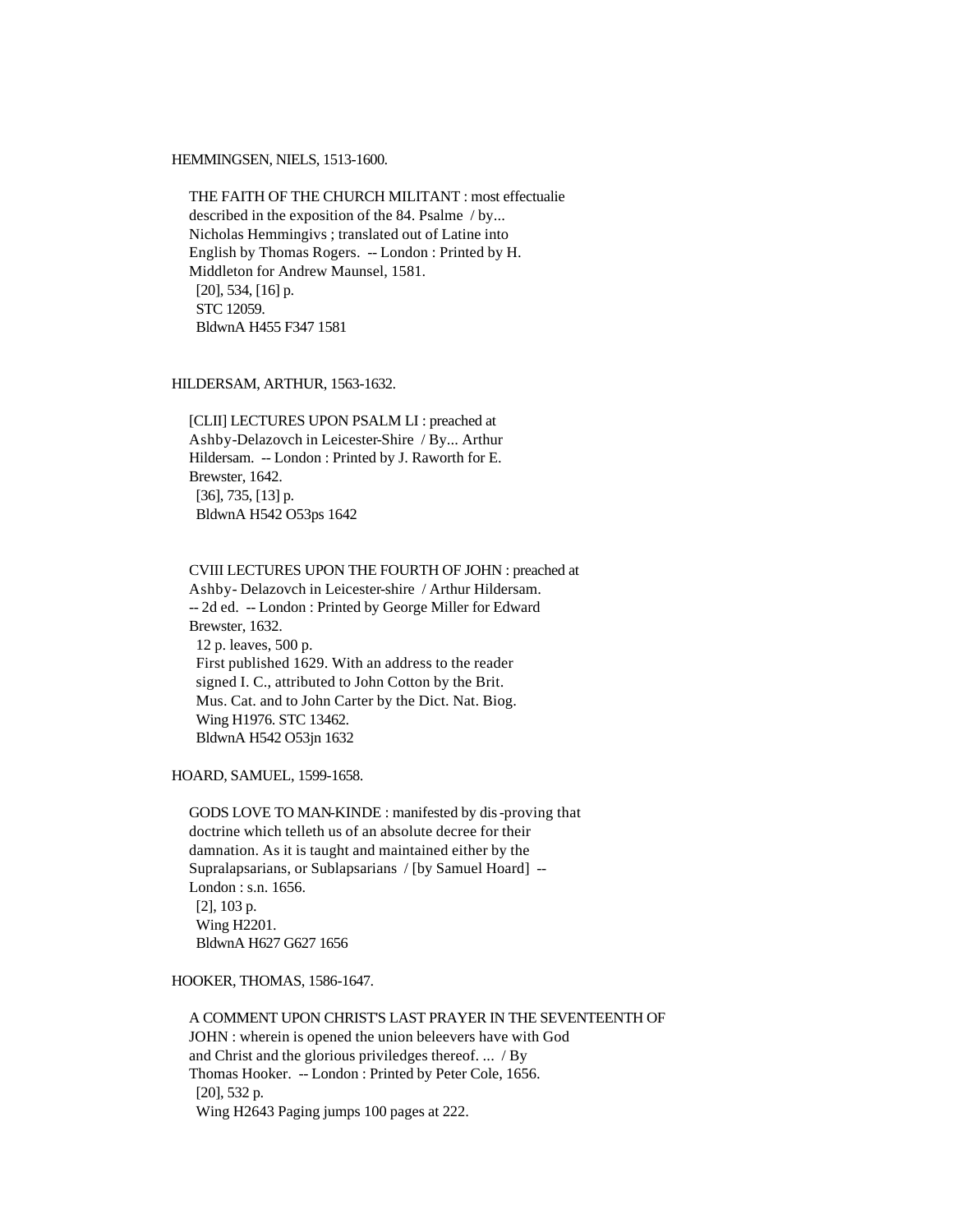HEMMINGSEN, NIELS, 1513-1600.

THE FAITH OF THE CHURCH MILITANT : most effectualie described in the exposition of the 84. Psalme / by... Nicholas Hemmingivs ; translated out of Latine into English by Thomas Rogers. -- London : Printed by H. Middleton for Andrew Maunsel, 1581.
[20], 534, [16] p.
STC 12059.
BldwnA H455 F347 1581

HILDERSAM, ARTHUR, 1563-1632.

[CLII] LECTURES UPON PSALM LI : preached at Ashby-Delazovch in Leicester-Shire / By... Arthur Hildersam. -- London : Printed by J. Raworth for E. Brewster, 1642.
[36], 735, [13] p.
BldwnA H542 O53ps 1642

CVIII LECTURES UPON THE FOURTH OF JOHN : preached at Ashby- Delazovch in Leicester-shire / Arthur Hildersam. -- 2d ed. -- London : Printed by George Miller for Edward Brewster, 1632.
12 p. leaves, 500 p.
First published 1629. With an address to the reader signed I. C., attributed to John Cotton by the Brit. Mus. Cat. and to John Carter by the Dict. Nat. Biog.
Wing H1976. STC 13462.
BldwnA H542 O53jn 1632

HOARD, SAMUEL, 1599-1658.

GODS LOVE TO MAN-KINDE : manifested by dis-proving that doctrine which telleth us of an absolute decree for their damnation. As it is taught and maintained either by the Supralapsarians, or Sublapsarians / [by Samuel Hoard] -- London : s.n. 1656.
[2], 103 p.
Wing H2201.
BldwnA H627 G627 1656

HOOKER, THOMAS, 1586-1647.

A COMMENT UPON CHRIST'S LAST PRAYER IN THE SEVENTEENTH OF JOHN : wherein is opened the union beleevers have with God and Christ and the glorious priviledges thereof. ... / By Thomas Hooker. -- London : Printed by Peter Cole, 1656.
[20], 532 p.
Wing H2643 Paging jumps 100 pages at 222.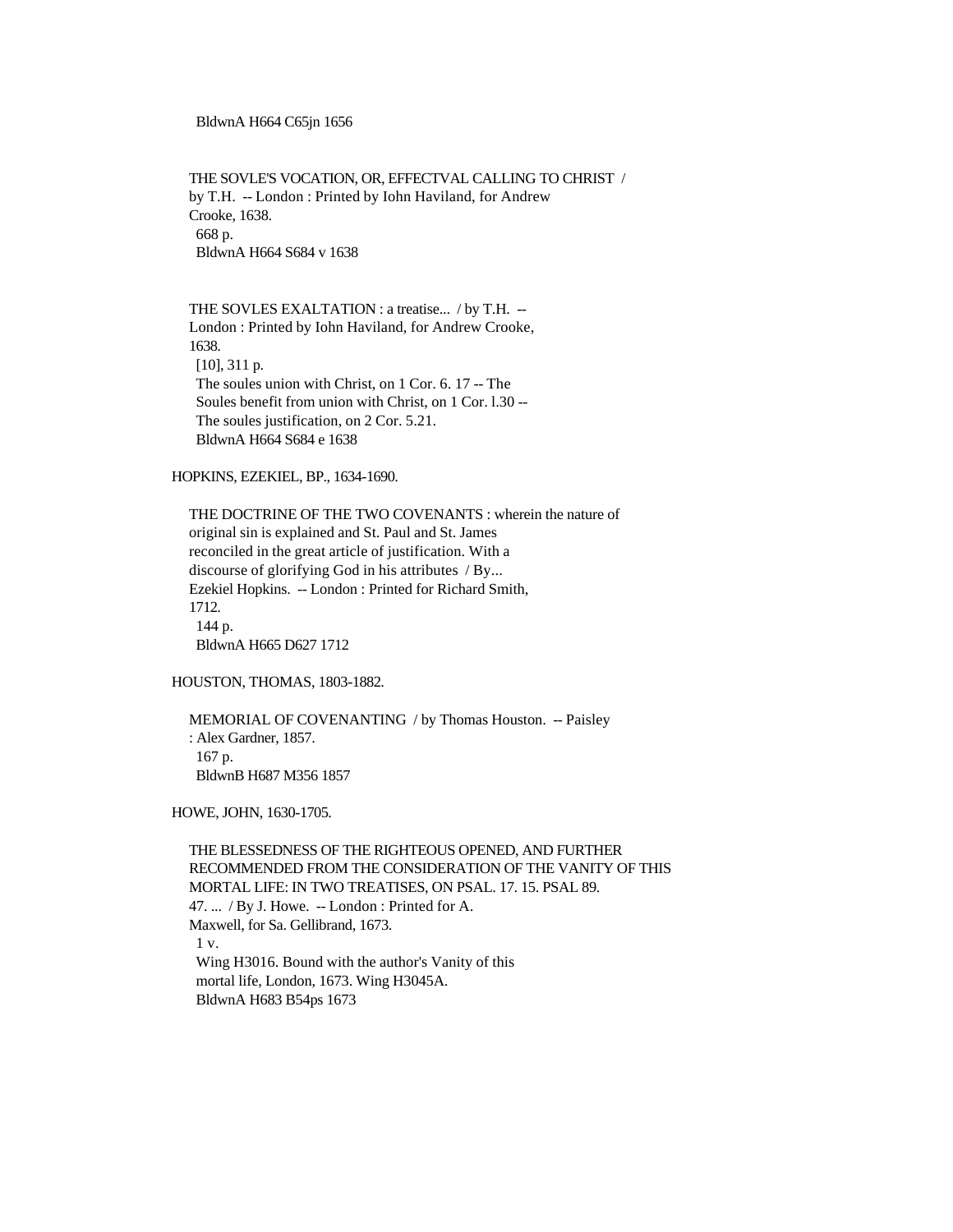BldwnA H664 C65jn 1656

THE SOVLE'S VOCATION, OR, EFFECTVAL CALLING TO CHRIST / by T.H. -- London : Printed by Iohn Haviland, for Andrew Crooke, 1638.
668 p.
BldwnA H664 S684 v 1638

THE SOVLES EXALTATION : a treatise... / by T.H. -- London : Printed by Iohn Haviland, for Andrew Crooke, 1638.
[10], 311 p.
The soules union with Christ, on 1 Cor. 6. 17 -- The Soules benefit from union with Christ, on 1 Cor. l.30 -- The soules justification, on 2 Cor. 5.21.
BldwnA H664 S684 e 1638

HOPKINS, EZEKIEL, BP., 1634-1690.

THE DOCTRINE OF THE TWO COVENANTS : wherein the nature of original sin is explained and St. Paul and St. James reconciled in the great article of justification. With a discourse of glorifying God in his attributes / By... Ezekiel Hopkins. -- London : Printed for Richard Smith, 1712.
144 p.
BldwnA H665 D627 1712

HOUSTON, THOMAS, 1803-1882.

MEMORIAL OF COVENANTING / by Thomas Houston. -- Paisley : Alex Gardner, 1857.
167 p.
BldwnB H687 M356 1857

HOWE, JOHN, 1630-1705.

THE BLESSEDNESS OF THE RIGHTEOUS OPENED, AND FURTHER RECOMMENDED FROM THE CONSIDERATION OF THE VANITY OF THIS MORTAL LIFE: IN TWO TREATISES, ON PSAL. 17. 15. PSAL 89. 47. ... / By J. Howe. -- London : Printed for A. Maxwell, for Sa. Gellibrand, 1673.
1 v.
Wing H3016. Bound with the author's Vanity of this mortal life, London, 1673. Wing H3045A.
BldwnA H683 B54ps 1673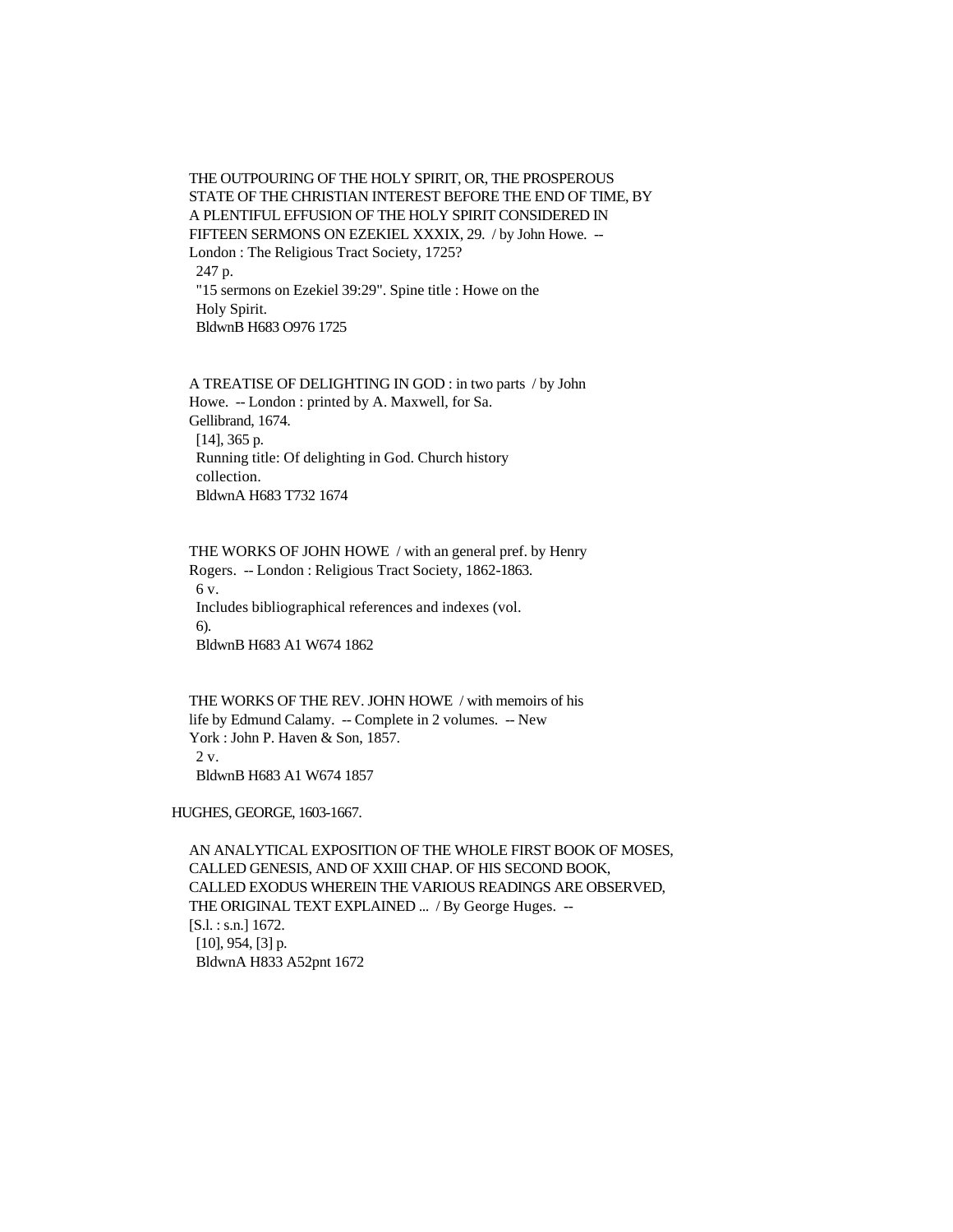THE OUTPOURING OF THE HOLY SPIRIT, OR, THE PROSPEROUS STATE OF THE CHRISTIAN INTEREST BEFORE THE END OF TIME, BY A PLENTIFUL EFFUSION OF THE HOLY SPIRIT CONSIDERED IN FIFTEEN SERMONS ON EZEKIEL XXXIX, 29. / by John Howe. -- London : The Religious Tract Society, 1725?

247 p.

"15 sermons on Ezekiel 39:29". Spine title : Howe on the Holy Spirit.

BldwnB H683 O976 1725

A TREATISE OF DELIGHTING IN GOD : in two parts / by John Howe. -- London : printed by A. Maxwell, for Sa. Gellibrand, 1674.

[14], 365 p.

Running title: Of delighting in God. Church history collection.

BldwnA H683 T732 1674

THE WORKS OF JOHN HOWE / with an general pref. by Henry Rogers. -- London : Religious Tract Society, 1862-1863.

6 v.

Includes bibliographical references and indexes (vol. 6).

BldwnB H683 A1 W674 1862

THE WORKS OF THE REV. JOHN HOWE / with memoirs of his life by Edmund Calamy. -- Complete in 2 volumes. -- New York : John P. Haven & Son, 1857.

2 v.

BldwnB H683 A1 W674 1857

HUGHES, GEORGE, 1603-1667.

AN ANALYTICAL EXPOSITION OF THE WHOLE FIRST BOOK OF MOSES, CALLED GENESIS, AND OF XXIII CHAP. OF HIS SECOND BOOK, CALLED EXODUS WHEREIN THE VARIOUS READINGS ARE OBSERVED, THE ORIGINAL TEXT EXPLAINED ... / By George Huges. -- [S.l. : s.n.] 1672.

[10], 954, [3] p.

BldwnA H833 A52pnt 1672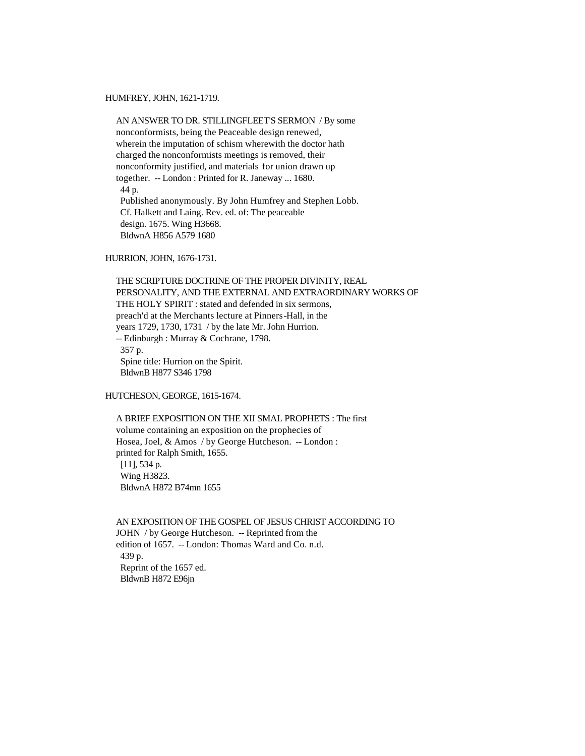HUMFREY, JOHN, 1621-1719.

AN ANSWER TO DR. STILLINGFLEET'S SERMON / By some nonconformists, being the Peaceable design renewed, wherein the imputation of schism wherewith the doctor hath charged the nonconformists meetings is removed, their nonconformity justified, and materials for union drawn up together. -- London : Printed for R. Janeway ... 1680.
44 p.
Published anonymously. By John Humfrey and Stephen Lobb. Cf. Halkett and Laing. Rev. ed. of: The peaceable design. 1675. Wing H3668.
BldwnA H856 A579 1680

HURRION, JOHN, 1676-1731.

THE SCRIPTURE DOCTRINE OF THE PROPER DIVINITY, REAL PERSONALITY, AND THE EXTERNAL AND EXTRAORDINARY WORKS OF THE HOLY SPIRIT : stated and defended in six sermons, preach'd at the Merchants lecture at Pinners-Hall, in the years 1729, 1730, 1731 / by the late Mr. John Hurrion. -- Edinburgh : Murray & Cochrane, 1798.
357 p.
Spine title: Hurrion on the Spirit.
BldwnB H877 S346 1798

HUTCHESON, GEORGE, 1615-1674.

A BRIEF EXPOSITION ON THE XII SMAL PROPHETS : The first volume containing an exposition on the prophecies of Hosea, Joel, & Amos / by George Hutcheson. -- London : printed for Ralph Smith, 1655.
[11], 534 p.
Wing H3823.
BldwnA H872 B74mn 1655

AN EXPOSITION OF THE GOSPEL OF JESUS CHRIST ACCORDING TO JOHN / by George Hutcheson. -- Reprinted from the edition of 1657. -- London: Thomas Ward and Co. n.d.
439 p.
Reprint of the 1657 ed.
BldwnB H872 E96jn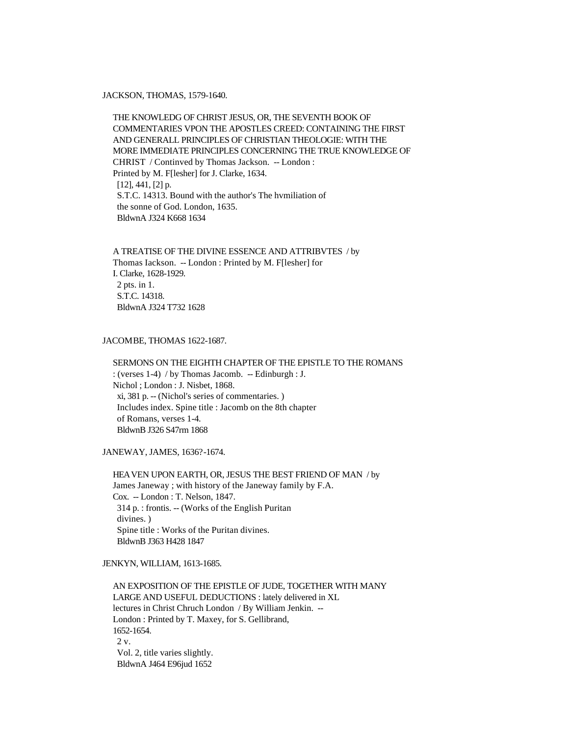JACKSON, THOMAS, 1579-1640.

THE KNOWLEDG OF CHRIST JESUS, OR, THE SEVENTH BOOK OF COMMENTARIES VPON THE APOSTLES CREED: CONTAINING THE FIRST AND GENERALL PRINCIPLES OF CHRISTIAN THEOLOGIE: WITH THE MORE IMMEDIATE PRINCIPLES CONCERNING THE TRUE KNOWLEDGE OF CHRIST / Continved by Thomas Jackson. -- London : Printed by M. F[lesher] for J. Clarke, 1634.
[12], 441, [2] p.
S.T.C. 14313. Bound with the author's The hvmiliation of the sonne of God. London, 1635.
BldwnA J324 K668 1634

A TREATISE OF THE DIVINE ESSENCE AND ATTRIBVTES / by Thomas Iackson. -- London : Printed by M. F[lesher] for I. Clarke, 1628-1929.
2 pts. in 1.
S.T.C. 14318.
BldwnA J324 T732 1628

JACOMBE, THOMAS 1622-1687.

SERMONS ON THE EIGHTH CHAPTER OF THE EPISTLE TO THE ROMANS : (verses 1-4) / by Thomas Jacomb. -- Edinburgh : J. Nichol ; London : J. Nisbet, 1868.
xi, 381 p. -- (Nichol's series of commentaries. )
Includes index. Spine title : Jacomb on the 8th chapter of Romans, verses 1-4.
BldwnB J326 S47rm 1868

JANEWAY, JAMES, 1636?-1674.

HEAVEN UPON EARTH, OR, JESUS THE BEST FRIEND OF MAN / by James Janeway ; with history of the Janeway family by F.A. Cox. -- London : T. Nelson, 1847.
314 p. : frontis. -- (Works of the English Puritan divines. )
Spine title : Works of the Puritan divines.
BldwnB J363 H428 1847

JENKYN, WILLIAM, 1613-1685.

AN EXPOSITION OF THE EPISTLE OF JUDE, TOGETHER WITH MANY LARGE AND USEFUL DEDUCTIONS : lately delivered in XL lectures in Christ Chruch London / By William Jenkin. -- London : Printed by T. Maxey, for S. Gellibrand, 1652-1654.
2 v.
Vol. 2, title varies slightly.
BldwnA J464 E96jud 1652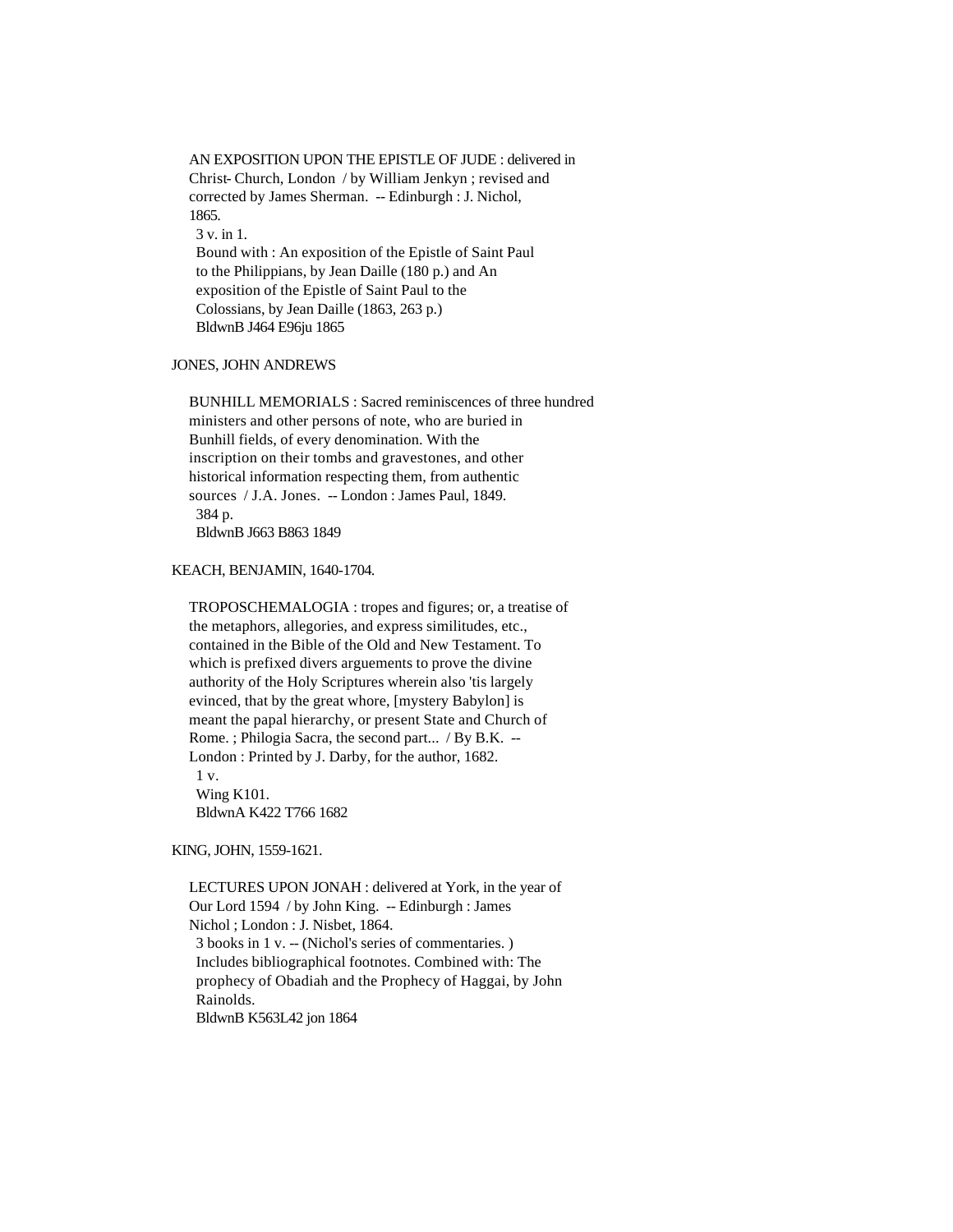AN EXPOSITION UPON THE EPISTLE OF JUDE : delivered in Christ- Church, London / by William Jenkyn ; revised and corrected by James Sherman. -- Edinburgh : J. Nichol, 1865.
3 v. in 1.
Bound with : An exposition of the Epistle of Saint Paul to the Philippians, by Jean Daille (180 p.) and An exposition of the Epistle of Saint Paul to the Colossians, by Jean Daille (1863, 263 p.)
BldwnB J464 E96ju 1865

JONES, JOHN ANDREWS

BUNHILL MEMORIALS : Sacred reminiscences of three hundred ministers and other persons of note, who are buried in Bunhill fields, of every denomination. With the inscription on their tombs and gravestones, and other historical information respecting them, from authentic sources / J.A. Jones. -- London : James Paul, 1849.
384 p.
BldwnB J663 B863 1849

KEACH, BENJAMIN, 1640-1704.

TROPOSCHEMALOGIA : tropes and figures; or, a treatise of the metaphors, allegories, and express similitudes, etc., contained in the Bible of the Old and New Testament. To which is prefixed divers arguements to prove the divine authority of the Holy Scriptures wherein also 'tis largely evinced, that by the great whore, [mystery Babylon] is meant the papal hierarchy, or present State and Church of Rome. ; Philogia Sacra, the second part... / By B.K. -- London : Printed by J. Darby, for the author, 1682.
1 v.
Wing K101.
BldwnA K422 T766 1682

KING, JOHN, 1559-1621.

LECTURES UPON JONAH : delivered at York, in the year of Our Lord 1594 / by John King. -- Edinburgh : James Nichol ; London : J. Nisbet, 1864.
3 books in 1 v. -- (Nichol's series of commentaries. )
Includes bibliographical footnotes. Combined with: The prophecy of Obadiah and the Prophecy of Haggai, by John Rainolds.
BldwnB K563L42 jon 1864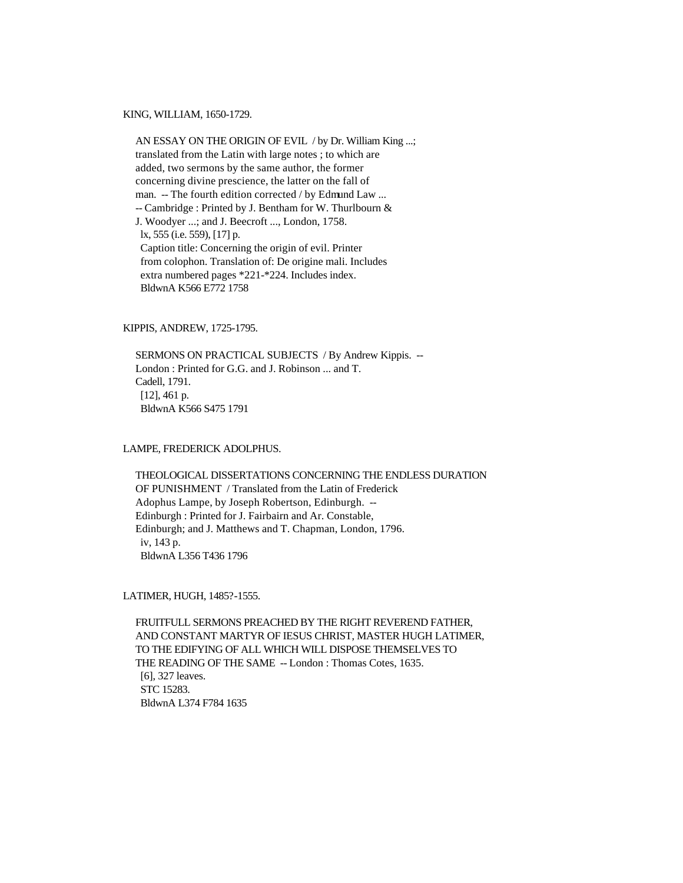KING, WILLIAM, 1650-1729.

AN ESSAY ON THE ORIGIN OF EVIL / by Dr. William King ...; translated from the Latin with large notes ; to which are added, two sermons by the same author, the former concerning divine prescience, the latter on the fall of man. -- The fourth edition corrected / by Edmund Law ... -- Cambridge : Printed by J. Bentham for W. Thurlbourn & J. Woodyer ...; and J. Beecroft ..., London, 1758.
lx, 555 (i.e. 559), [17] p.
Caption title: Concerning the origin of evil. Printer from colophon. Translation of: De origine mali. Includes extra numbered pages *221-*224. Includes index.
BldwnA K566 E772 1758

KIPPIS, ANDREW, 1725-1795.

SERMONS ON PRACTICAL SUBJECTS / By Andrew Kippis. -- London : Printed for G.G. and J. Robinson ... and T. Cadell, 1791.
[12], 461 p.
BldwnA K566 S475 1791

LAMPE, FREDERICK ADOLPHUS.

THEOLOGICAL DISSERTATIONS CONCERNING THE ENDLESS DURATION OF PUNISHMENT / Translated from the Latin of Frederick Adophus Lampe, by Joseph Robertson, Edinburgh. -- Edinburgh : Printed for J. Fairbairn and Ar. Constable, Edinburgh; and J. Matthews and T. Chapman, London, 1796.
iv, 143 p.
BldwnA L356 T436 1796

LATIMER, HUGH, 1485?-1555.

FRUITFULL SERMONS PREACHED BY THE RIGHT REVEREND FATHER, AND CONSTANT MARTYR OF IESUS CHRIST, MASTER HUGH LATIMER, TO THE EDIFYING OF ALL WHICH WILL DISPOSE THEMSELVES TO THE READING OF THE SAME -- London : Thomas Cotes, 1635.
[6], 327 leaves.
STC 15283.
BldwnA L374 F784 1635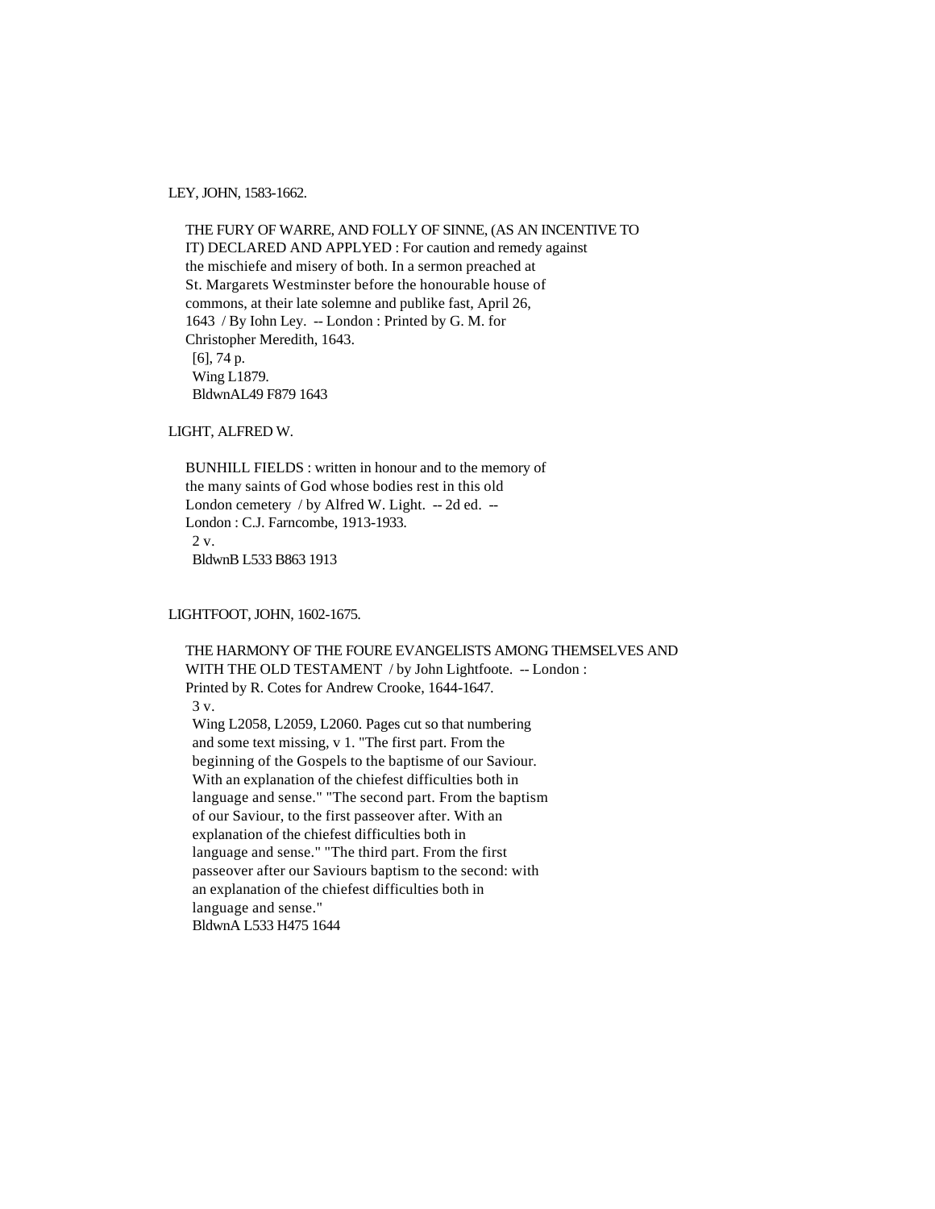LEY, JOHN, 1583-1662.

THE FURY OF WARRE, AND FOLLY OF SINNE, (AS AN INCENTIVE TO IT) DECLARED AND APPLYED : For caution and remedy against the mischiefe and misery of both. In a sermon preached at St. Margarets Westminster before the honourable house of commons, at their late solemne and publike fast, April 26, 1643 / By Iohn Ley. -- London : Printed by G. M. for Christopher Meredith, 1643.
[6], 74 p.
Wing L1879.
BldwnAL49 F879 1643

LIGHT, ALFRED W.

BUNHILL FIELDS : written in honour and to the memory of the many saints of God whose bodies rest in this old London cemetery / by Alfred W. Light. -- 2d ed. -- London : C.J. Farncombe, 1913-1933.
2 v.
BldwnB L533 B863 1913

LIGHTFOOT, JOHN, 1602-1675.

THE HARMONY OF THE FOURE EVANGELISTS AMONG THEMSELVES AND WITH THE OLD TESTAMENT / by John Lightfoote. -- London : Printed by R. Cotes for Andrew Crooke, 1644-1647.
3 v.
Wing L2058, L2059, L2060. Pages cut so that numbering and some text missing, v 1. "The first part. From the beginning of the Gospels to the baptisme of our Saviour. With an explanation of the chiefest difficulties both in language and sense." "The second part. From the baptism of our Saviour, to the first passeover after. With an explanation of the chiefest difficulties both in language and sense." "The third part. From the first passeover after our Saviours baptism to the second: with an explanation of the chiefest difficulties both in language and sense."
BldwnA L533 H475 1644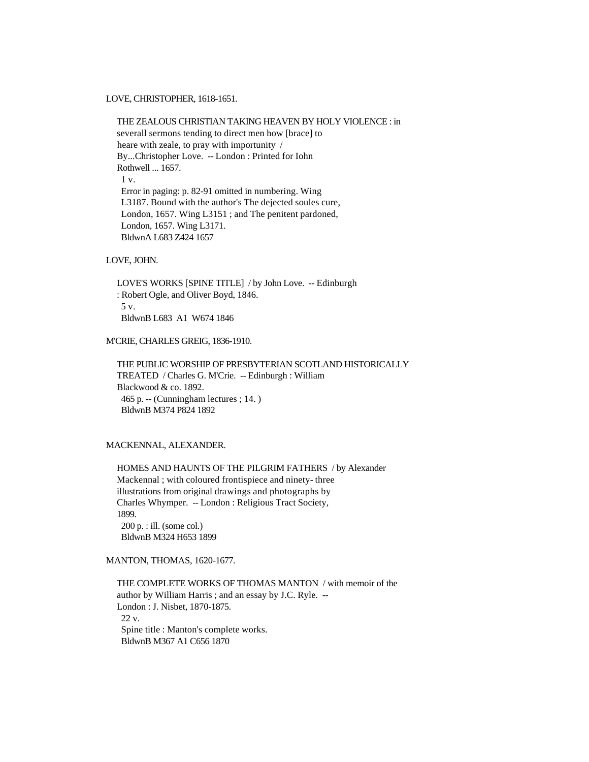LOVE, CHRISTOPHER, 1618-1651.

THE ZEALOUS CHRISTIAN TAKING HEAVEN BY HOLY VIOLENCE : in severall sermons tending to direct men how [brace] to heare with zeale, to pray with importunity / By...Christopher Love. -- London : Printed for Iohn Rothwell ... 1657.
1 v.
Error in paging: p. 82-91 omitted in numbering. Wing L3187. Bound with the author's The dejected soules cure, London, 1657. Wing L3151 ; and The penitent pardoned, London, 1657. Wing L3171.
BldwnA L683 Z424 1657

LOVE, JOHN.

LOVE'S WORKS [SPINE TITLE] / by John Love. -- Edinburgh : Robert Ogle, and Oliver Boyd, 1846.
5 v.
BldwnB L683 A1 W674 1846

M'CRIE, CHARLES GREIG, 1836-1910.

THE PUBLIC WORSHIP OF PRESBYTERIAN SCOTLAND HISTORICALLY TREATED / Charles G. M'Crie. -- Edinburgh : William Blackwood & co. 1892.
465 p. -- (Cunningham lectures ; 14. )
BldwnB M374 P824 1892

MACKENNAL, ALEXANDER.

HOMES AND HAUNTS OF THE PILGRIM FATHERS / by Alexander Mackennal ; with coloured frontispiece and ninety- three illustrations from original drawings and photographs by Charles Whymper. -- London : Religious Tract Society, 1899.
200 p. : ill. (some col.)
BldwnB M324 H653 1899

MANTON, THOMAS, 1620-1677.

THE COMPLETE WORKS OF THOMAS MANTON / with memoir of the author by William Harris ; and an essay by J.C. Ryle. -- London : J. Nisbet, 1870-1875.
22 v.
Spine title : Manton's complete works.
BldwnB M367 A1 C656 1870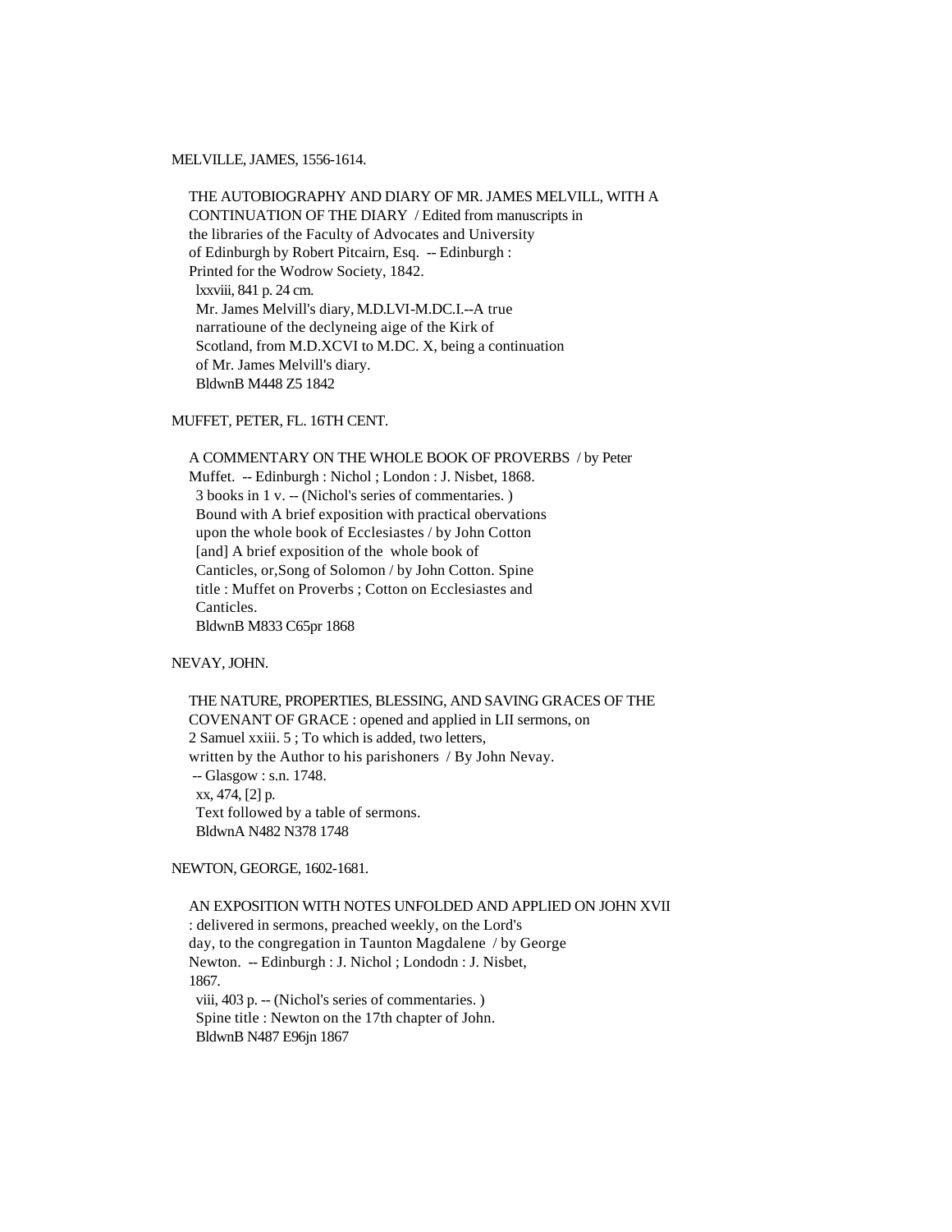MELVILLE, JAMES, 1556-1614.

THE AUTOBIOGRAPHY AND DIARY OF MR. JAMES MELVILL, WITH A CONTINUATION OF THE DIARY / Edited from manuscripts in the libraries of the Faculty of Advocates and University of Edinburgh by Robert Pitcairn, Esq. -- Edinburgh : Printed for the Wodrow Society, 1842.
lxxviii, 841 p. 24 cm.
Mr. James Melvill's diary, M.D.LVI-M.DC.I.--A true narratioune of the declyneing aige of the Kirk of Scotland, from M.D.XCVI to M.DC. X, being a continuation of Mr. James Melvill's diary.
BldwnB M448 Z5 1842

MUFFET, PETER, FL. 16TH CENT.

A COMMENTARY ON THE WHOLE BOOK OF PROVERBS / by Peter Muffet. -- Edinburgh : Nichol ; London : J. Nisbet, 1868.
3 books in 1 v. -- (Nichol's series of commentaries. )
Bound with A brief exposition with practical obervations upon the whole book of Ecclesiastes / by John Cotton [and] A brief exposition of the whole book of Canticles, or,Song of Solomon / by John Cotton. Spine title : Muffet on Proverbs ; Cotton on Ecclesiastes and Canticles.
BldwnB M833 C65pr 1868

NEVAY, JOHN.

THE NATURE, PROPERTIES, BLESSING, AND SAVING GRACES OF THE COVENANT OF GRACE : opened and applied in LII sermons, on 2 Samuel xxiii. 5 ; To which is added, two letters, written by the Author to his parishoners / By John Nevay. -- Glasgow : s.n. 1748.
xx, 474, [2] p.
Text followed by a table of sermons.
BldwnA N482 N378 1748

NEWTON, GEORGE, 1602-1681.

AN EXPOSITION WITH NOTES UNFOLDED AND APPLIED ON JOHN XVII : delivered in sermons, preached weekly, on the Lord's day, to the congregation in Taunton Magdalene / by George Newton. -- Edinburgh : J. Nichol ; Londodn : J. Nisbet, 1867.
viii, 403 p. -- (Nichol's series of commentaries. )
Spine title : Newton on the 17th chapter of John.
BldwnB N487 E96jn 1867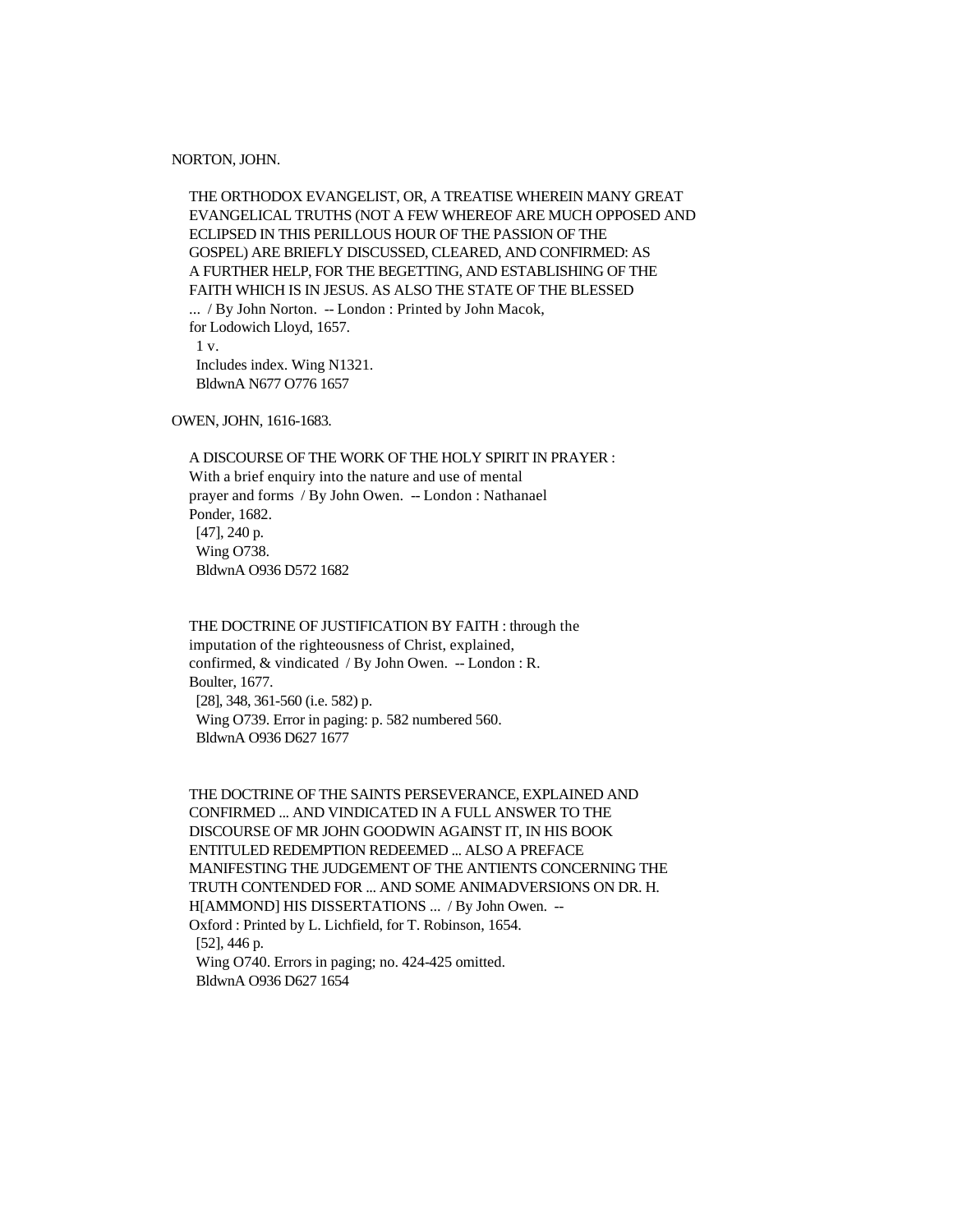NORTON, JOHN.

THE ORTHODOX EVANGELIST, OR, A TREATISE WHEREIN MANY GREAT EVANGELICAL TRUTHS (NOT A FEW WHEREOF ARE MUCH OPPOSED AND ECLIPSED IN THIS PERILLOUS HOUR OF THE PASSION OF THE GOSPEL) ARE BRIEFLY DISCUSSED, CLEARED, AND CONFIRMED: AS A FURTHER HELP, FOR THE BEGETTING, AND ESTABLISHING OF THE FAITH WHICH IS IN JESUS. AS ALSO THE STATE OF THE BLESSED ... / By John Norton. -- London : Printed by John Macok, for Lodowich Lloyd, 1657.
1 v.
Includes index. Wing N1321.
BldwnA N677 O776 1657

OWEN, JOHN, 1616-1683.

A DISCOURSE OF THE WORK OF THE HOLY SPIRIT IN PRAYER : With a brief enquiry into the nature and use of mental prayer and forms / By John Owen. -- London : Nathanael Ponder, 1682.
[47], 240 p.
Wing O738.
BldwnA O936 D572 1682

THE DOCTRINE OF JUSTIFICATION BY FAITH : through the imputation of the righteousness of Christ, explained, confirmed, & vindicated / By John Owen. -- London : R. Boulter, 1677.
[28], 348, 361-560 (i.e. 582) p.
Wing O739. Error in paging: p. 582 numbered 560.
BldwnA O936 D627 1677

THE DOCTRINE OF THE SAINTS PERSEVERANCE, EXPLAINED AND CONFIRMED ... AND VINDICATED IN A FULL ANSWER TO THE DISCOURSE OF MR JOHN GOODWIN AGAINST IT, IN HIS BOOK ENTITULED REDEMPTION REDEEMED ... ALSO A PREFACE MANIFESTING THE JUDGEMENT OF THE ANTIENTS CONCERNING THE TRUTH CONTENDED FOR ... AND SOME ANIMADVERSIONS ON DR. H. H[AMMOND] HIS DISSERTATIONS ... / By John Owen. -- Oxford : Printed by L. Lichfield, for T. Robinson, 1654.
[52], 446 p.
Wing O740. Errors in paging; no. 424-425 omitted.
BldwnA O936 D627 1654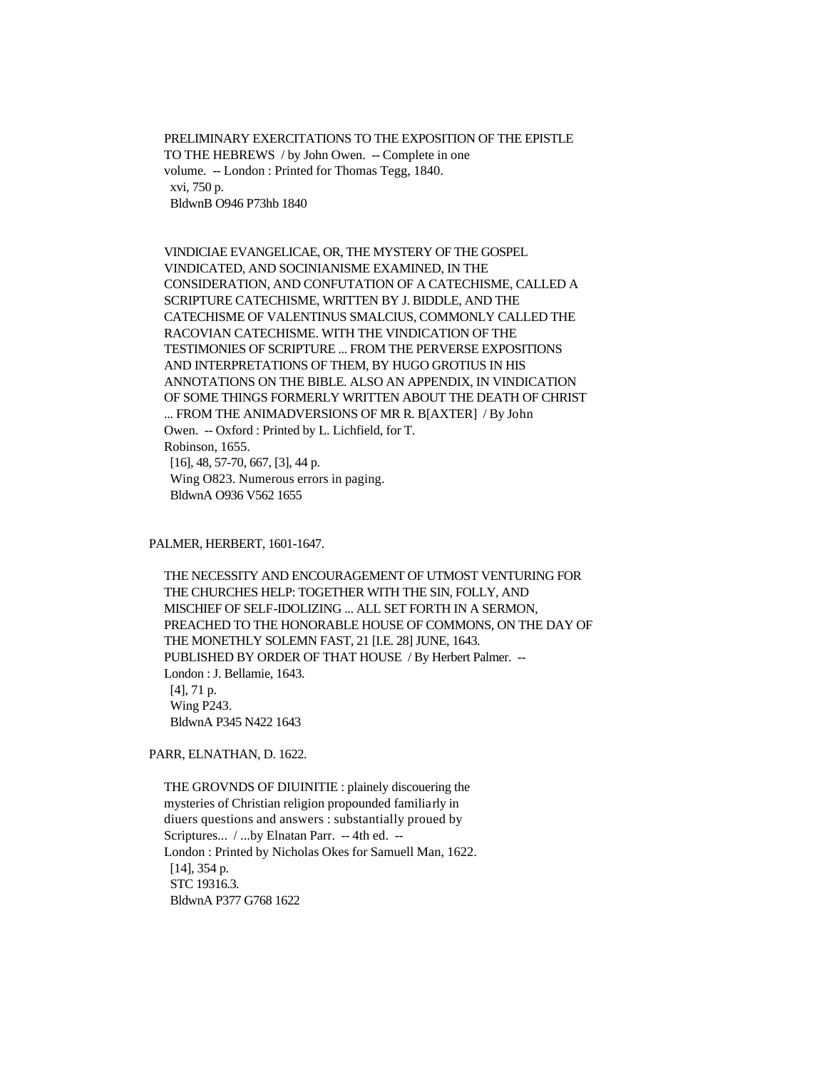PRELIMINARY EXERCITATIONS TO THE EXPOSITION OF THE EPISTLE TO THE HEBREWS / by John Owen. -- Complete in one volume. -- London : Printed for Thomas Tegg, 1840.
xvi, 750 p.
BldwnB O946 P73hb 1840

VINDICIAE EVANGELICAE, OR, THE MYSTERY OF THE GOSPEL VINDICATED, AND SOCINIANISME EXAMINED, IN THE CONSIDERATION, AND CONFUTATION OF A CATECHISME, CALLED A SCRIPTURE CATECHISME, WRITTEN BY J. BIDDLE, AND THE CATECHISME OF VALENTINUS SMALCIUS, COMMONLY CALLED THE RACOVIAN CATECHISME. WITH THE VINDICATION OF THE TESTIMONIES OF SCRIPTURE ... FROM THE PERVERSE EXPOSITIONS AND INTERPRETATIONS OF THEM, BY HUGO GROTIUS IN HIS ANNOTATIONS ON THE BIBLE. ALSO AN APPENDIX, IN VINDICATION OF SOME THINGS FORMERLY WRITTEN ABOUT THE DEATH OF CHRIST ... FROM THE ANIMADVERSIONS OF MR R. B[AXTER] / By John Owen. -- Oxford : Printed by L. Lichfield, for T. Robinson, 1655.
[16], 48, 57-70, 667, [3], 44 p.
Wing O823. Numerous errors in paging.
BldwnA O936 V562 1655

PALMER, HERBERT, 1601-1647.

THE NECESSITY AND ENCOURAGEMENT OF UTMOST VENTURING FOR THE CHURCHES HELP: TOGETHER WITH THE SIN, FOLLY, AND MISCHIEF OF SELF-IDOLIZING ... ALL SET FORTH IN A SERMON, PREACHED TO THE HONORABLE HOUSE OF COMMONS, ON THE DAY OF THE MONETHLY SOLEMN FAST, 21 [I.E. 28] JUNE, 1643. PUBLISHED BY ORDER OF THAT HOUSE / By Herbert Palmer. -- London : J. Bellamie, 1643.
[4], 71 p.
Wing P243.
BldwnA P345 N422 1643

PARR, ELNATHAN, D. 1622.

THE GROVNDS OF DIUINITIE : plainely discouering the mysteries of Christian religion propounded familiarly in diuers questions and answers : substantially proued by Scriptures... / ...by Elnatan Parr. -- 4th ed. -- London : Printed by Nicholas Okes for Samuell Man, 1622.
[14], 354 p.
STC 19316.3.
BldwnA P377 G768 1622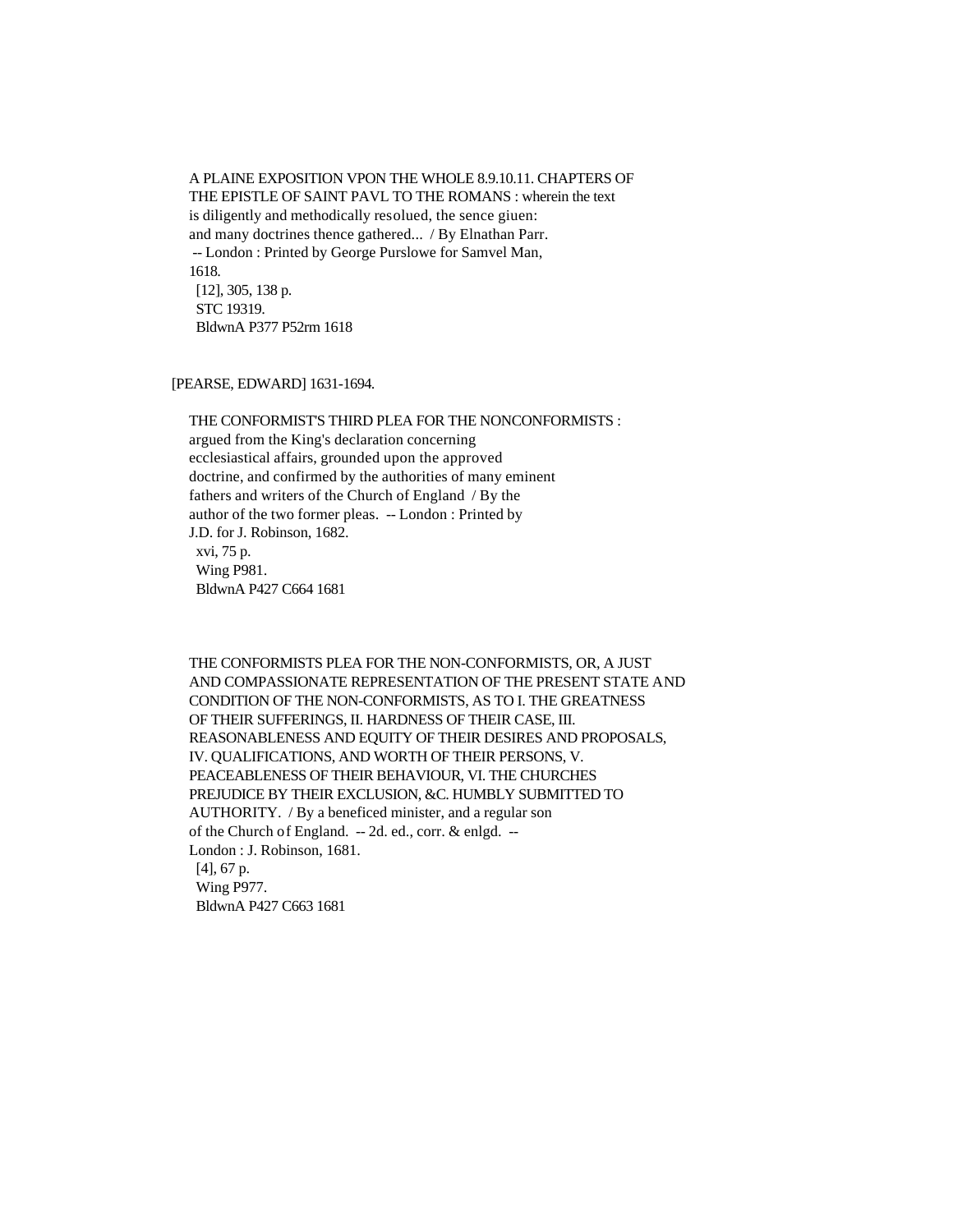A PLAINE EXPOSITION VPON THE WHOLE 8.9.10.11. CHAPTERS OF THE EPISTLE OF SAINT PAVL TO THE ROMANS : wherein the text is diligently and methodically resolued, the sence giuen: and many doctrines thence gathered... / By Elnathan Parr. -- London : Printed by George Purslowe for Samvel Man, 1618.
[12], 305, 138 p.
STC 19319.
BldwnA P377 P52rm 1618

[PEARSE, EDWARD] 1631-1694.

THE CONFORMIST'S THIRD PLEA FOR THE NONCONFORMISTS : argued from the King's declaration concerning ecclesiastical affairs, grounded upon the approved doctrine, and confirmed by the authorities of many eminent fathers and writers of the Church of England / By the author of the two former pleas. -- London : Printed by J.D. for J. Robinson, 1682.
xvi, 75 p.
Wing P981.
BldwnA P427 C664 1681

THE CONFORMISTS PLEA FOR THE NON-CONFORMISTS, OR, A JUST AND COMPASSIONATE REPRESENTATION OF THE PRESENT STATE AND CONDITION OF THE NON-CONFORMISTS, AS TO I. THE GREATNESS OF THEIR SUFFERINGS, II. HARDNESS OF THEIR CASE, III. REASONABLENESS AND EQUITY OF THEIR DESIRES AND PROPOSALS, IV. QUALIFICATIONS, AND WORTH OF THEIR PERSONS, V. PEACEABLENESS OF THEIR BEHAVIOUR, VI. THE CHURCHES PREJUDICE BY THEIR EXCLUSION, &C. HUMBLY SUBMITTED TO AUTHORITY. / By a beneficed minister, and a regular son of the Church of England. -- 2d. ed., corr. & enlgd. -- London : J. Robinson, 1681.
[4], 67 p.
Wing P977.
BldwnA P427 C663 1681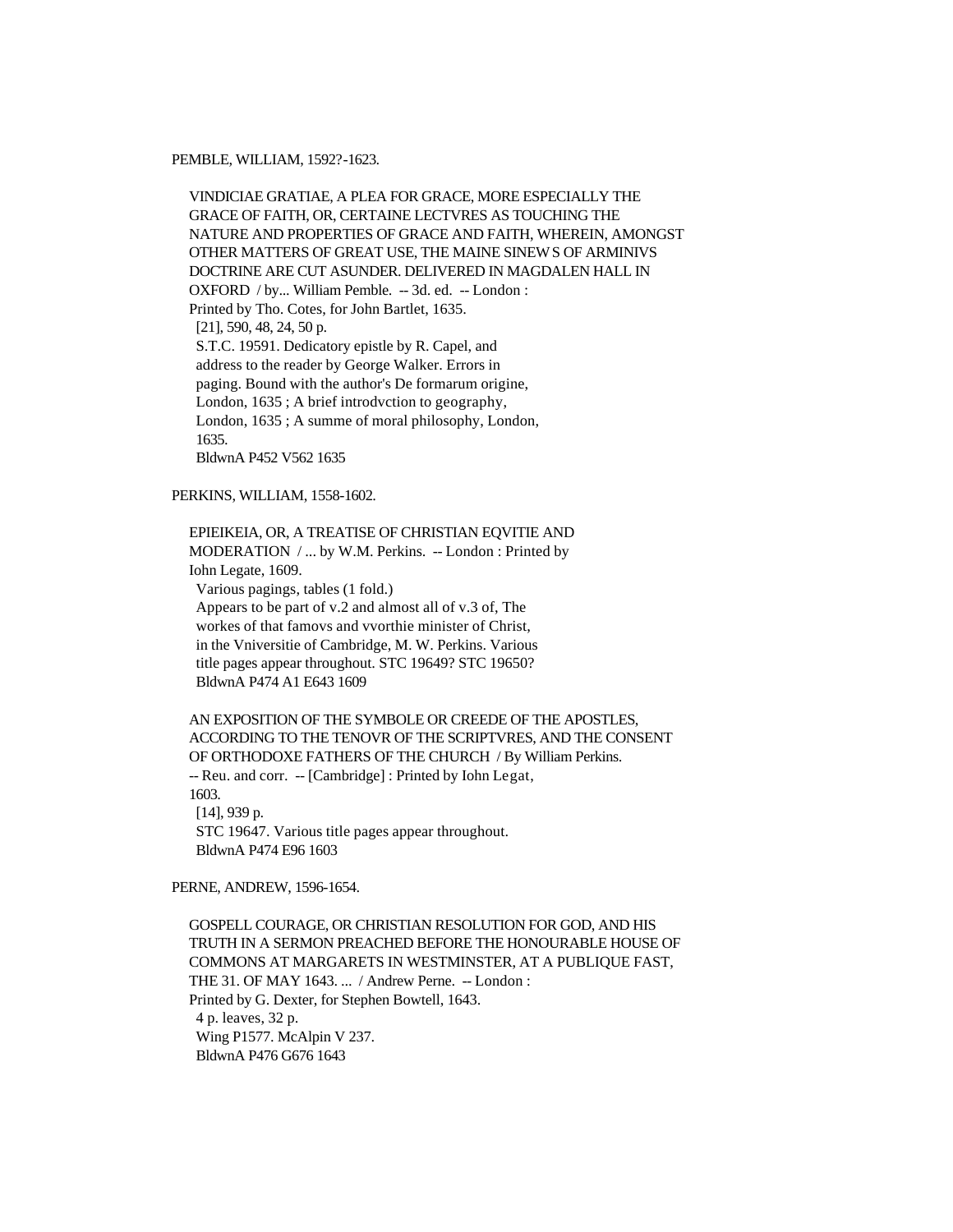PEMBLE, WILLIAM, 1592?-1623.

VINDICIAE GRATIAE, A PLEA FOR GRACE, MORE ESPECIALLY THE GRACE OF FAITH, OR, CERTAINE LECTVRES AS TOUCHING THE NATURE AND PROPERTIES OF GRACE AND FAITH, WHEREIN, AMONGST OTHER MATTERS OF GREAT USE, THE MAINE SINEW S OF ARMINIVS DOCTRINE ARE CUT ASUNDER. DELIVERED IN MAGDALEN HALL IN OXFORD / by... William Pemble. -- 3d. ed. -- London : Printed by Tho. Cotes, for John Bartlet, 1635.
[21], 590, 48, 24, 50 p.
S.T.C. 19591. Dedicatory epistle by R. Capel, and address to the reader by George Walker. Errors in paging. Bound with the author's De formarum origine, London, 1635 ; A brief introdvction to geography, London, 1635 ; A summe of moral philosophy, London, 1635.
BldwnA P452 V562 1635

PERKINS, WILLIAM, 1558-1602.

EPIEIKEIA, OR, A TREATISE OF CHRISTIAN EQVITIE AND MODERATION / ... by W.M. Perkins. -- London : Printed by Iohn Legate, 1609.
Various pagings, tables (1 fold.)
Appears to be part of v.2 and almost all of v.3 of, The workes of that famovs and vvorthie minister of Christ, in the Vniversitie of Cambridge, M. W. Perkins. Various title pages appear throughout. STC 19649? STC 19650?
BldwnA P474 A1 E643 1609

AN EXPOSITION OF THE SYMBOLE OR CREEDE OF THE APOSTLES, ACCORDING TO THE TENOVR OF THE SCRIPTVRES, AND THE CONSENT OF ORTHODOXE FATHERS OF THE CHURCH / By William Perkins. -- Reu. and corr. -- [Cambridge] : Printed by Iohn Legat, 1603.
[14], 939 p.
STC 19647. Various title pages appear throughout.
BldwnA P474 E96 1603

PERNE, ANDREW, 1596-1654.

GOSPELL COURAGE, OR CHRISTIAN RESOLUTION FOR GOD, AND HIS TRUTH IN A SERMON PREACHED BEFORE THE HONOURABLE HOUSE OF COMMONS AT MARGARETS IN WESTMINSTER, AT A PUBLIQUE FAST, THE 31. OF MAY 1643. ... / Andrew Perne. -- London : Printed by G. Dexter, for Stephen Bowtell, 1643.
4 p. leaves, 32 p.
Wing P1577. McAlpin V 237.
BldwnA P476 G676 1643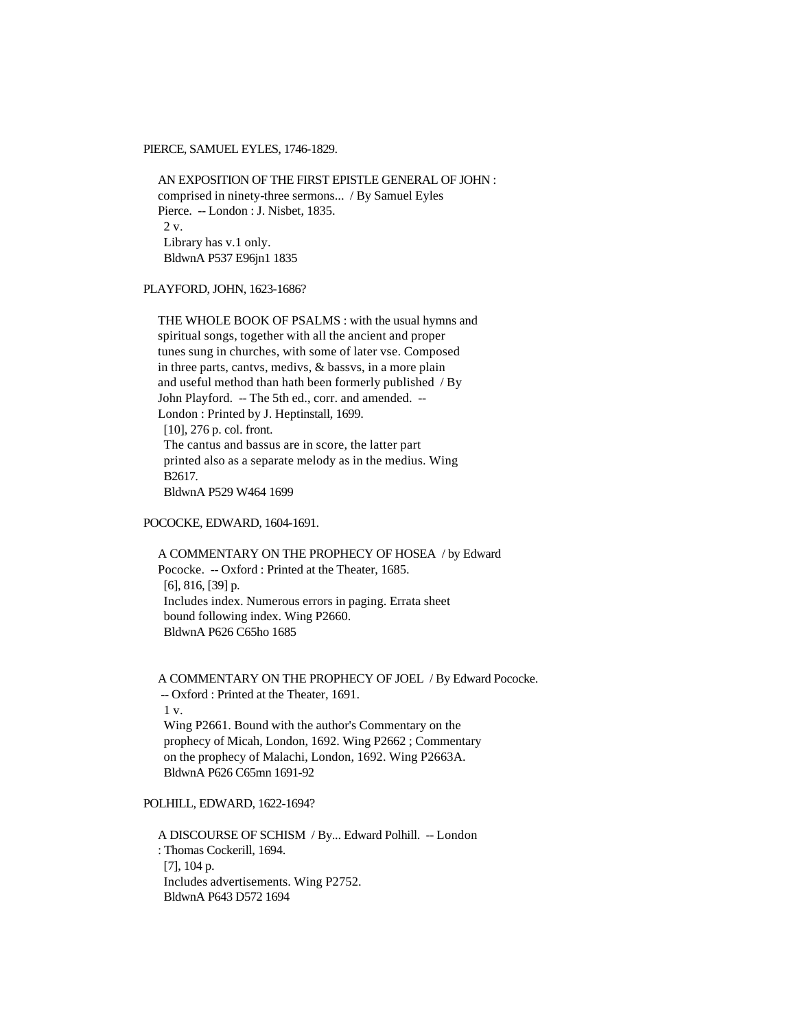PIERCE, SAMUEL EYLES, 1746-1829.

AN EXPOSITION OF THE FIRST EPISTLE GENERAL OF JOHN : comprised in ninety-three sermons... / By Samuel Eyles Pierce. -- London : J. Nisbet, 1835.
2 v.
Library has v.1 only.
BldwnA P537 E96jn1 1835

PLAYFORD, JOHN, 1623-1686?

THE WHOLE BOOK OF PSALMS : with the usual hymns and spiritual songs, together with all the ancient and proper tunes sung in churches, with some of later vse. Composed in three parts, cantvs, medivs, & bassvs, in a more plain and useful method than hath been formerly published / By John Playford. -- The 5th ed., corr. and amended. -- London : Printed by J. Heptinstall, 1699.
[10], 276 p. col. front.
The cantus and bassus are in score, the latter part printed also as a separate melody as in the medius. Wing B2617.
BldwnA P529 W464 1699

POCOCKE, EDWARD, 1604-1691.

A COMMENTARY ON THE PROPHECY OF HOSEA / by Edward Pococke. -- Oxford : Printed at the Theater, 1685.
[6], 816, [39] p.
Includes index. Numerous errors in paging. Errata sheet bound following index. Wing P2660.
BldwnA P626 C65ho 1685

A COMMENTARY ON THE PROPHECY OF JOEL / By Edward Pococke. -- Oxford : Printed at the Theater, 1691.
1 v.
Wing P2661. Bound with the author's Commentary on the prophecy of Micah, London, 1692. Wing P2662 ; Commentary on the prophecy of Malachi, London, 1692. Wing P2663A.
BldwnA P626 C65mn 1691-92

POLHILL, EDWARD, 1622-1694?

A DISCOURSE OF SCHISM / By... Edward Polhill. -- London : Thomas Cockerill, 1694.
[7], 104 p.
Includes advertisements. Wing P2752.
BldwnA P643 D572 1694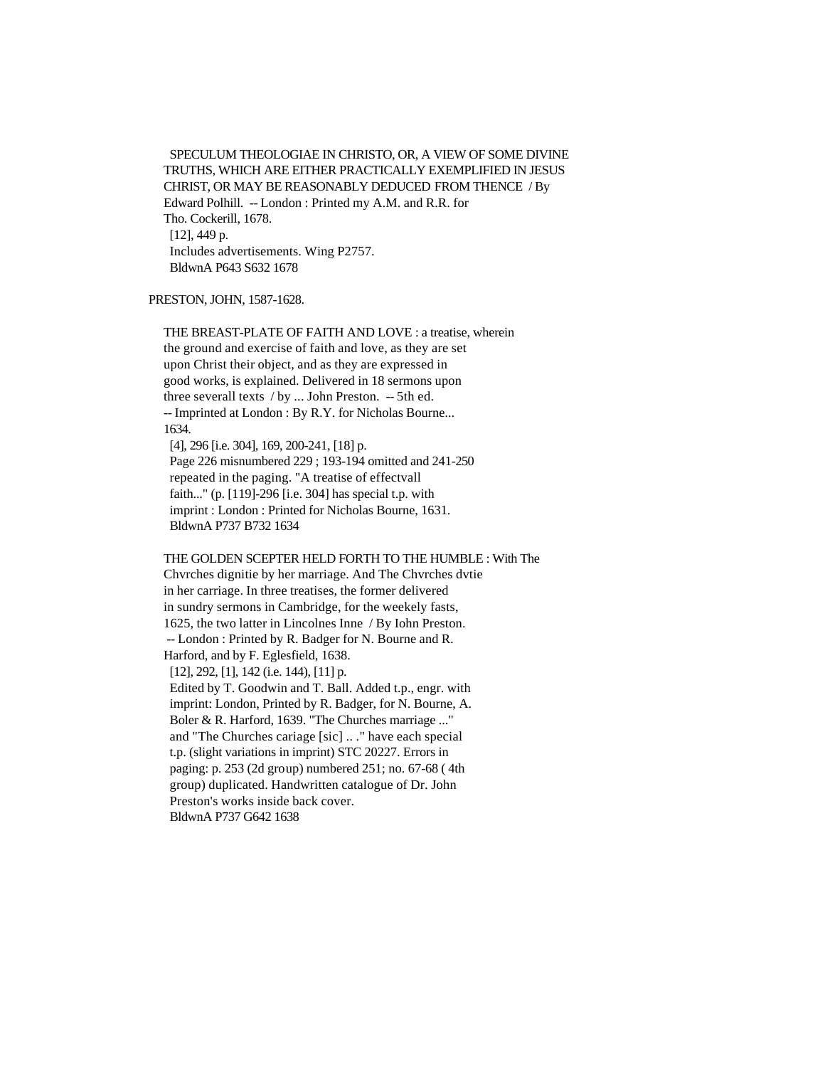SPECULUM THEOLOGIAE IN CHRISTO, OR, A VIEW OF SOME DIVINE TRUTHS, WHICH ARE EITHER PRACTICALLY EXEMPLIFIED IN JESUS CHRIST, OR MAY BE REASONABLY DEDUCED FROM THENCE / By Edward Polhill. -- London : Printed my A.M. and R.R. for Tho. Cockerill, 1678.
[12], 449 p.
Includes advertisements. Wing P2757.
BldwnA P643 S632 1678

PRESTON, JOHN, 1587-1628.

THE BREAST-PLATE OF FAITH AND LOVE : a treatise, wherein the ground and exercise of faith and love, as they are set upon Christ their object, and as they are expressed in good works, is explained. Delivered in 18 sermons upon three severall texts / by ... John Preston. -- 5th ed. -- Imprinted at London : By R.Y. for Nicholas Bourne... 1634.
[4], 296 [i.e. 304], 169, 200-241, [18] p.
Page 226 misnumbered 229 ; 193-194 omitted and 241-250 repeated in the paging. "A treatise of effectvall faith..." (p. [119]-296 [i.e. 304] has special t.p. with imprint : London : Printed for Nicholas Bourne, 1631.
BldwnA P737 B732 1634

THE GOLDEN SCEPTER HELD FORTH TO THE HUMBLE : With The Chvrches dignitie by her marriage. And The Chvrches dvtie in her carriage. In three treatises, the former delivered in sundry sermons in Cambridge, for the weekely fasts, 1625, the two latter in Lincolnes Inne / By Iohn Preston. -- London : Printed by R. Badger for N. Bourne and R. Harford, and by F. Eglesfield, 1638.
[12], 292, [1], 142 (i.e. 144), [11] p.
Edited by T. Goodwin and T. Ball. Added t.p., engr. with imprint: London, Printed by R. Badger, for N. Bourne, A. Boler & R. Harford, 1639. "The Churches marriage ..." and "The Churches cariage [sic] .. ." have each special t.p. (slight variations in imprint) STC 20227. Errors in paging: p. 253 (2d group) numbered 251; no. 67-68 ( 4th group) duplicated. Handwritten catalogue of Dr. John Preston's works inside back cover.
BldwnA P737 G642 1638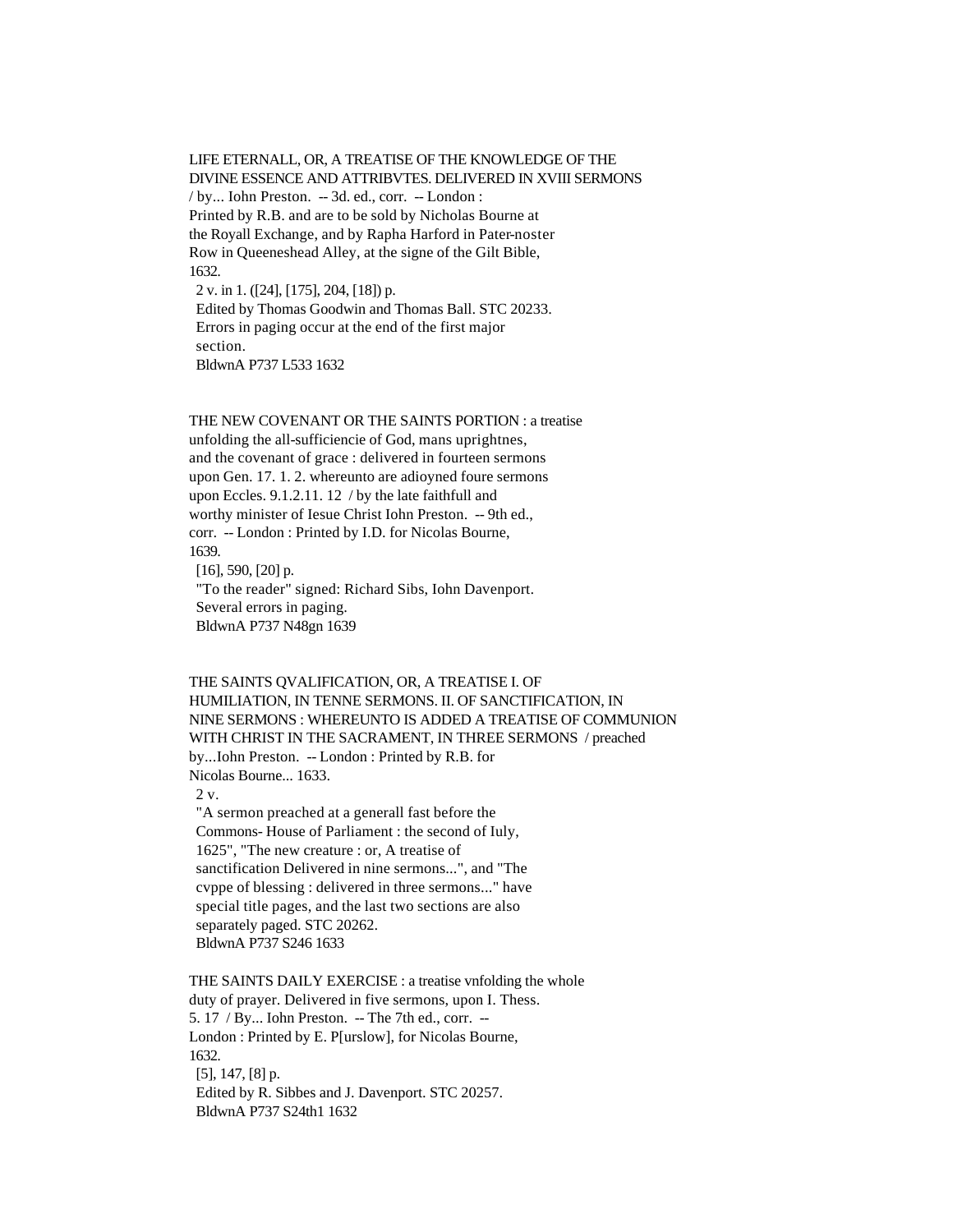LIFE ETERNALL, OR, A TREATISE OF THE KNOWLEDGE OF THE DIVINE ESSENCE AND ATTRIBVTES. DELIVERED IN XVIII SERMONS / by... Iohn Preston. -- 3d. ed., corr. -- London : Printed by R.B. and are to be sold by Nicholas Bourne at the Royall Exchange, and by Rapha Harford in Pater-noster Row in Queeneshead Alley, at the signe of the Gilt Bible, 1632.

2 v. in 1. ([24], [175], 204, [18]) p.
Edited by Thomas Goodwin and Thomas Ball. STC 20233.
Errors in paging occur at the end of the first major section.
BldwnA P737 L533 1632

THE NEW COVENANT OR THE SAINTS PORTION : a treatise unfolding the all-sufficiencie of God, mans uprightnes, and the covenant of grace : delivered in fourteen sermons upon Gen. 17. 1. 2. whereunto are adioyned foure sermons upon Eccles. 9.1.2.11. 12 / by the late faithfull and worthy minister of Iesue Christ Iohn Preston. -- 9th ed., corr. -- London : Printed by I.D. for Nicolas Bourne, 1639.

[16], 590, [20] p.
"To the reader" signed: Richard Sibs, Iohn Davenport.
Several errors in paging.
BldwnA P737 N48gn 1639

THE SAINTS QVALIFICATION, OR, A TREATISE I. OF HUMILIATION, IN TENNE SERMONS. II. OF SANCTIFICATION, IN NINE SERMONS : WHEREUNTO IS ADDED A TREATISE OF COMMUNION WITH CHRIST IN THE SACRAMENT, IN THREE SERMONS / preached by...Iohn Preston. -- London : Printed by R.B. for Nicolas Bourne... 1633.

2 v.
"A sermon preached at a generall fast before the Commons- House of Parliament : the second of Iuly, 1625", "The new creature : or, A treatise of sanctification Delivered in nine sermons...", and "The cvppe of blessing : delivered in three sermons..." have special title pages, and the last two sections are also separately paged. STC 20262.
BldwnA P737 S246 1633

THE SAINTS DAILY EXERCISE : a treatise vnfolding the whole duty of prayer. Delivered in five sermons, upon I. Thess. 5. 17 / By... Iohn Preston. -- The 7th ed., corr. -- London : Printed by E. P[urslow], for Nicolas Bourne, 1632.

[5], 147, [8] p.
Edited by R. Sibbes and J. Davenport. STC 20257.
BldwnA P737 S24th1 1632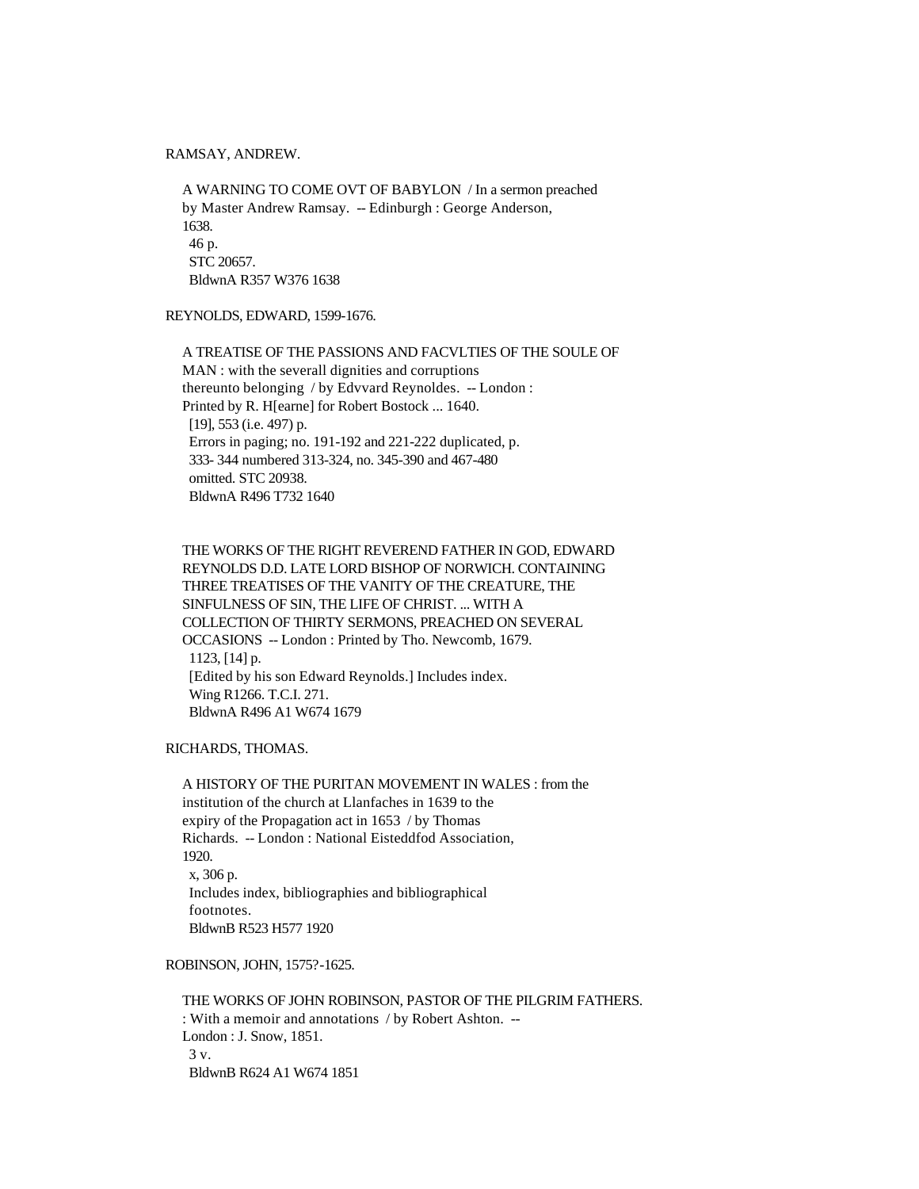RAMSAY, ANDREW.

A WARNING TO COME OVT OF BABYLON / In a sermon preached by Master Andrew Ramsay. -- Edinburgh : George Anderson, 1638.
46 p.
STC 20657.
BldwnA R357 W376 1638

REYNOLDS, EDWARD, 1599-1676.

A TREATISE OF THE PASSIONS AND FACVLTIES OF THE SOULE OF MAN : with the severall dignities and corruptions thereunto belonging / by Edvvard Reynoldes. -- London : Printed by R. H[earne] for Robert Bostock ... 1640.
[19], 553 (i.e. 497) p.
Errors in paging; no. 191-192 and 221-222 duplicated, p. 333- 344 numbered 313-324, no. 345-390 and 467-480 omitted. STC 20938.
BldwnA R496 T732 1640

THE WORKS OF THE RIGHT REVEREND FATHER IN GOD, EDWARD REYNOLDS D.D. LATE LORD BISHOP OF NORWICH. CONTAINING THREE TREATISES OF THE VANITY OF THE CREATURE, THE SINFULNESS OF SIN, THE LIFE OF CHRIST. ... WITH A COLLECTION OF THIRTY SERMONS, PREACHED ON SEVERAL OCCASIONS -- London : Printed by Tho. Newcomb, 1679.
1123, [14] p.
[Edited by his son Edward Reynolds.] Includes index.
Wing R1266. T.C.I. 271.
BldwnA R496 A1 W674 1679

RICHARDS, THOMAS.

A HISTORY OF THE PURITAN MOVEMENT IN WALES : from the institution of the church at Llanfaches in 1639 to the expiry of the Propagation act in 1653 / by Thomas Richards. -- London : National Eisteddfod Association, 1920.
x, 306 p.
Includes index, bibliographies and bibliographical footnotes.
BldwnB R523 H577 1920

ROBINSON, JOHN, 1575?-1625.

THE WORKS OF JOHN ROBINSON, PASTOR OF THE PILGRIM FATHERS. : With a memoir and annotations / by Robert Ashton. -- London : J. Snow, 1851.
3 v.
BldwnB R624 A1 W674 1851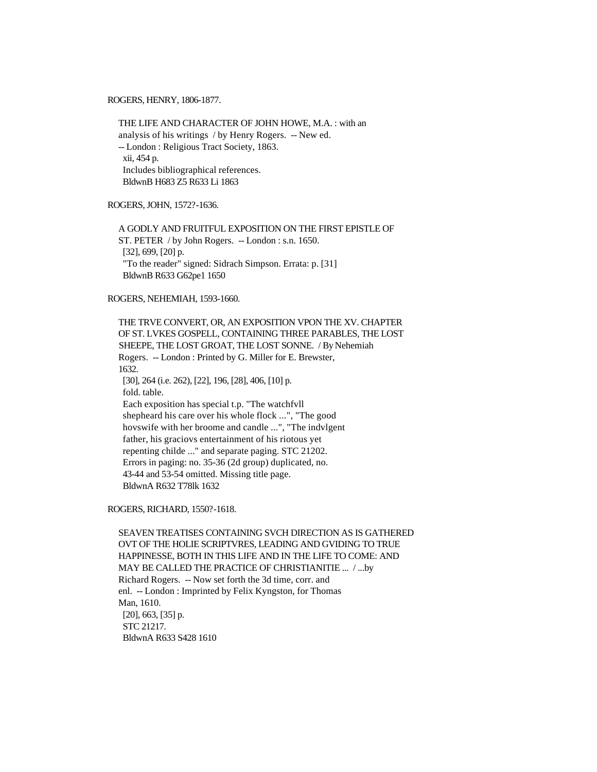ROGERS, HENRY, 1806-1877.

THE LIFE AND CHARACTER OF JOHN HOWE, M.A. : with an analysis of his writings / by Henry Rogers. -- New ed. -- London : Religious Tract Society, 1863.
xii, 454 p.
Includes bibliographical references.
BldwnB H683 Z5 R633 Li 1863

ROGERS, JOHN, 1572?-1636.

A GODLY AND FRUITFUL EXPOSITION ON THE FIRST EPISTLE OF ST. PETER / by John Rogers. -- London : s.n. 1650.
[32], 699, [20] p.
"To the reader" signed: Sidrach Simpson. Errata: p. [31]
BldwnB R633 G62pe1 1650

ROGERS, NEHEMIAH, 1593-1660.

THE TRVE CONVERT, OR, AN EXPOSITION VPON THE XV. CHAPTER OF ST. LVKES GOSPELL, CONTAINING THREE PARABLES, THE LOST SHEEPE, THE LOST GROAT, THE LOST SONNE. / By Nehemiah Rogers. -- London : Printed by G. Miller for E. Brewster, 1632.
[30], 264 (i.e. 262), [22], 196, [28], 406, [10] p.
fold. table.
Each exposition has special t.p. "The watchfvll shepheard his care over his whole flock ...", "The good hovswife with her broome and candle ...", "The indvlgent father, his graciovs entertainment of his riotous yet repenting childe ..." and separate paging. STC 21202.
Errors in paging: no. 35-36 (2d group) duplicated, no. 43-44 and 53-54 omitted. Missing title page.
BldwnA R632 T78lk 1632

ROGERS, RICHARD, 1550?-1618.

SEAVEN TREATISES CONTAINING SVCH DIRECTION AS IS GATHERED OVT OF THE HOLIE SCRIPTVRES, LEADING AND GVIDING TO TRUE HAPPINESSE, BOTH IN THIS LIFE AND IN THE LIFE TO COME: AND MAY BE CALLED THE PRACTICE OF CHRISTIANITIE ... / ...by Richard Rogers. -- Now set forth the 3d time, corr. and enl. -- London : Imprinted by Felix Kyngston, for Thomas Man, 1610.
[20], 663, [35] p.
STC 21217.
BldwnA R633 S428 1610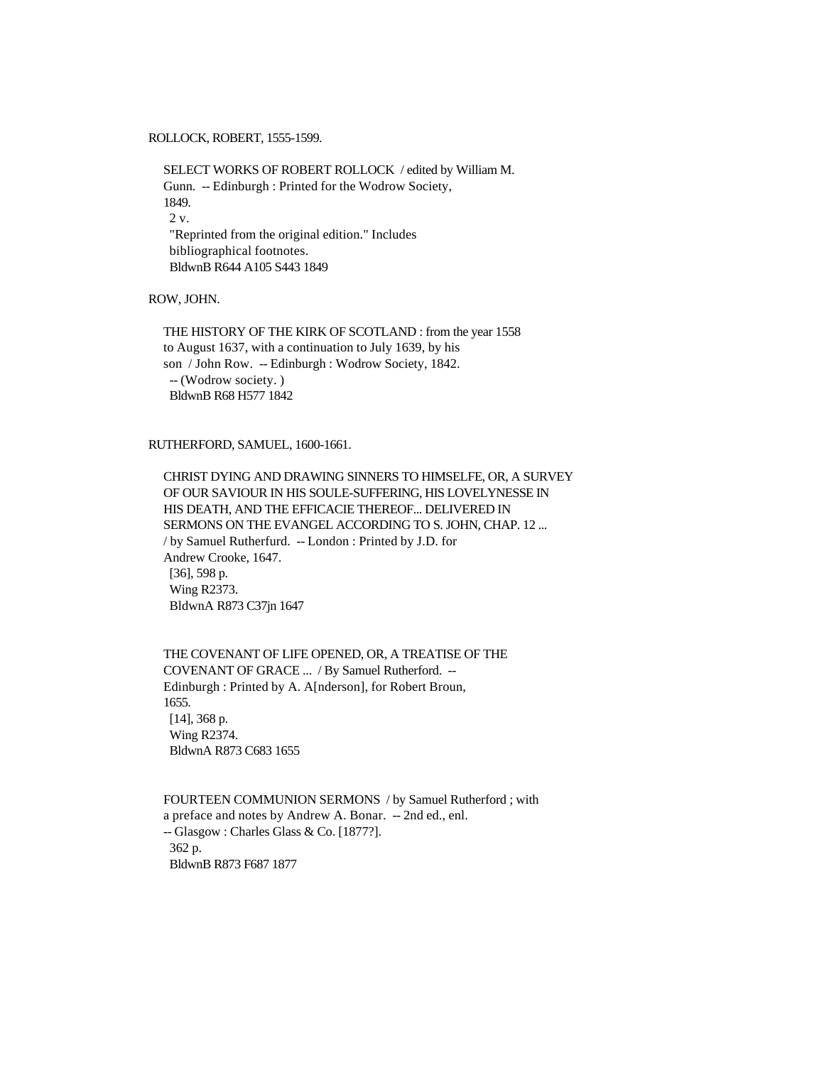ROLLOCK, ROBERT, 1555-1599.

SELECT WORKS OF ROBERT ROLLOCK / edited by William M. Gunn. -- Edinburgh : Printed for the Wodrow Society, 1849.
2 v.
"Reprinted from the original edition." Includes bibliographical footnotes.
BldwnB R644 A105 S443 1849

ROW, JOHN.

THE HISTORY OF THE KIRK OF SCOTLAND : from the year 1558 to August 1637, with a continuation to July 1639, by his son / John Row. -- Edinburgh : Wodrow Society, 1842.
-- (Wodrow society. )
BldwnB R68 H577 1842

RUTHERFORD, SAMUEL, 1600-1661.

CHRIST DYING AND DRAWING SINNERS TO HIMSELFE, OR, A SURVEY OF OUR SAVIOUR IN HIS SOULE-SUFFERING, HIS LOVELYNESSE IN HIS DEATH, AND THE EFFICACIE THEREOF... DELIVERED IN SERMONS ON THE EVANGEL ACCORDING TO S. JOHN, CHAP. 12 ... / by Samuel Rutherfurd. -- London : Printed by J.D. for Andrew Crooke, 1647.
[36], 598 p.
Wing R2373.
BldwnA R873 C37jn 1647

THE COVENANT OF LIFE OPENED, OR, A TREATISE OF THE COVENANT OF GRACE ... / By Samuel Rutherford. -- Edinburgh : Printed by A. A[nderson], for Robert Broun, 1655.
[14], 368 p.
Wing R2374.
BldwnA R873 C683 1655

FOURTEEN COMMUNION SERMONS / by Samuel Rutherford ; with a preface and notes by Andrew A. Bonar. -- 2nd ed., enl. -- Glasgow : Charles Glass & Co. [1877?].
362 p.
BldwnB R873 F687 1877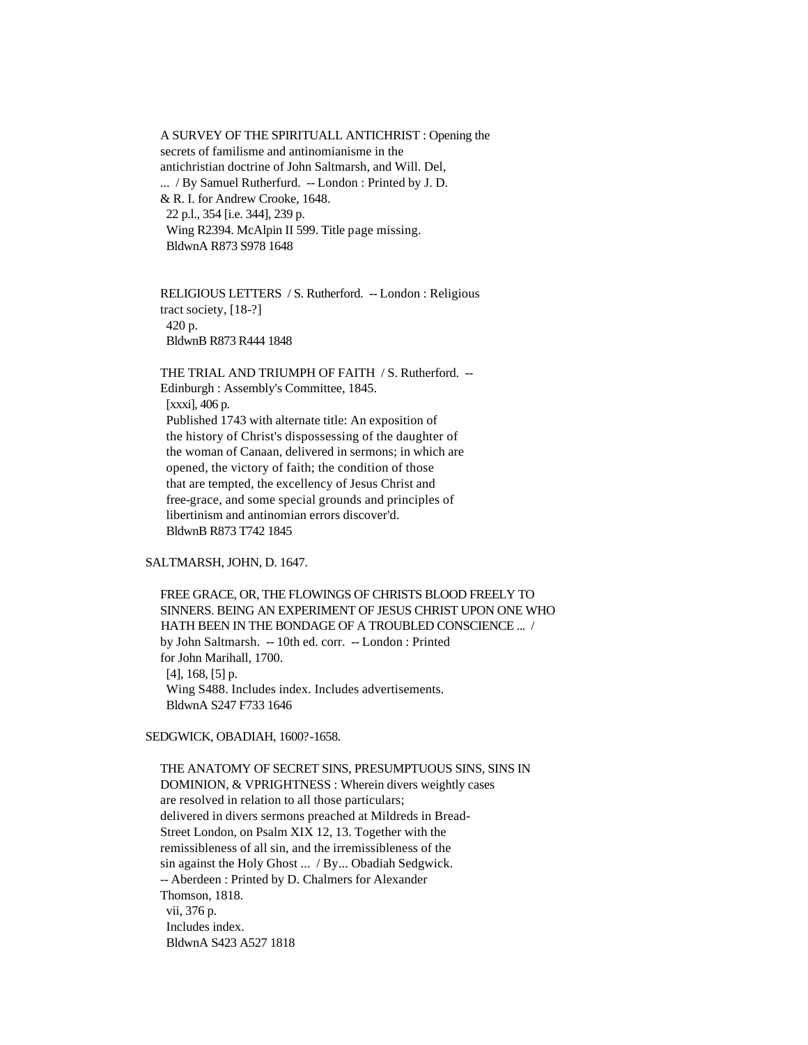A SURVEY OF THE SPIRITUALL ANTICHRIST : Opening the secrets of familisme and antinomianisme in the antichristian doctrine of John Saltmarsh, and Will. Del, ... / By Samuel Rutherfurd. -- London : Printed by J. D. & R. I. for Andrew Crooke, 1648.
22 p.l., 354 [i.e. 344], 239 p.
Wing R2394. McAlpin II 599. Title page missing.
BldwnA R873 S978 1648

RELIGIOUS LETTERS / S. Rutherford. -- London : Religious tract society, [18-?]
420 p.
BldwnB R873 R444 1848

THE TRIAL AND TRIUMPH OF FAITH / S. Rutherford. -- Edinburgh : Assembly's Committee, 1845.
[xxxi], 406 p.
Published 1743 with alternate title: An exposition of the history of Christ's dispossessing of the daughter of the woman of Canaan, delivered in sermons; in which are opened, the victory of faith; the condition of those that are tempted, the excellency of Jesus Christ and free-grace, and some special grounds and principles of libertinism and antinomian errors discover'd.
BldwnB R873 T742 1845

SALTMARSH, JOHN, D. 1647.

FREE GRACE, OR, THE FLOWINGS OF CHRISTS BLOOD FREELY TO SINNERS. BEING AN EXPERIMENT OF JESUS CHRIST UPON ONE WHO HATH BEEN IN THE BONDAGE OF A TROUBLED CONSCIENCE ... / by John Saltmarsh. -- 10th ed. corr. -- London : Printed for John Marihall, 1700.
[4], 168, [5] p.
Wing S488. Includes index. Includes advertisements.
BldwnA S247 F733 1646

SEDGWICK, OBADIAH, 1600?-1658.

THE ANATOMY OF SECRET SINS, PRESUMPTUOUS SINS, SINS IN DOMINION, & VPRIGHTNESS : Wherein divers weightly cases are resolved in relation to all those particulars; delivered in divers sermons preached at Mildreds in Bread-Street London, on Psalm XIX 12, 13. Together with the remissibleness of all sin, and the irremissibleness of the sin against the Holy Ghost ... / By... Obadiah Sedgwick. -- Aberdeen : Printed by D. Chalmers for Alexander Thomson, 1818.
vii, 376 p.
Includes index.
BldwnA S423 A527 1818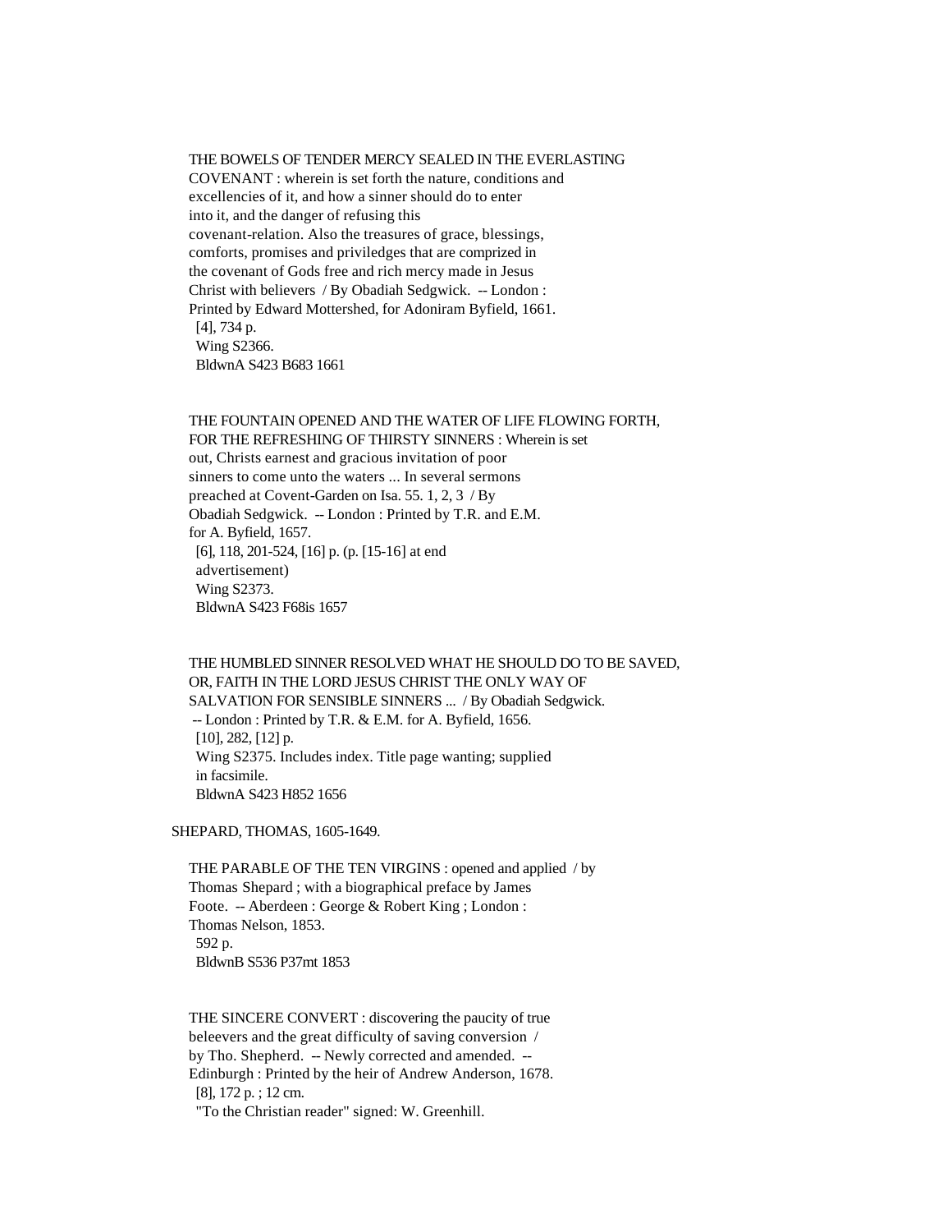THE BOWELS OF TENDER MERCY SEALED IN THE EVERLASTING COVENANT : wherein is set forth the nature, conditions and excellencies of it, and how a sinner should do to enter into it, and the danger of refusing this covenant-relation. Also the treasures of grace, blessings, comforts, promises and priviledges that are comprized in the covenant of Gods free and rich mercy made in Jesus Christ with believers / By Obadiah Sedgwick. -- London : Printed by Edward Mottershed, for Adoniram Byfield, 1661.
[4], 734 p.
Wing S2366.
BldwnA S423 B683 1661

THE FOUNTAIN OPENED AND THE WATER OF LIFE FLOWING FORTH, FOR THE REFRESHING OF THIRSTY SINNERS : Wherein is set out, Christs earnest and gracious invitation of poor sinners to come unto the waters ... In several sermons preached at Covent-Garden on Isa. 55. 1, 2, 3 / By Obadiah Sedgwick. -- London : Printed by T.R. and E.M. for A. Byfield, 1657.
[6], 118, 201-524, [16] p. (p. [15-16] at end advertisement)
Wing S2373.
BldwnA S423 F68is 1657

THE HUMBLED SINNER RESOLVED WHAT HE SHOULD DO TO BE SAVED, OR, FAITH IN THE LORD JESUS CHRIST THE ONLY WAY OF SALVATION FOR SENSIBLE SINNERS ... / By Obadiah Sedgwick. -- London : Printed by T.R. & E.M. for A. Byfield, 1656.
[10], 282, [12] p.
Wing S2375. Includes index. Title page wanting; supplied in facsimile.
BldwnA S423 H852 1656

SHEPARD, THOMAS, 1605-1649.

THE PARABLE OF THE TEN VIRGINS : opened and applied / by Thomas Shepard ; with a biographical preface by James Foote. -- Aberdeen : George & Robert King ; London : Thomas Nelson, 1853.
592 p.
BldwnB S536 P37mt 1853

THE SINCERE CONVERT : discovering the paucity of true beleevers and the great difficulty of saving conversion / by Tho. Shepherd. -- Newly corrected and amended. -- Edinburgh : Printed by the heir of Andrew Anderson, 1678.
[8], 172 p. ; 12 cm.
"To the Christian reader" signed: W. Greenhill.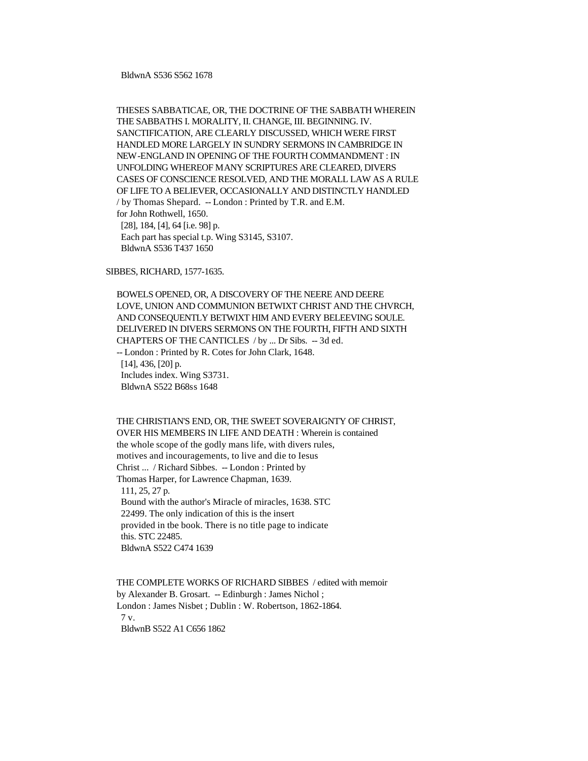BldwnA S536 S562 1678

THESES SABBATICAE, OR, THE DOCTRINE OF THE SABBATH WHEREIN THE SABBATHS I. MORALITY, II. CHANGE, III. BEGINNING. IV. SANCTIFICATION, ARE CLEARLY DISCUSSED, WHICH WERE FIRST HANDLED MORE LARGELY IN SUNDRY SERMONS IN CAMBRIDGE IN NEW-ENGLAND IN OPENING OF THE FOURTH COMMANDMENT : IN UNFOLDING WHEREOF MANY SCRIPTURES ARE CLEARED, DIVERS CASES OF CONSCIENCE RESOLVED, AND THE MORALL LAW AS A RULE OF LIFE TO A BELIEVER, OCCASIONALLY AND DISTINCTLY HANDLED / by Thomas Shepard. -- London : Printed by T.R. and E.M. for John Rothwell, 1650.
[28], 184, [4], 64 [i.e. 98] p.
Each part has special t.p. Wing S3145, S3107.
BldwnA S536 T437 1650

SIBBES, RICHARD, 1577-1635.

BOWELS OPENED, OR, A DISCOVERY OF THE NEERE AND DEERE LOVE, UNION AND COMMUNION BETWIXT CHRIST AND THE CHVRCH, AND CONSEQUENTLY BETWIXT HIM AND EVERY BELEEVING SOULE. DELIVERED IN DIVERS SERMONS ON THE FOURTH, FIFTH AND SIXTH CHAPTERS OF THE CANTICLES / by ... Dr Sibs. -- 3d ed. -- London : Printed by R. Cotes for John Clark, 1648.
[14], 436, [20] p.
Includes index. Wing S3731.
BldwnA S522 B68ss 1648

THE CHRISTIAN'S END, OR, THE SWEET SOVERAIGNTY OF CHRIST, OVER HIS MEMBERS IN LIFE AND DEATH : Wherein is contained the whole scope of the godly mans life, with divers rules, motives and incouragements, to live and die to Iesus Christ ... / Richard Sibbes. -- London : Printed by Thomas Harper, for Lawrence Chapman, 1639.
111, 25, 27 p.
Bound with the author's Miracle of miracles, 1638. STC 22499. The only indication of this is the insert provided in tbe book. There is no title page to indicate this. STC 22485.
BldwnA S522 C474 1639

THE COMPLETE WORKS OF RICHARD SIBBES / edited with memoir by Alexander B. Grosart. -- Edinburgh : James Nichol ; London : James Nisbet ; Dublin : W. Robertson, 1862-1864.
7 v.
BldwnB S522 A1 C656 1862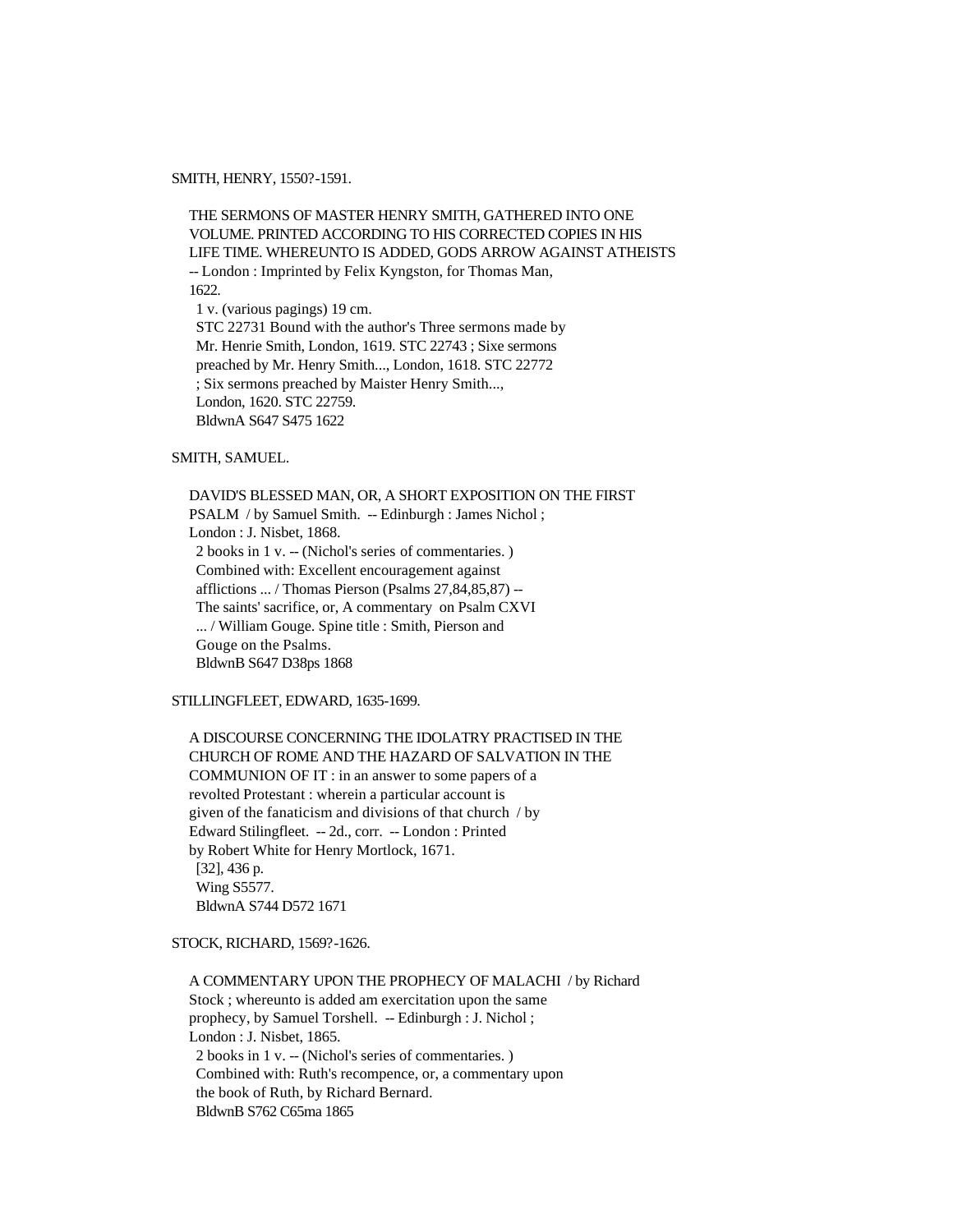SMITH, HENRY, 1550?-1591.

THE SERMONS OF MASTER HENRY SMITH, GATHERED INTO ONE VOLUME. PRINTED ACCORDING TO HIS CORRECTED COPIES IN HIS LIFE TIME. WHEREUNTO IS ADDED, GODS ARROW AGAINST ATHEISTS -- London : Imprinted by Felix Kyngston, for Thomas Man, 1622.
1 v. (various pagings) 19 cm.
STC 22731 Bound with the author's Three sermons made by Mr. Henrie Smith, London, 1619. STC 22743 ; Sixe sermons preached by Mr. Henry Smith..., London, 1618. STC 22772 ; Six sermons preached by Maister Henry Smith..., London, 1620. STC 22759.
BldwnA S647 S475 1622

SMITH, SAMUEL.

DAVID'S BLESSED MAN, OR, A SHORT EXPOSITION ON THE FIRST PSALM / by Samuel Smith. -- Edinburgh : James Nichol ; London : J. Nisbet, 1868.
2 books in 1 v. -- (Nichol's series of commentaries. )
Combined with: Excellent encouragement against afflictions ... / Thomas Pierson (Psalms 27,84,85,87) -- The saints' sacrifice, or, A commentary on Psalm CXVI ... / William Gouge. Spine title : Smith, Pierson and Gouge on the Psalms.
BldwnB S647 D38ps 1868

STILLINGFLEET, EDWARD, 1635-1699.

A DISCOURSE CONCERNING THE IDOLATRY PRACTISED IN THE CHURCH OF ROME AND THE HAZARD OF SALVATION IN THE COMMUNION OF IT : in an answer to some papers of a revolted Protestant : wherein a particular account is given of the fanaticism and divisions of that church / by Edward Stilingfleet. -- 2d., corr. -- London : Printed by Robert White for Henry Mortlock, 1671.
[32], 436 p.
Wing S5577.
BldwnA S744 D572 1671

STOCK, RICHARD, 1569?-1626.

A COMMENTARY UPON THE PROPHECY OF MALACHI / by Richard Stock ; whereunto is added am exercitation upon the same prophecy, by Samuel Torshell. -- Edinburgh : J. Nichol ; London : J. Nisbet, 1865.
2 books in 1 v. -- (Nichol's series of commentaries. )
Combined with: Ruth's recompence, or, a commentary upon the book of Ruth, by Richard Bernard.
BldwnB S762 C65ma 1865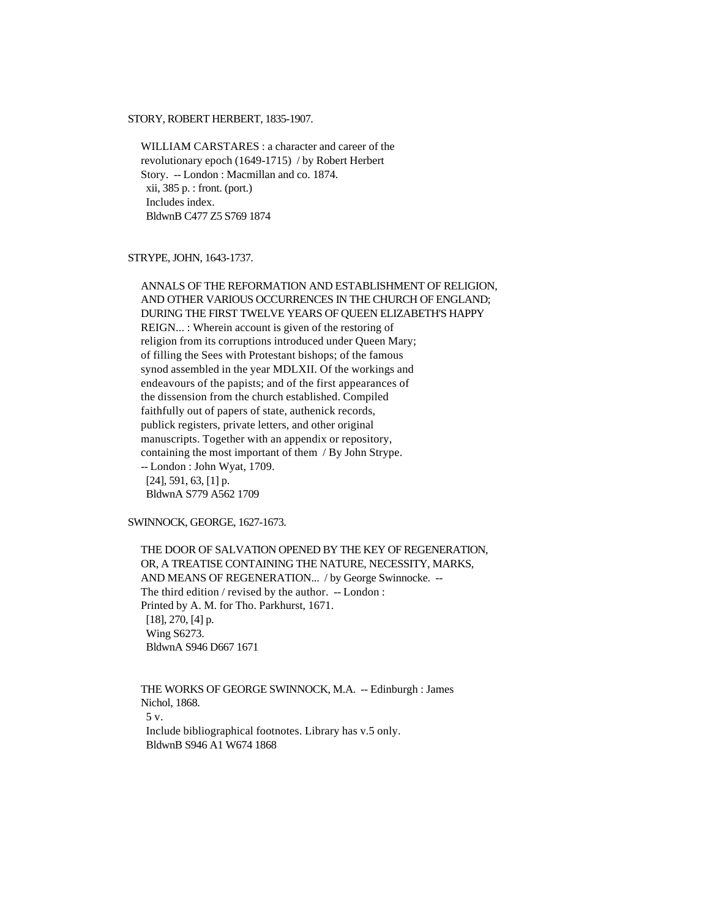STORY, ROBERT HERBERT, 1835-1907.

WILLIAM CARSTARES : a character and career of the revolutionary epoch (1649-1715) / by Robert Herbert Story. -- London : Macmillan and co. 1874.
xii, 385 p. : front. (port.)
Includes index.
BldwnB C477 Z5 S769 1874

STRYPE, JOHN, 1643-1737.

ANNALS OF THE REFORMATION AND ESTABLISHMENT OF RELIGION, AND OTHER VARIOUS OCCURRENCES IN THE CHURCH OF ENGLAND; DURING THE FIRST TWELVE YEARS OF QUEEN ELIZABETH'S HAPPY REIGN... : Wherein account is given of the restoring of religion from its corruptions introduced under Queen Mary; of filling the Sees with Protestant bishops; of the famous synod assembled in the year MDLXII. Of the workings and endeavours of the papists; and of the first appearances of the dissension from the church established. Compiled faithfully out of papers of state, authenick records, publick registers, private letters, and other original manuscripts. Together with an appendix or repository, containing the most important of them / By John Strype. -- London : John Wyat, 1709.
[24], 591, 63, [1] p.
BldwnA S779 A562 1709

SWINNOCK, GEORGE, 1627-1673.

THE DOOR OF SALVATION OPENED BY THE KEY OF REGENERATION, OR, A TREATISE CONTAINING THE NATURE, NECESSITY, MARKS, AND MEANS OF REGENERATION... / by George Swinnocke. -- The third edition / revised by the author. -- London : Printed by A. M. for Tho. Parkhurst, 1671.
[18], 270, [4] p.
Wing S6273.
BldwnA S946 D667 1671

THE WORKS OF GEORGE SWINNOCK, M.A. -- Edinburgh : James Nichol, 1868.
5 v.
Include bibliographical footnotes. Library has v.5 only.
BldwnB S946 A1 W674 1868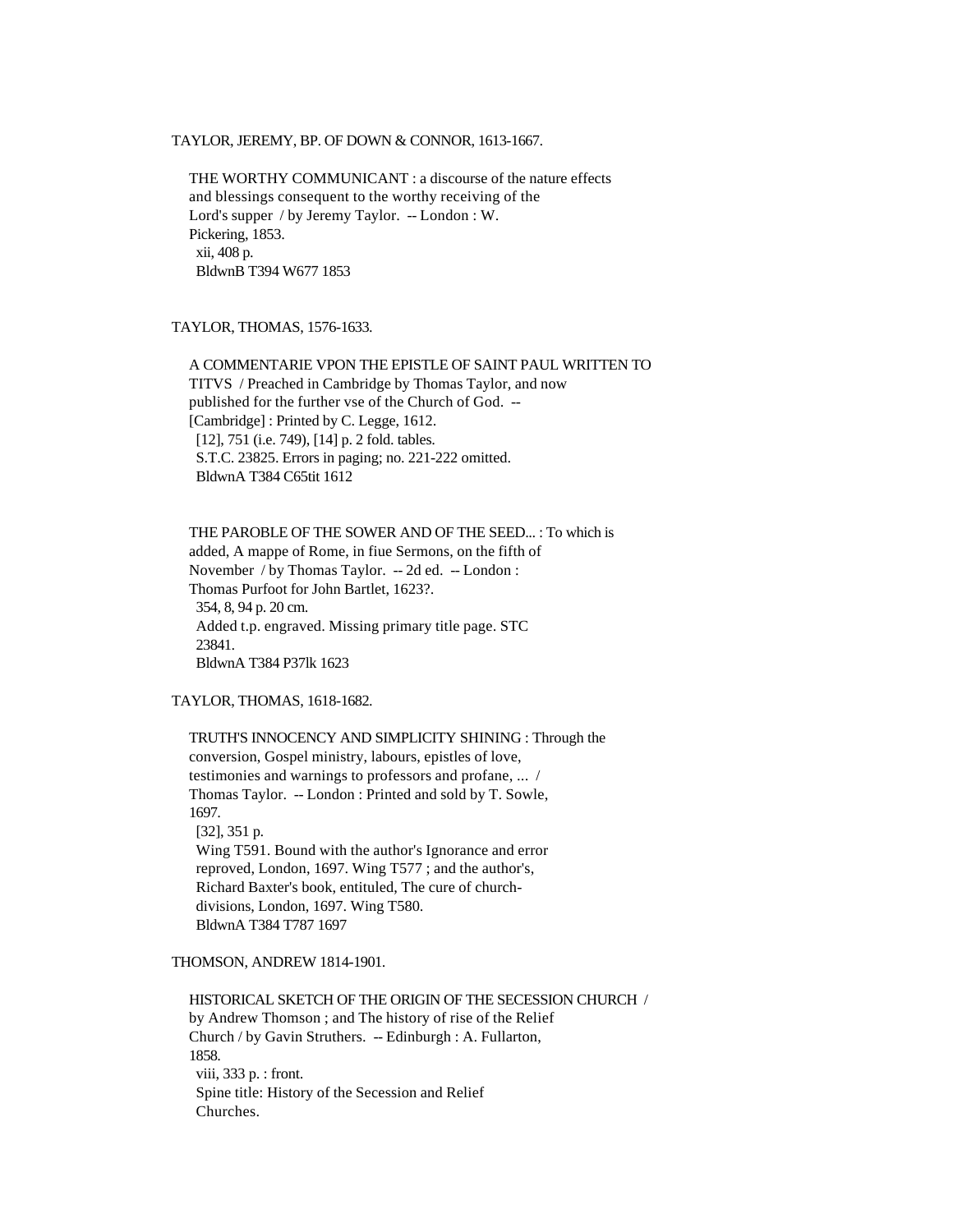TAYLOR, JEREMY, BP. OF DOWN & CONNOR, 1613-1667.

THE WORTHY COMMUNICANT : a discourse of the nature effects and blessings consequent to the worthy receiving of the Lord's supper / by Jeremy Taylor. -- London : W. Pickering, 1853.
xii, 408 p.
BldwnB T394 W677 1853

TAYLOR, THOMAS, 1576-1633.

A COMMENTARIE VPON THE EPISTLE OF SAINT PAUL WRITTEN TO TITVS / Preached in Cambridge by Thomas Taylor, and now published for the further vse of the Church of God. -- [Cambridge] : Printed by C. Legge, 1612.
[12], 751 (i.e. 749), [14] p. 2 fold. tables.
S.T.C. 23825. Errors in paging; no. 221-222 omitted.
BldwnA T384 C65tit 1612

THE PAROBLE OF THE SOWER AND OF THE SEED... : To which is added, A mappe of Rome, in fiue Sermons, on the fifth of November / by Thomas Taylor. -- 2d ed. -- London : Thomas Purfoot for John Bartlet, 1623?.
354, 8, 94 p. 20 cm.
Added t.p. engraved. Missing primary title page. STC 23841.
BldwnA T384 P37lk 1623

TAYLOR, THOMAS, 1618-1682.

TRUTH'S INNOCENCY AND SIMPLICITY SHINING : Through the conversion, Gospel ministry, labours, epistles of love, testimonies and warnings to professors and profane, ... / Thomas Taylor. -- London : Printed and sold by T. Sowle, 1697.
[32], 351 p.
Wing T591. Bound with the author's Ignorance and error reproved, London, 1697. Wing T577 ; and the author's, Richard Baxter's book, entituled, The cure of church-divisions, London, 1697. Wing T580.
BldwnA T384 T787 1697

THOMSON, ANDREW 1814-1901.

HISTORICAL SKETCH OF THE ORIGIN OF THE SECESSION CHURCH / by Andrew Thomson ; and The history of rise of the Relief Church / by Gavin Struthers. -- Edinburgh : A. Fullarton, 1858.
viii, 333 p. : front.
Spine title: History of the Secession and Relief Churches.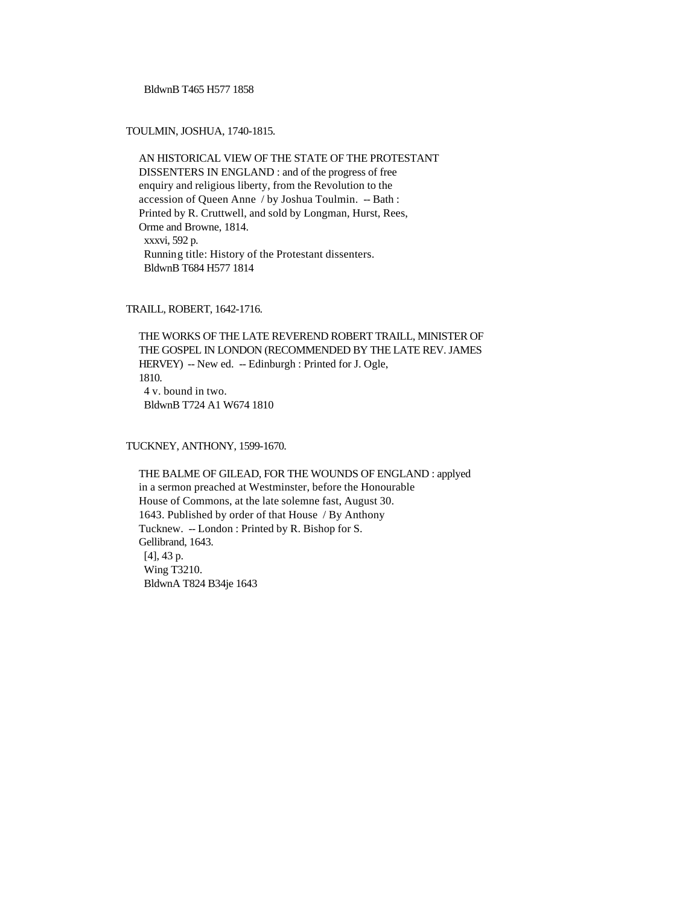BldwnB T465 H577 1858

TOULMIN, JOSHUA, 1740-1815.

AN HISTORICAL VIEW OF THE STATE OF THE PROTESTANT DISSENTERS IN ENGLAND : and of the progress of free enquiry and religious liberty, from the Revolution to the accession of Queen Anne / by Joshua Toulmin. -- Bath : Printed by R. Cruttwell, and sold by Longman, Hurst, Rees, Orme and Browne, 1814.
xxxvi, 592 p.
Running title: History of the Protestant dissenters.
BldwnB T684 H577 1814

TRAILL, ROBERT, 1642-1716.

THE WORKS OF THE LATE REVEREND ROBERT TRAILL, MINISTER OF THE GOSPEL IN LONDON (RECOMMENDED BY THE LATE REV. JAMES HERVEY) -- New ed. -- Edinburgh : Printed for J. Ogle, 1810.
4 v. bound in two.
BldwnB T724 A1 W674 1810

TUCKNEY, ANTHONY, 1599-1670.

THE BALME OF GILEAD, FOR THE WOUNDS OF ENGLAND : applyed in a sermon preached at Westminster, before the Honourable House of Commons, at the late solemne fast, August 30. 1643. Published by order of that House / By Anthony Tucknew. -- London : Printed by R. Bishop for S. Gellibrand, 1643.
[4], 43 p.
Wing T3210.
BldwnA T824 B34je 1643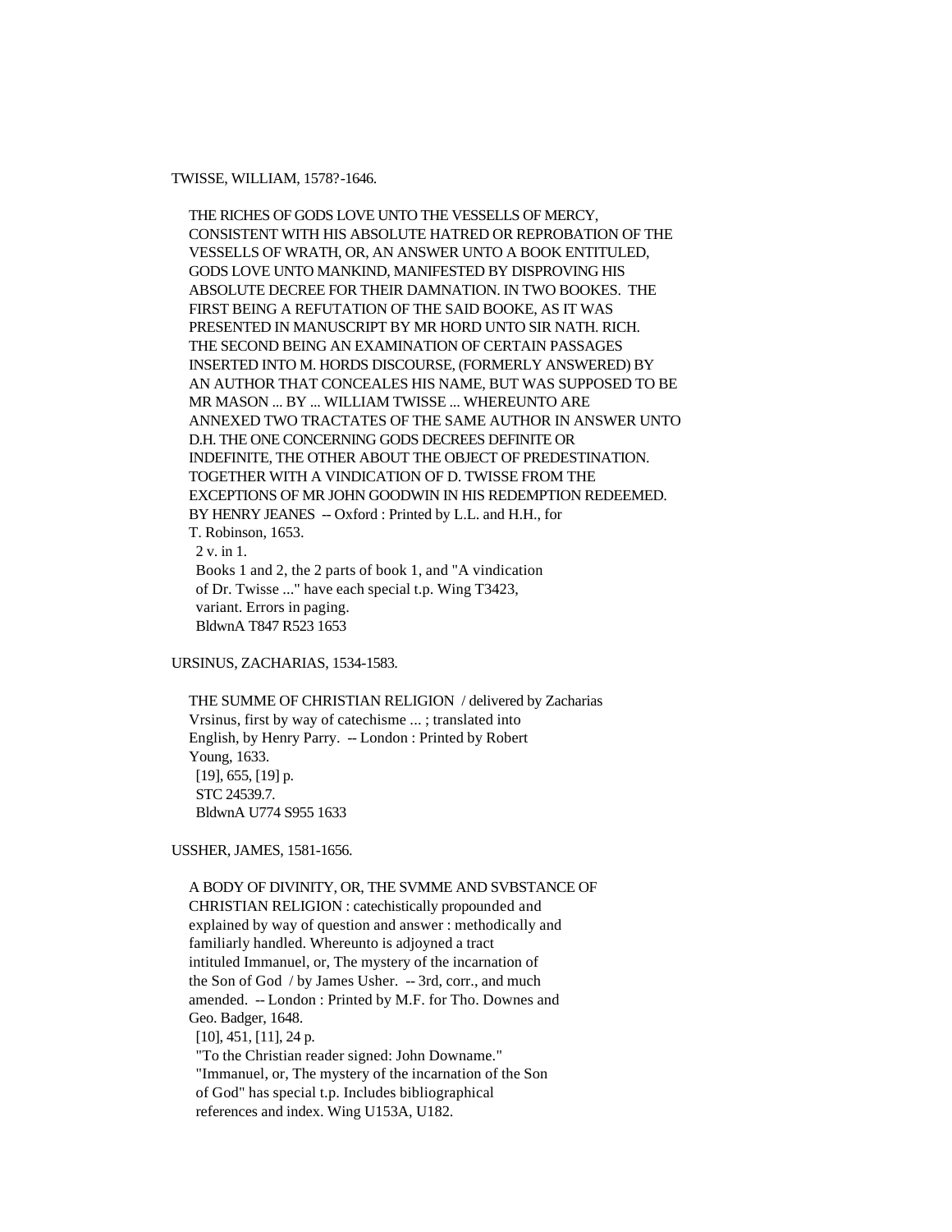TWISSE, WILLIAM, 1578?-1646.

THE RICHES OF GODS LOVE UNTO THE VESSELLS OF MERCY, CONSISTENT WITH HIS ABSOLUTE HATRED OR REPROBATION OF THE VESSELLS OF WRATH, OR, AN ANSWER UNTO A BOOK ENTITULED, GODS LOVE UNTO MANKIND, MANIFESTED BY DISPROVING HIS ABSOLUTE DECREE FOR THEIR DAMNATION. IN TWO BOOKES. THE FIRST BEING A REFUTATION OF THE SAID BOOKE, AS IT WAS PRESENTED IN MANUSCRIPT BY MR HORD UNTO SIR NATH. RICH. THE SECOND BEING AN EXAMINATION OF CERTAIN PASSAGES INSERTED INTO M. HORDS DISCOURSE, (FORMERLY ANSWERED) BY AN AUTHOR THAT CONCEALES HIS NAME, BUT WAS SUPPOSED TO BE MR MASON ... BY ... WILLIAM TWISSE ... WHEREUNTO ARE ANNEXED TWO TRACTATES OF THE SAME AUTHOR IN ANSWER UNTO D.H. THE ONE CONCERNING GODS DECREES DEFINITE OR INDEFINITE, THE OTHER ABOUT THE OBJECT OF PREDESTINATION. TOGETHER WITH A VINDICATION OF D. TWISSE FROM THE EXCEPTIONS OF MR JOHN GOODWIN IN HIS REDEMPTION REDEEMED. BY HENRY JEANES -- Oxford : Printed by L.L. and H.H., for T. Robinson, 1653.
2 v. in 1.
Books 1 and 2, the 2 parts of book 1, and "A vindication of Dr. Twisse ..." have each special t.p. Wing T3423, variant. Errors in paging.
BldwnA T847 R523 1653

URSINUS, ZACHARIAS, 1534-1583.

THE SUMME OF CHRISTIAN RELIGION / delivered by Zacharias Vrsinus, first by way of catechisme ... ; translated into English, by Henry Parry. -- London : Printed by Robert Young, 1633.
[19], 655, [19] p.
STC 24539.7.
BldwnA U774 S955 1633

USSHER, JAMES, 1581-1656.

A BODY OF DIVINITY, OR, THE SVMME AND SVBSTANCE OF CHRISTIAN RELIGION : catechistically propounded and explained by way of question and answer : methodically and familiarly handled. Whereunto is adjoyned a tract intituled Immanuel, or, The mystery of the incarnation of the Son of God / by James Usher. -- 3rd, corr., and much amended. -- London : Printed by M.F. for Tho. Downes and Geo. Badger, 1648.
[10], 451, [11], 24 p.
"To the Christian reader signed: John Downame."
"Immanuel, or, The mystery of the incarnation of the Son of God" has special t.p. Includes bibliographical references and index. Wing U153A, U182.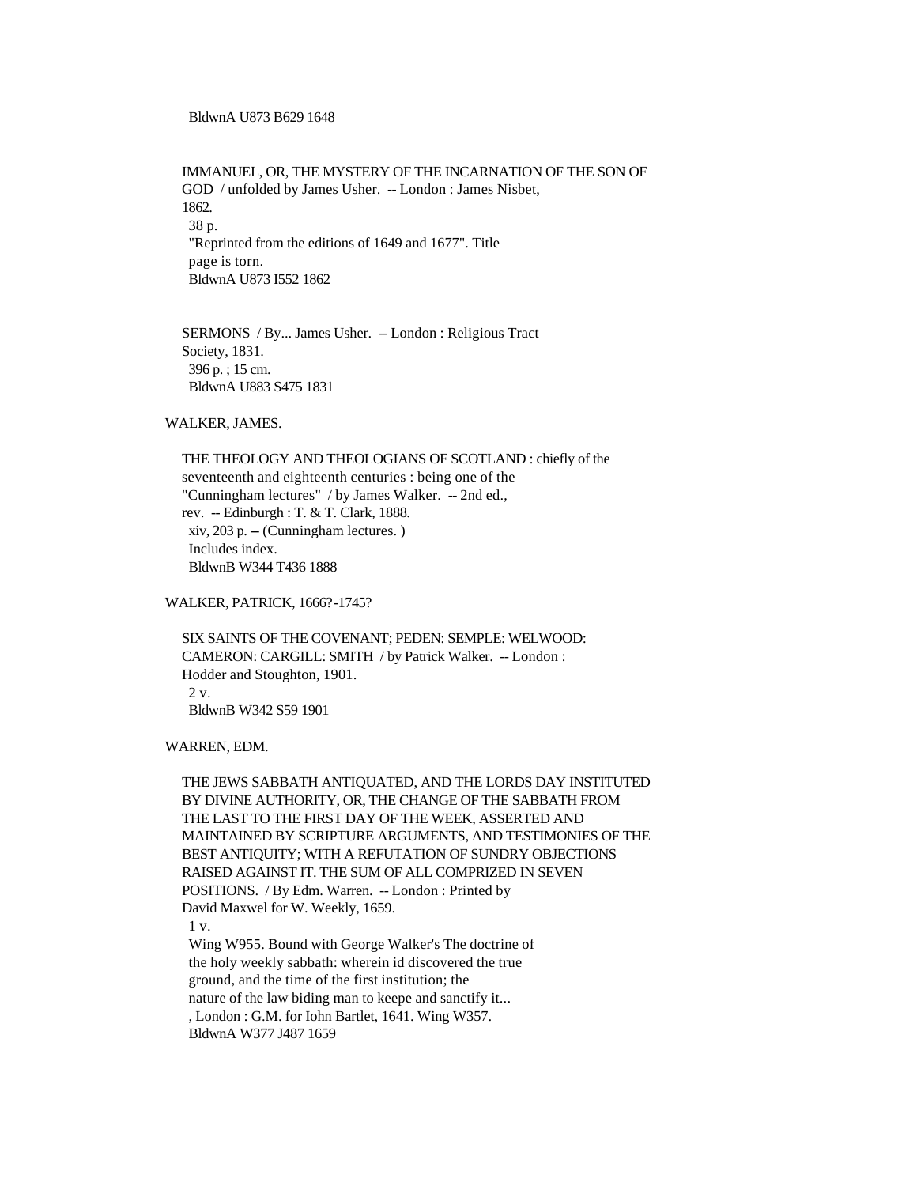BldwnA U873 B629 1648

IMMANUEL, OR, THE MYSTERY OF THE INCARNATION OF THE SON OF GOD / unfolded by James Usher. -- London : James Nisbet, 1862.
38 p.
"Reprinted from the editions of 1649 and 1677". Title page is torn.
BldwnA U873 I552 1862

SERMONS / By... James Usher. -- London : Religious Tract Society, 1831.
396 p. ; 15 cm.
BldwnA U883 S475 1831

WALKER, JAMES.

THE THEOLOGY AND THEOLOGIANS OF SCOTLAND : chiefly of the seventeenth and eighteenth centuries : being one of the "Cunningham lectures" / by James Walker. -- 2nd ed., rev. -- Edinburgh : T. & T. Clark, 1888.
xiv, 203 p. -- (Cunningham lectures. )
Includes index.
BldwnB W344 T436 1888

WALKER, PATRICK, 1666?-1745?

SIX SAINTS OF THE COVENANT; PEDEN: SEMPLE: WELWOOD: CAMERON: CARGILL: SMITH / by Patrick Walker. -- London : Hodder and Stoughton, 1901.
2 v.
BldwnB W342 S59 1901

WARREN, EDM.

THE JEWS SABBATH ANTIQUATED, AND THE LORDS DAY INSTITUTED BY DIVINE AUTHORITY, OR, THE CHANGE OF THE SABBATH FROM THE LAST TO THE FIRST DAY OF THE WEEK, ASSERTED AND MAINTAINED BY SCRIPTURE ARGUMENTS, AND TESTIMONIES OF THE BEST ANTIQUITY; WITH A REFUTATION OF SUNDRY OBJECTIONS RAISED AGAINST IT. THE SUM OF ALL COMPRIZED IN SEVEN POSITIONS. / By Edm. Warren. -- London : Printed by David Maxwel for W. Weekly, 1659.
1 v.
Wing W955. Bound with George Walker's The doctrine of the holy weekly sabbath: wherein id discovered the true ground, and the time of the first institution; the nature of the law biding man to keepe and sanctify it... , London : G.M. for Iohn Bartlet, 1641. Wing W357.
BldwnA W377 J487 1659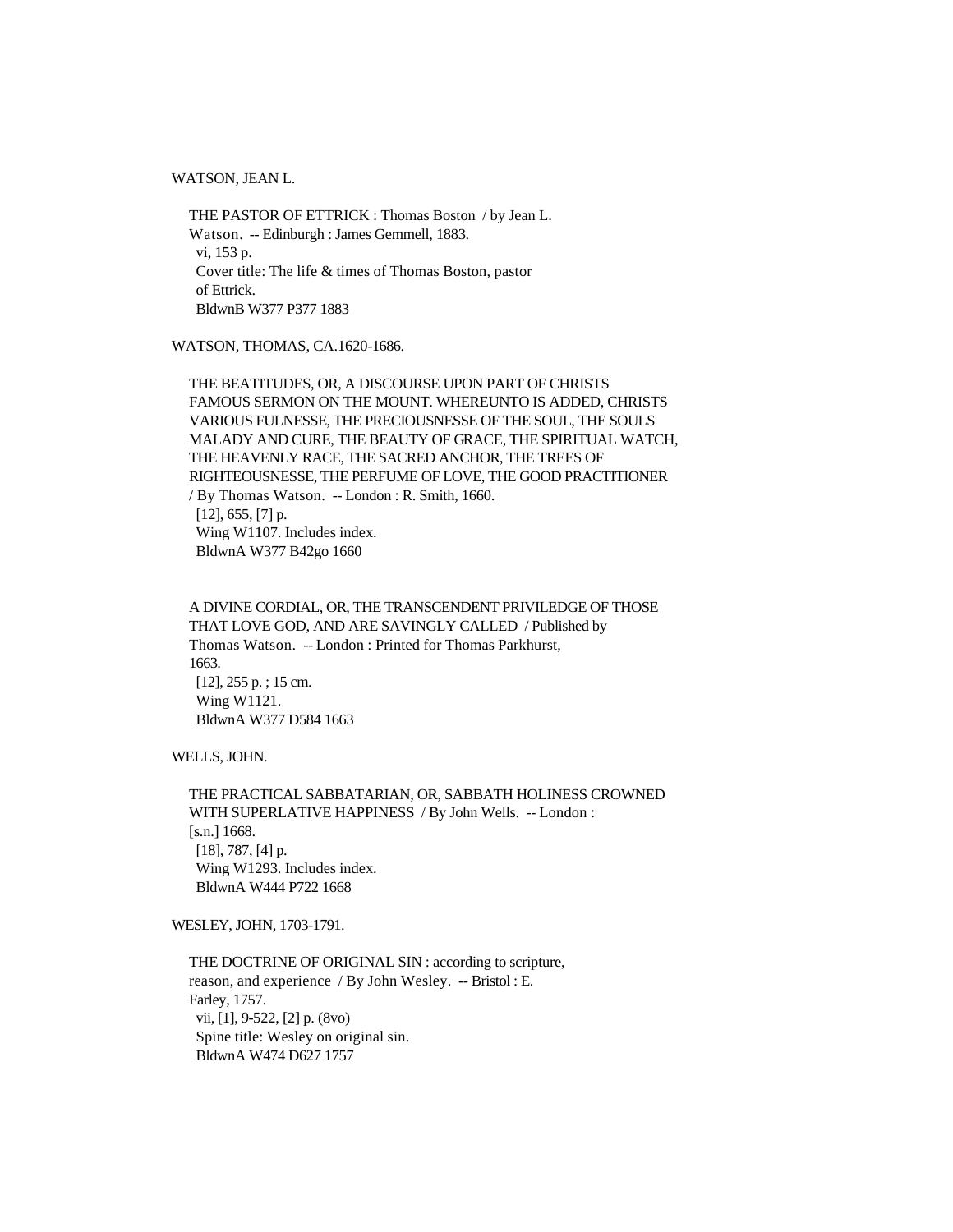WATSON, JEAN L.

THE PASTOR OF ETTRICK : Thomas Boston / by Jean L. Watson. -- Edinburgh : James Gemmell, 1883.
vi, 153 p.
Cover title: The life & times of Thomas Boston, pastor of Ettrick.
BldwnB W377 P377 1883

WATSON, THOMAS, CA.1620-1686.

THE BEATITUDES, OR, A DISCOURSE UPON PART OF CHRISTS FAMOUS SERMON ON THE MOUNT. WHEREUNTO IS ADDED, CHRISTS VARIOUS FULNESSE, THE PRECIOUSNESSE OF THE SOUL, THE SOULS MALADY AND CURE, THE BEAUTY OF GRACE, THE SPIRITUAL WATCH, THE HEAVENLY RACE, THE SACRED ANCHOR, THE TREES OF RIGHTEOUSNESSE, THE PERFUME OF LOVE, THE GOOD PRACTITIONER / By Thomas Watson. -- London : R. Smith, 1660.
[12], 655, [7] p.
Wing W1107. Includes index.
BldwnA W377 B42go 1660

A DIVINE CORDIAL, OR, THE TRANSCENDENT PRIVILEDGE OF THOSE THAT LOVE GOD, AND ARE SAVINGLY CALLED / Published by Thomas Watson. -- London : Printed for Thomas Parkhurst, 1663.
[12], 255 p. ; 15 cm.
Wing W1121.
BldwnA W377 D584 1663

WELLS, JOHN.

THE PRACTICAL SABBATARIAN, OR, SABBATH HOLINESS CROWNED WITH SUPERLATIVE HAPPINESS / By John Wells. -- London : [s.n.] 1668.
[18], 787, [4] p.
Wing W1293. Includes index.
BldwnA W444 P722 1668

WESLEY, JOHN, 1703-1791.

THE DOCTRINE OF ORIGINAL SIN : according to scripture, reason, and experience / By John Wesley. -- Bristol : E. Farley, 1757.
vii, [1], 9-522, [2] p. (8vo)
Spine title: Wesley on original sin.
BldwnA W474 D627 1757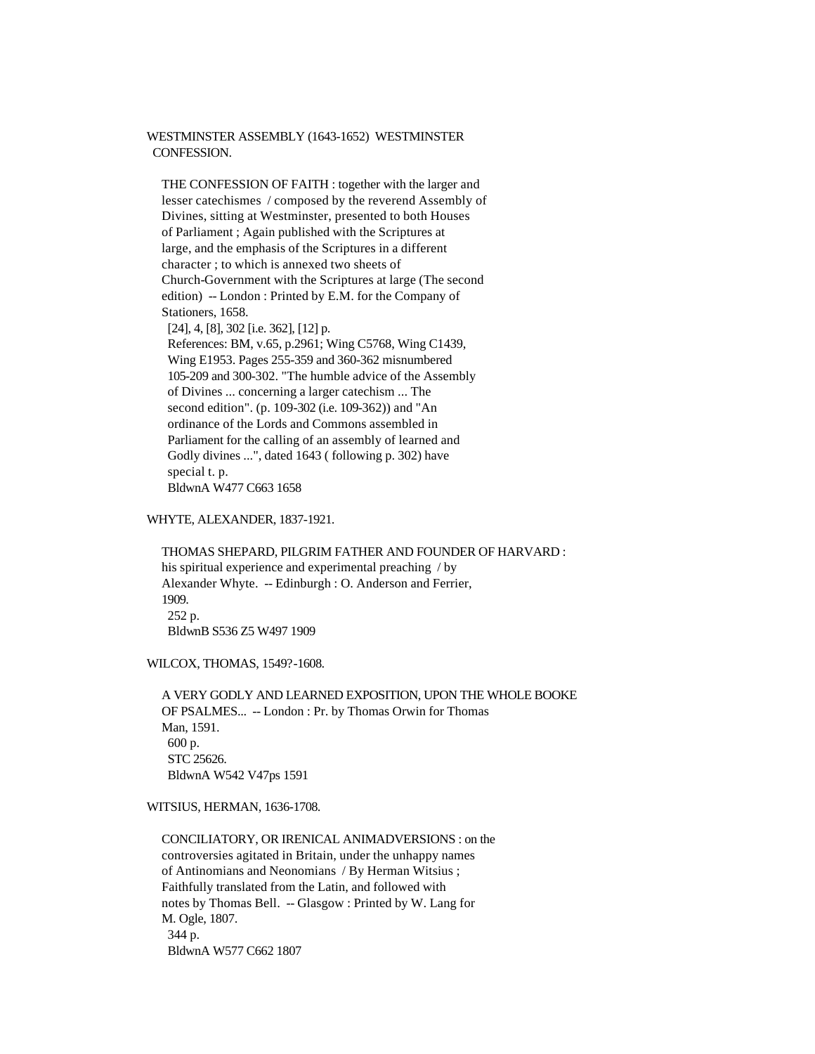WESTMINSTER ASSEMBLY (1643-1652) WESTMINSTER CONFESSION.

THE CONFESSION OF FAITH : together with the larger and lesser catechismes / composed by the reverend Assembly of Divines, sitting at Westminster, presented to both Houses of Parliament ; Again published with the Scriptures at large, and the emphasis of the Scriptures in a different character ; to which is annexed two sheets of Church-Government with the Scriptures at large (The second edition) -- London : Printed by E.M. for the Company of Stationers, 1658.
[24], 4, [8], 302 [i.e. 362], [12] p.
References: BM, v.65, p.2961; Wing C5768, Wing C1439, Wing E1953. Pages 255-359 and 360-362 misnumbered 105-209 and 300-302. "The humble advice of the Assembly of Divines ... concerning a larger catechism ... The second edition". (p. 109-302 (i.e. 109-362)) and "An ordinance of the Lords and Commons assembled in Parliament for the calling of an assembly of learned and Godly divines ...", dated 1643 ( following p. 302) have special t. p.
BldwnA W477 C663 1658

WHYTE, ALEXANDER, 1837-1921.

THOMAS SHEPARD, PILGRIM FATHER AND FOUNDER OF HARVARD : his spiritual experience and experimental preaching / by Alexander Whyte. -- Edinburgh : O. Anderson and Ferrier, 1909.
252 p.
BldwnB S536 Z5 W497 1909

WILCOX, THOMAS, 1549?-1608.

A VERY GODLY AND LEARNED EXPOSITION, UPON THE WHOLE BOOKE OF PSALMES... -- London : Pr. by Thomas Orwin for Thomas Man, 1591.
600 p.
STC 25626.
BldwnA W542 V47ps 1591

WITSIUS, HERMAN, 1636-1708.

CONCILIATORY, OR IRENICAL ANIMADVERSIONS : on the controversies agitated in Britain, under the unhappy names of Antinomians and Neonomians / By Herman Witsius ; Faithfully translated from the Latin, and followed with notes by Thomas Bell. -- Glasgow : Printed by W. Lang for M. Ogle, 1807.
344 p.
BldwnA W577 C662 1807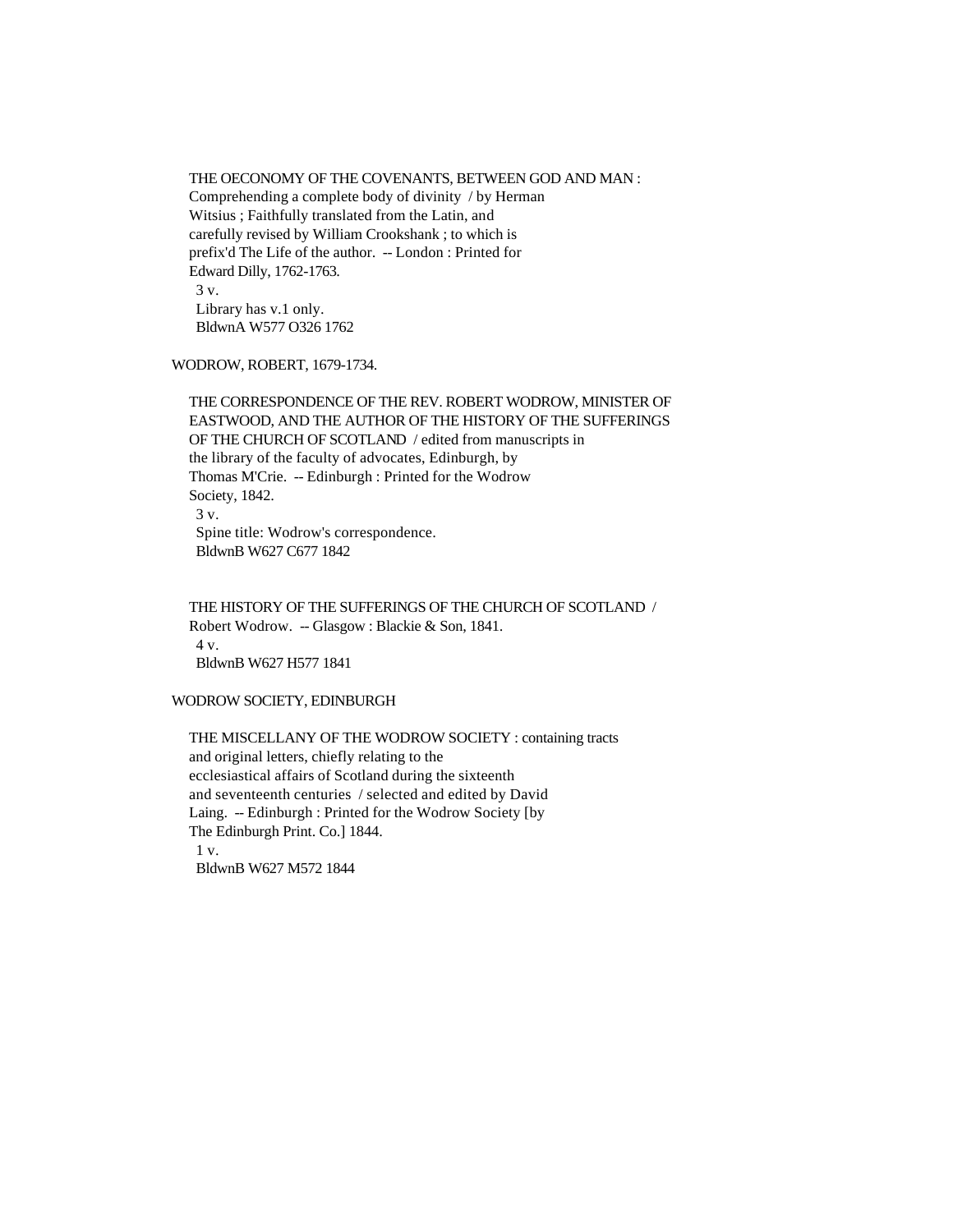THE OECONOMY OF THE COVENANTS, BETWEEN GOD AND MAN : Comprehending a complete body of divinity / by Herman Witsius ; Faithfully translated from the Latin, and carefully revised by William Crookshank ; to which is prefix'd The Life of the author. -- London : Printed for Edward Dilly, 1762-1763.
3 v.
Library has v.1 only.
BldwnA W577 O326 1762

WODROW, ROBERT, 1679-1734.

THE CORRESPONDENCE OF THE REV. ROBERT WODROW, MINISTER OF EASTWOOD, AND THE AUTHOR OF THE HISTORY OF THE SUFFERINGS OF THE CHURCH OF SCOTLAND / edited from manuscripts in the library of the faculty of advocates, Edinburgh, by Thomas M'Crie. -- Edinburgh : Printed for the Wodrow Society, 1842.
3 v.
Spine title: Wodrow's correspondence.
BldwnB W627 C677 1842

THE HISTORY OF THE SUFFERINGS OF THE CHURCH OF SCOTLAND / Robert Wodrow. -- Glasgow : Blackie & Son, 1841.
4 v.
BldwnB W627 H577 1841

WODROW SOCIETY, EDINBURGH

THE MISCELLANY OF THE WODROW SOCIETY : containing tracts and original letters, chiefly relating to the ecclesiastical affairs of Scotland during the sixteenth and seventeenth centuries / selected and edited by David Laing. -- Edinburgh : Printed for the Wodrow Society [by The Edinburgh Print. Co.] 1844.
1 v.
BldwnB W627 M572 1844